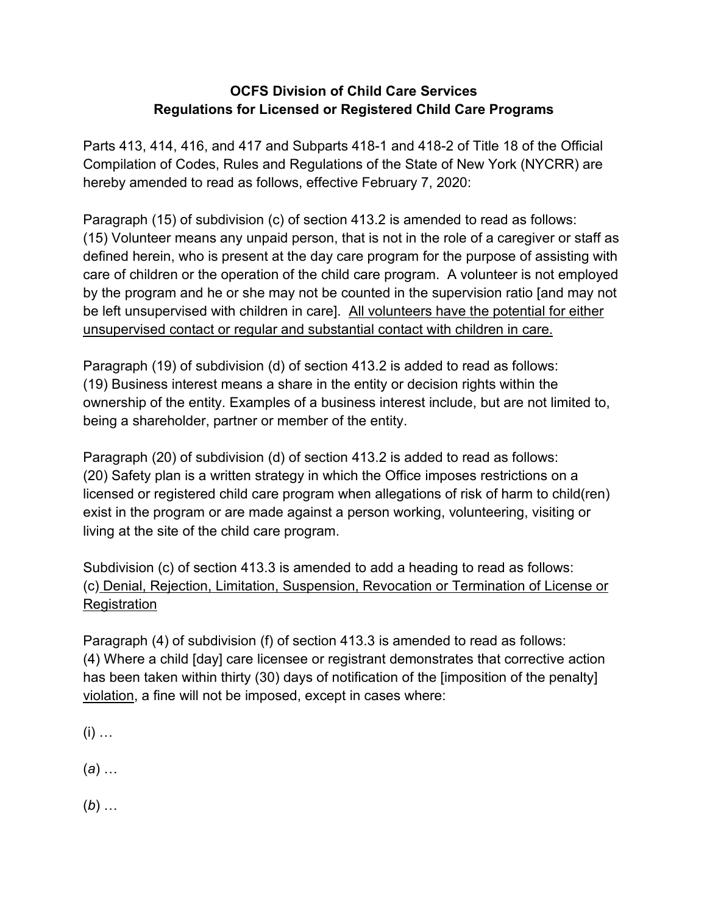**OCFS Division of Child Care Services**
**Regulations for Licensed or Registered Child Care Programs**

Parts 413, 414, 416, and 417 and Subparts 418-1 and 418-2 of Title 18 of the Official Compilation of Codes, Rules and Regulations of the State of New York (NYCRR) are hereby amended to read as follows, effective February 7, 2020:

Paragraph (15) of subdivision (c) of section 413.2 is amended to read as follows:
(15) Volunteer means any unpaid person, that is not in the role of a caregiver or staff as defined herein, who is present at the day care program for the purpose of assisting with care of children or the operation of the child care program. A volunteer is not employed by the program and he or she may not be counted in the supervision ratio [and may not be left unsupervised with children in care]. <u>All volunteers have the potential for either unsupervised contact or regular and substantial contact with children in care.</u>

Paragraph (19) of subdivision (d) of section 413.2 is added to read as follows:
(19) Business interest means a share in the entity or decision rights within the ownership of the entity. Examples of a business interest include, but are not limited to, being a shareholder, partner or member of the entity.

Paragraph (20) of subdivision (d) of section 413.2 is added to read as follows:
(20) Safety plan is a written strategy in which the Office imposes restrictions on a licensed or registered child care program when allegations of risk of harm to child(ren) exist in the program or are made against a person working, volunteering, visiting or living at the site of the child care program.

Subdivision (c) of section 413.3 is amended to add a heading to read as follows:
(c) <u>Denial, Rejection, Limitation, Suspension, Revocation or Termination of License or Registration</u>

Paragraph (4) of subdivision (f) of section 413.3 is amended to read as follows:
(4) Where a child [day] care licensee or registrant demonstrates that corrective action has been taken within thirty (30) days of notification of the [imposition of the penalty] <u>violation</u>, a fine will not be imposed, except in cases where:

(i) …

(*a*) …

(*b*) …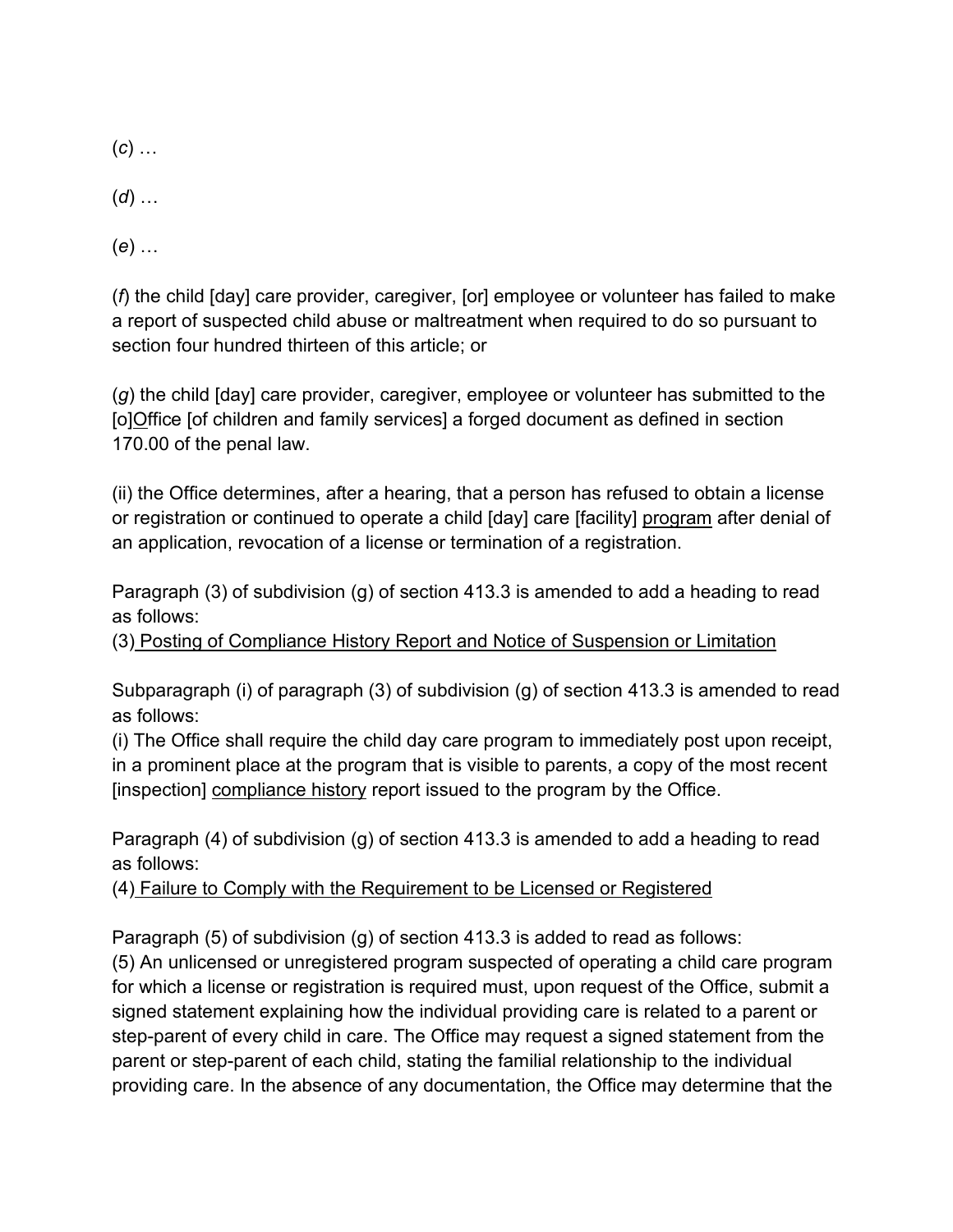(*c*) …

(*d*) …

(*e*) …

(*f*) the child [day] care provider, caregiver, [or] employee or volunteer has failed to make a report of suspected child abuse or maltreatment when required to do so pursuant to section four hundred thirteen of this article; or

(*g*) the child [day] care provider, caregiver, employee or volunteer has submitted to the [o]<u>O</u>ffice [of children and family services] a forged document as defined in section 170.00 of the penal law.

(ii) the Office determines, after a hearing, that a person has refused to obtain a license or registration or continued to operate a child [day] care [facility] <u>program</u> after denial of an application, revocation of a license or termination of a registration.

Paragraph (3) of subdivision (g) of section 413.3 is amended to add a heading to read as follows:
(3)<u> Posting of Compliance History Report and Notice of Suspension or Limitation</u>

Subparagraph (i) of paragraph (3) of subdivision (g) of section 413.3 is amended to read as follows:
(i) The Office shall require the child day care program to immediately post upon receipt, in a prominent place at the program that is visible to parents, a copy of the most recent [inspection] <u>compliance history</u> report issued to the program by the Office.

Paragraph (4) of subdivision (g) of section 413.3 is amended to add a heading to read as follows:
(4)<u> Failure to Comply with the Requirement to be Licensed or Registered</u>

Paragraph (5) of subdivision (g) of section 413.3 is added to read as follows:
(5) An unlicensed or unregistered program suspected of operating a child care program for which a license or registration is required must, upon request of the Office, submit a signed statement explaining how the individual providing care is related to a parent or step-parent of every child in care. The Office may request a signed statement from the parent or step-parent of each child, stating the familial relationship to the individual providing care. In the absence of any documentation, the Office may determine that the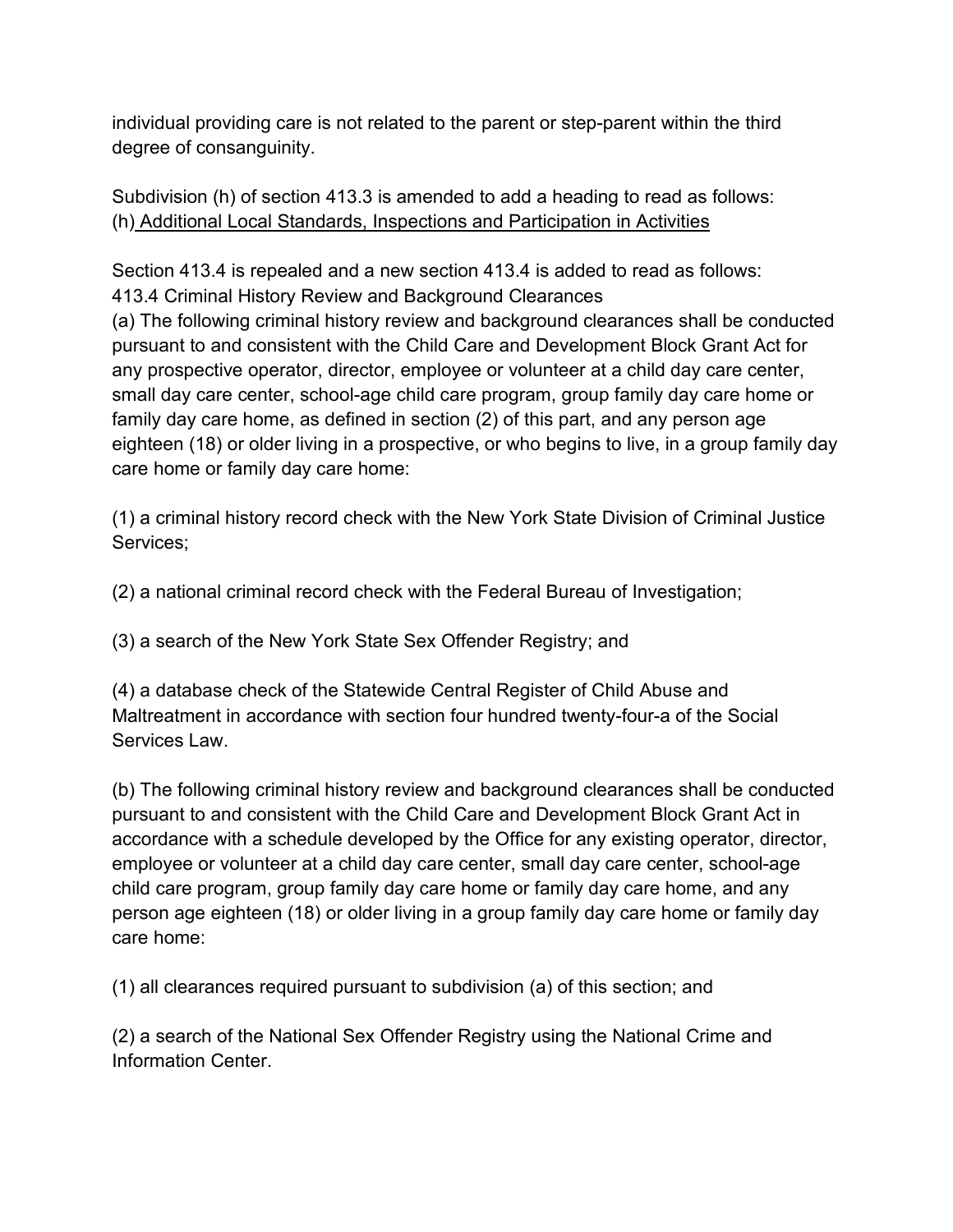individual providing care is not related to the parent or step-parent within the third degree of consanguinity.

Subdivision (h) of section 413.3 is amended to add a heading to read as follows:
(h) <u>Additional Local Standards, Inspections and Participation in Activities</u>

Section 413.4 is repealed and a new section 413.4 is added to read as follows:
413.4 Criminal History Review and Background Clearances
(a) The following criminal history review and background clearances shall be conducted pursuant to and consistent with the Child Care and Development Block Grant Act for any prospective operator, director, employee or volunteer at a child day care center, small day care center, school-age child care program, group family day care home or family day care home, as defined in section (2) of this part, and any person age eighteen (18) or older living in a prospective, or who begins to live, in a group family day care home or family day care home:

(1) a criminal history record check with the New York State Division of Criminal Justice Services;

(2) a national criminal record check with the Federal Bureau of Investigation;

(3) a search of the New York State Sex Offender Registry; and

(4) a database check of the Statewide Central Register of Child Abuse and Maltreatment in accordance with section four hundred twenty-four-a of the Social Services Law.

(b) The following criminal history review and background clearances shall be conducted pursuant to and consistent with the Child Care and Development Block Grant Act in accordance with a schedule developed by the Office for any existing operator, director, employee or volunteer at a child day care center, small day care center, school-age child care program, group family day care home or family day care home, and any person age eighteen (18) or older living in a group family day care home or family day care home:

(1) all clearances required pursuant to subdivision (a) of this section; and

(2) a search of the National Sex Offender Registry using the National Crime and Information Center.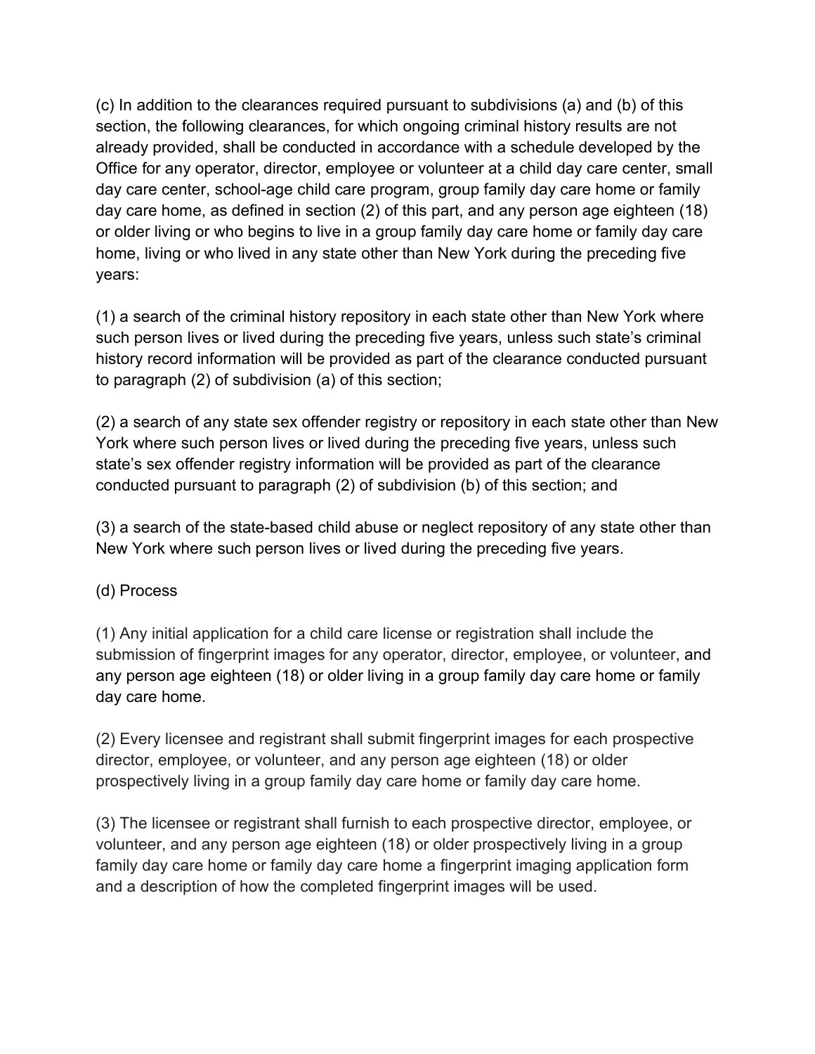(c) In addition to the clearances required pursuant to subdivisions (a) and (b) of this section, the following clearances, for which ongoing criminal history results are not already provided, shall be conducted in accordance with a schedule developed by the Office for any operator, director, employee or volunteer at a child day care center, small day care center, school-age child care program, group family day care home or family day care home, as defined in section (2) of this part, and any person age eighteen (18) or older living or who begins to live in a group family day care home or family day care home, living or who lived in any state other than New York during the preceding five years:

(1) a search of the criminal history repository in each state other than New York where such person lives or lived during the preceding five years, unless such state's criminal history record information will be provided as part of the clearance conducted pursuant to paragraph (2) of subdivision (a) of this section;

(2) a search of any state sex offender registry or repository in each state other than New York where such person lives or lived during the preceding five years, unless such state's sex offender registry information will be provided as part of the clearance conducted pursuant to paragraph (2) of subdivision (b) of this section; and

(3) a search of the state-based child abuse or neglect repository of any state other than New York where such person lives or lived during the preceding five years.

(d) Process

(1) Any initial application for a child care license or registration shall include the submission of fingerprint images for any operator, director, employee, or volunteer, and any person age eighteen (18) or older living in a group family day care home or family day care home.

(2) Every licensee and registrant shall submit fingerprint images for each prospective director, employee, or volunteer, and any person age eighteen (18) or older prospectively living in a group family day care home or family day care home.

(3) The licensee or registrant shall furnish to each prospective director, employee, or volunteer, and any person age eighteen (18) or older prospectively living in a group family day care home or family day care home a fingerprint imaging application form and a description of how the completed fingerprint images will be used.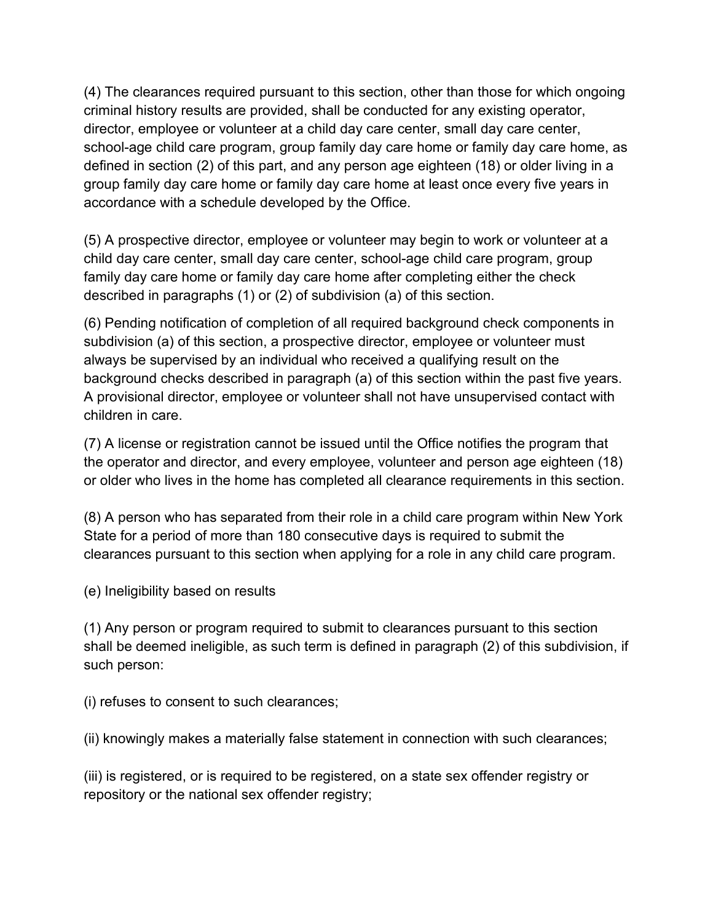(4) The clearances required pursuant to this section, other than those for which ongoing criminal history results are provided, shall be conducted for any existing operator, director, employee or volunteer at a child day care center, small day care center, school-age child care program, group family day care home or family day care home, as defined in section (2) of this part, and any person age eighteen (18) or older living in a group family day care home or family day care home at least once every five years in accordance with a schedule developed by the Office.

(5) A prospective director, employee or volunteer may begin to work or volunteer at a child day care center, small day care center, school-age child care program, group family day care home or family day care home after completing either the check described in paragraphs (1) or (2) of subdivision (a) of this section.

(6) Pending notification of completion of all required background check components in subdivision (a) of this section, a prospective director, employee or volunteer must always be supervised by an individual who received a qualifying result on the background checks described in paragraph (a) of this section within the past five years. A provisional director, employee or volunteer shall not have unsupervised contact with children in care.

(7) A license or registration cannot be issued until the Office notifies the program that the operator and director, and every employee, volunteer and person age eighteen (18) or older who lives in the home has completed all clearance requirements in this section.

(8) A person who has separated from their role in a child care program within New York State for a period of more than 180 consecutive days is required to submit the clearances pursuant to this section when applying for a role in any child care program.

(e) Ineligibility based on results

(1) Any person or program required to submit to clearances pursuant to this section shall be deemed ineligible, as such term is defined in paragraph (2) of this subdivision, if such person:

(i) refuses to consent to such clearances;

(ii) knowingly makes a materially false statement in connection with such clearances;

(iii) is registered, or is required to be registered, on a state sex offender registry or repository or the national sex offender registry;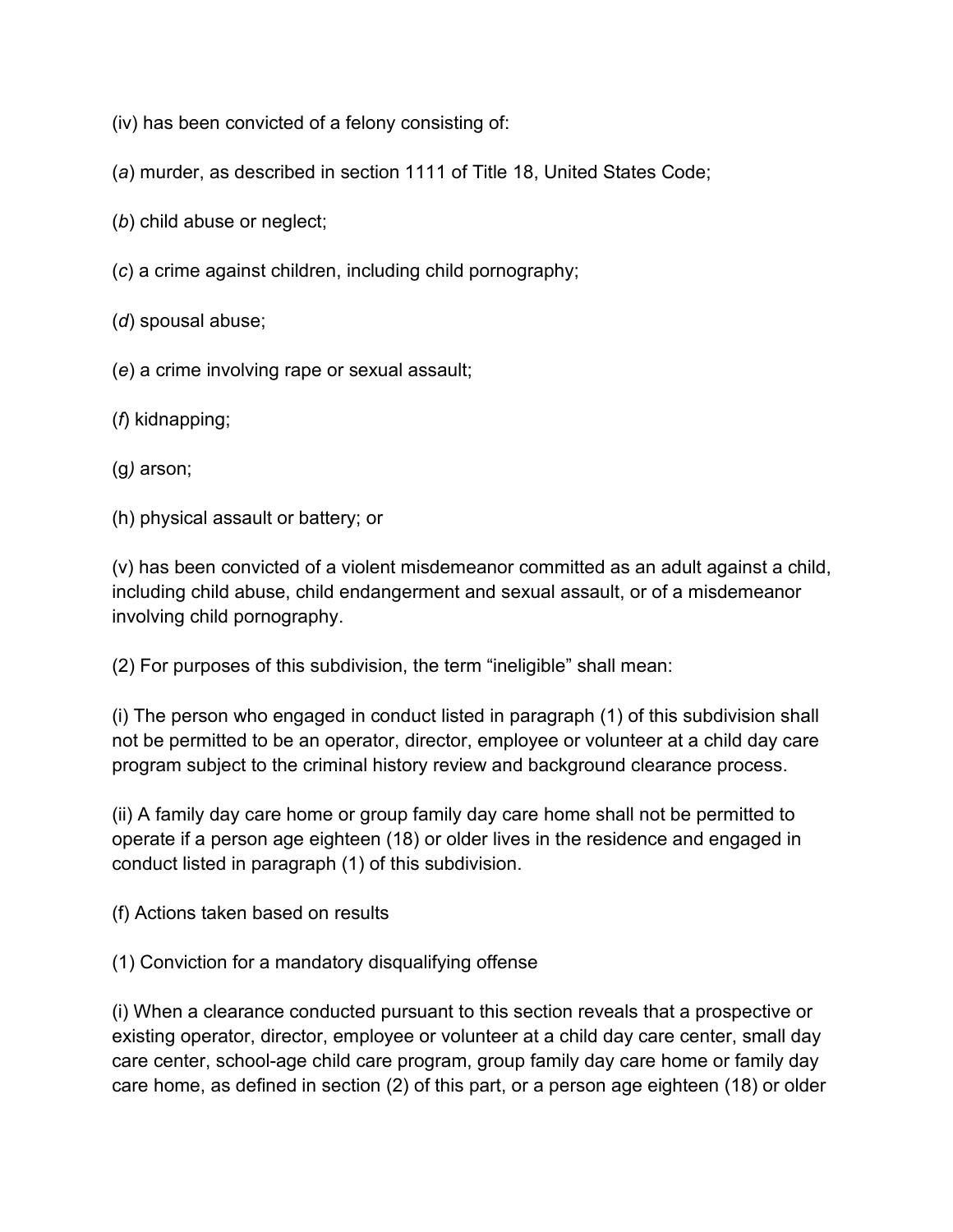(iv) has been convicted of a felony consisting of:

(*a*) murder, as described in section 1111 of Title 18, United States Code;

(*b*) child abuse or neglect;

(*c*) a crime against children, including child pornography;

(*d*) spousal abuse;

(*e*) a crime involving rape or sexual assault;

(*f*) kidnapping;

(g*)* arson;

(h) physical assault or battery; or

(v) has been convicted of a violent misdemeanor committed as an adult against a child, including child abuse, child endangerment and sexual assault, or of a misdemeanor involving child pornography.

(2) For purposes of this subdivision, the term “ineligible” shall mean:

(i) The person who engaged in conduct listed in paragraph (1) of this subdivision shall not be permitted to be an operator, director, employee or volunteer at a child day care program subject to the criminal history review and background clearance process.

(ii) A family day care home or group family day care home shall not be permitted to operate if a person age eighteen (18) or older lives in the residence and engaged in conduct listed in paragraph (1) of this subdivision.

(f) Actions taken based on results

(1) Conviction for a mandatory disqualifying offense

(i) When a clearance conducted pursuant to this section reveals that a prospective or existing operator, director, employee or volunteer at a child day care center, small day care center, school-age child care program, group family day care home or family day care home, as defined in section (2) of this part, or a person age eighteen (18) or older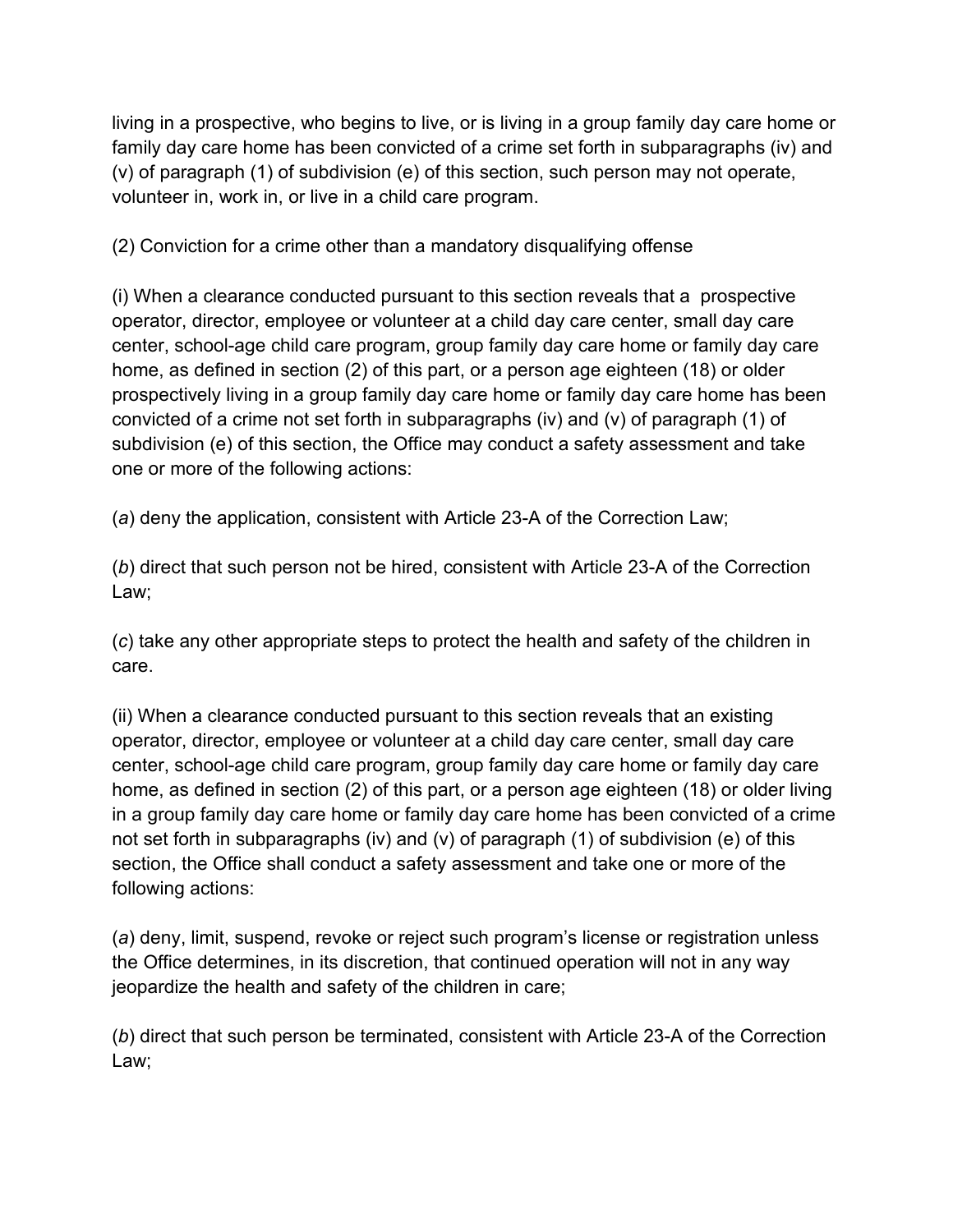living in a prospective, who begins to live, or is living in a group family day care home or family day care home has been convicted of a crime set forth in subparagraphs (iv) and (v) of paragraph (1) of subdivision (e) of this section, such person may not operate, volunteer in, work in, or live in a child care program.

(2) Conviction for a crime other than a mandatory disqualifying offense

(i) When a clearance conducted pursuant to this section reveals that a prospective operator, director, employee or volunteer at a child day care center, small day care center, school-age child care program, group family day care home or family day care home, as defined in section (2) of this part, or a person age eighteen (18) or older prospectively living in a group family day care home or family day care home has been convicted of a crime not set forth in subparagraphs (iv) and (v) of paragraph (1) of subdivision (e) of this section, the Office may conduct a safety assessment and take one or more of the following actions:

(*a*) deny the application, consistent with Article 23-A of the Correction Law;

(*b*) direct that such person not be hired, consistent with Article 23-A of the Correction Law;

(*c*) take any other appropriate steps to protect the health and safety of the children in care.

(ii) When a clearance conducted pursuant to this section reveals that an existing operator, director, employee or volunteer at a child day care center, small day care center, school-age child care program, group family day care home or family day care home, as defined in section (2) of this part, or a person age eighteen (18) or older living in a group family day care home or family day care home has been convicted of a crime not set forth in subparagraphs (iv) and (v) of paragraph (1) of subdivision (e) of this section, the Office shall conduct a safety assessment and take one or more of the following actions:

(*a*) deny, limit, suspend, revoke or reject such program's license or registration unless the Office determines, in its discretion, that continued operation will not in any way jeopardize the health and safety of the children in care;

(*b*) direct that such person be terminated, consistent with Article 23-A of the Correction Law;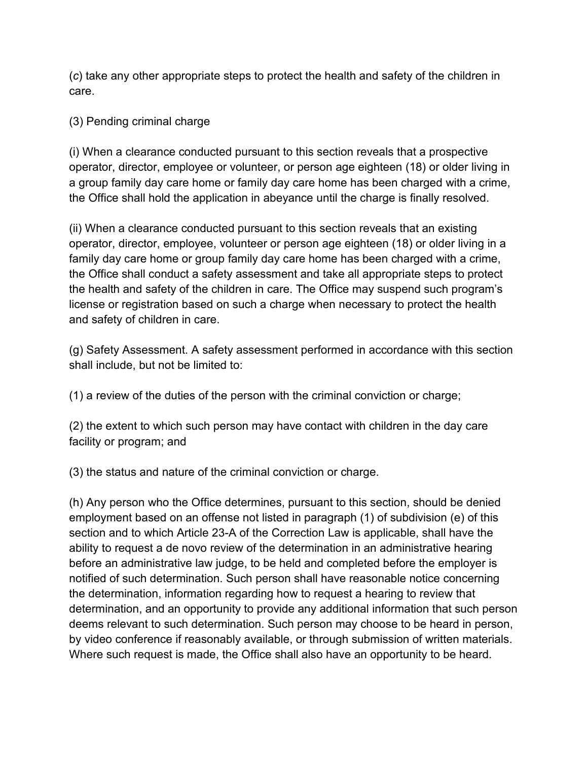(*c*) take any other appropriate steps to protect the health and safety of the children in care.

(3) Pending criminal charge

(i) When a clearance conducted pursuant to this section reveals that a prospective operator, director, employee or volunteer, or person age eighteen (18) or older living in a group family day care home or family day care home has been charged with a crime, the Office shall hold the application in abeyance until the charge is finally resolved.

(ii) When a clearance conducted pursuant to this section reveals that an existing operator, director, employee, volunteer or person age eighteen (18) or older living in a family day care home or group family day care home has been charged with a crime, the Office shall conduct a safety assessment and take all appropriate steps to protect the health and safety of the children in care. The Office may suspend such program's license or registration based on such a charge when necessary to protect the health and safety of children in care.

(g) Safety Assessment. A safety assessment performed in accordance with this section shall include, but not be limited to:

(1) a review of the duties of the person with the criminal conviction or charge;

(2) the extent to which such person may have contact with children in the day care facility or program; and

(3) the status and nature of the criminal conviction or charge.

(h) Any person who the Office determines, pursuant to this section, should be denied employment based on an offense not listed in paragraph (1) of subdivision (e) of this section and to which Article 23-A of the Correction Law is applicable, shall have the ability to request a de novo review of the determination in an administrative hearing before an administrative law judge, to be held and completed before the employer is notified of such determination. Such person shall have reasonable notice concerning the determination, information regarding how to request a hearing to review that determination, and an opportunity to provide any additional information that such person deems relevant to such determination. Such person may choose to be heard in person, by video conference if reasonably available, or through submission of written materials. Where such request is made, the Office shall also have an opportunity to be heard.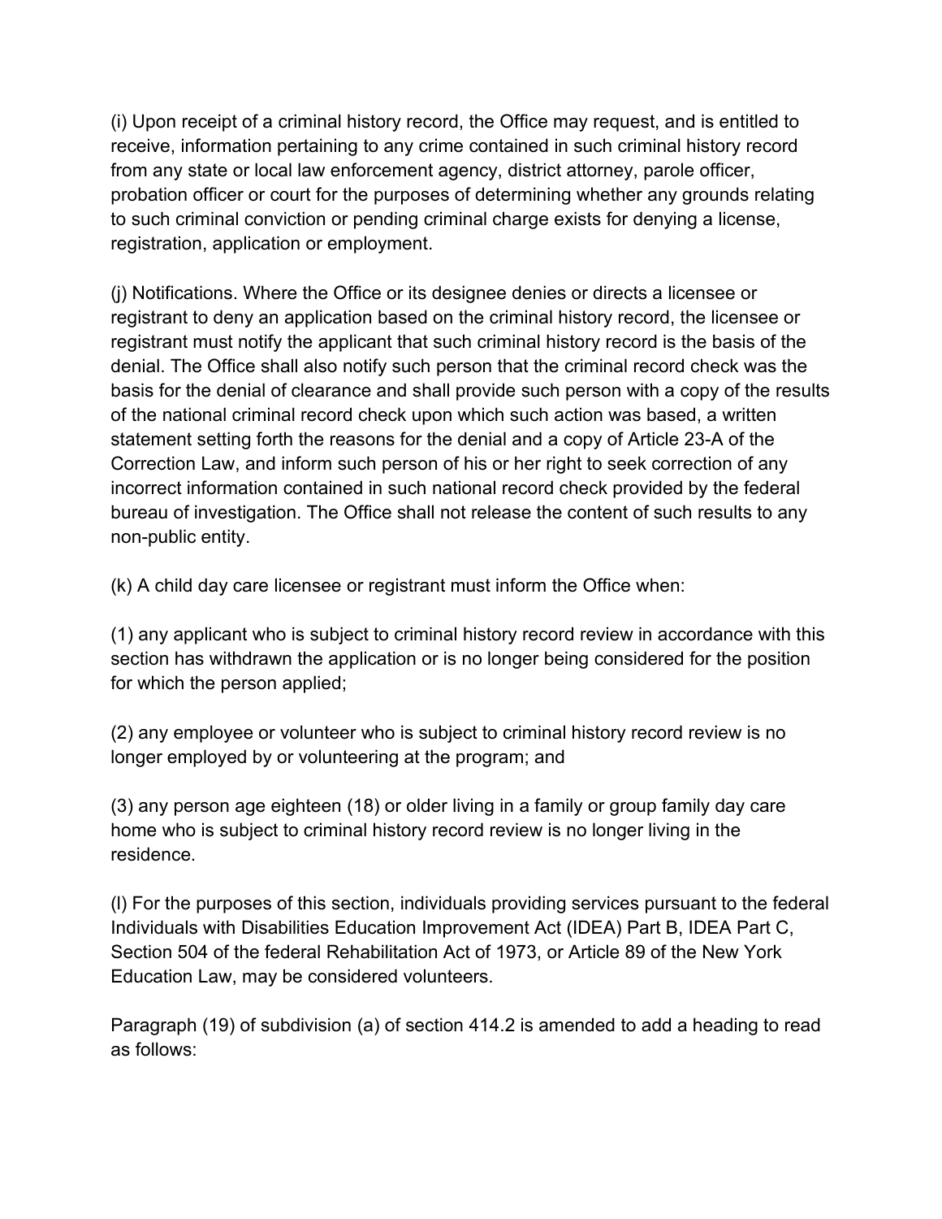(i) Upon receipt of a criminal history record, the Office may request, and is entitled to receive, information pertaining to any crime contained in such criminal history record from any state or local law enforcement agency, district attorney, parole officer, probation officer or court for the purposes of determining whether any grounds relating to such criminal conviction or pending criminal charge exists for denying a license, registration, application or employment.

(j) Notifications. Where the Office or its designee denies or directs a licensee or registrant to deny an application based on the criminal history record, the licensee or registrant must notify the applicant that such criminal history record is the basis of the denial. The Office shall also notify such person that the criminal record check was the basis for the denial of clearance and shall provide such person with a copy of the results of the national criminal record check upon which such action was based, a written statement setting forth the reasons for the denial and a copy of Article 23-A of the Correction Law, and inform such person of his or her right to seek correction of any incorrect information contained in such national record check provided by the federal bureau of investigation. The Office shall not release the content of such results to any non-public entity.

(k) A child day care licensee or registrant must inform the Office when:

(1) any applicant who is subject to criminal history record review in accordance with this section has withdrawn the application or is no longer being considered for the position for which the person applied;

(2) any employee or volunteer who is subject to criminal history record review is no longer employed by or volunteering at the program; and

(3) any person age eighteen (18) or older living in a family or group family day care home who is subject to criminal history record review is no longer living in the residence.

(l) For the purposes of this section, individuals providing services pursuant to the federal Individuals with Disabilities Education Improvement Act (IDEA) Part B, IDEA Part C, Section 504 of the federal Rehabilitation Act of 1973, or Article 89 of the New York Education Law, may be considered volunteers.

Paragraph (19) of subdivision (a) of section 414.2 is amended to add a heading to read as follows: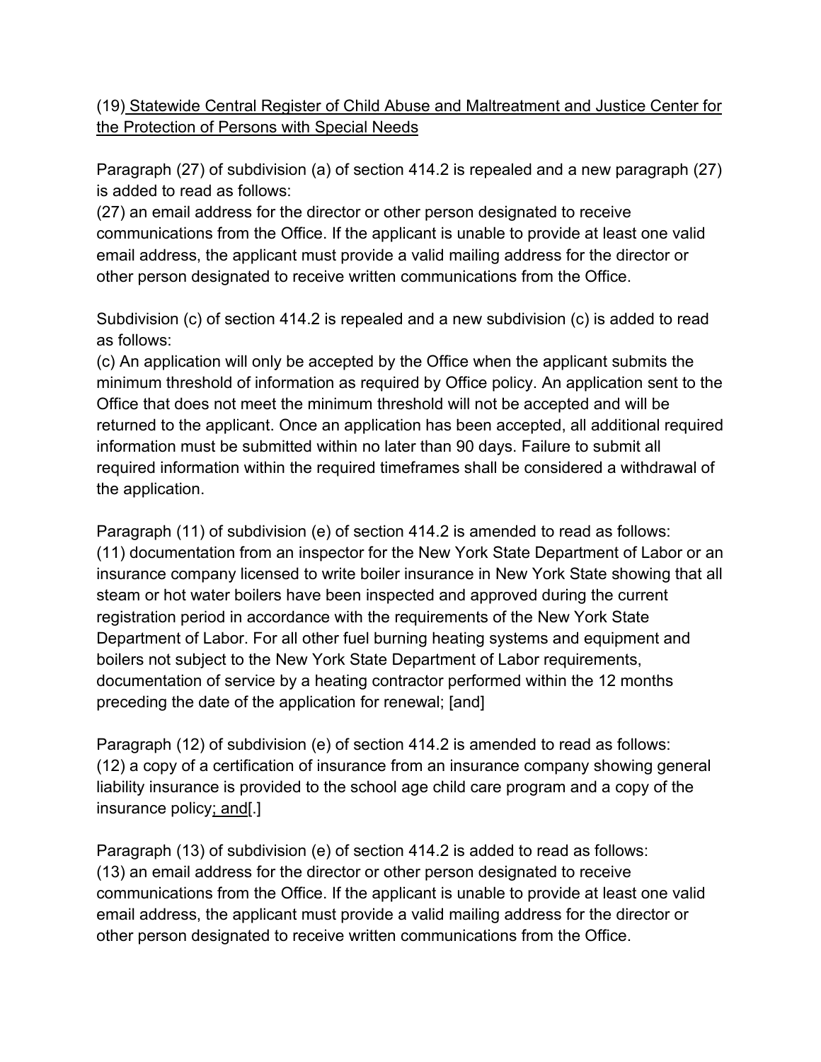(19) <u>Statewide Central Register of Child Abuse and Maltreatment and Justice Center for the Protection of Persons with Special Needs</u>

Paragraph (27) of subdivision (a) of section 414.2 is repealed and a new paragraph (27) is added to read as follows:
(27) an email address for the director or other person designated to receive communications from the Office. If the applicant is unable to provide at least one valid email address, the applicant must provide a valid mailing address for the director or other person designated to receive written communications from the Office.

Subdivision (c) of section 414.2 is repealed and a new subdivision (c) is added to read as follows:
(c) An application will only be accepted by the Office when the applicant submits the minimum threshold of information as required by Office policy. An application sent to the Office that does not meet the minimum threshold will not be accepted and will be returned to the applicant. Once an application has been accepted, all additional required information must be submitted within no later than 90 days. Failure to submit all required information within the required timeframes shall be considered a withdrawal of the application.

Paragraph (11) of subdivision (e) of section 414.2 is amended to read as follows:
(11) documentation from an inspector for the New York State Department of Labor or an insurance company licensed to write boiler insurance in New York State showing that all steam or hot water boilers have been inspected and approved during the current registration period in accordance with the requirements of the New York State Department of Labor. For all other fuel burning heating systems and equipment and boilers not subject to the New York State Department of Labor requirements, documentation of service by a heating contractor performed within the 12 months preceding the date of the application for renewal; [and]

Paragraph (12) of subdivision (e) of section 414.2 is amended to read as follows:
(12) a copy of a certification of insurance from an insurance company showing general liability insurance is provided to the school age child care program and a copy of the insurance policy<u>; and</u>[.]

Paragraph (13) of subdivision (e) of section 414.2 is added to read as follows:
(13) an email address for the director or other person designated to receive communications from the Office. If the applicant is unable to provide at least one valid email address, the applicant must provide a valid mailing address for the director or other person designated to receive written communications from the Office.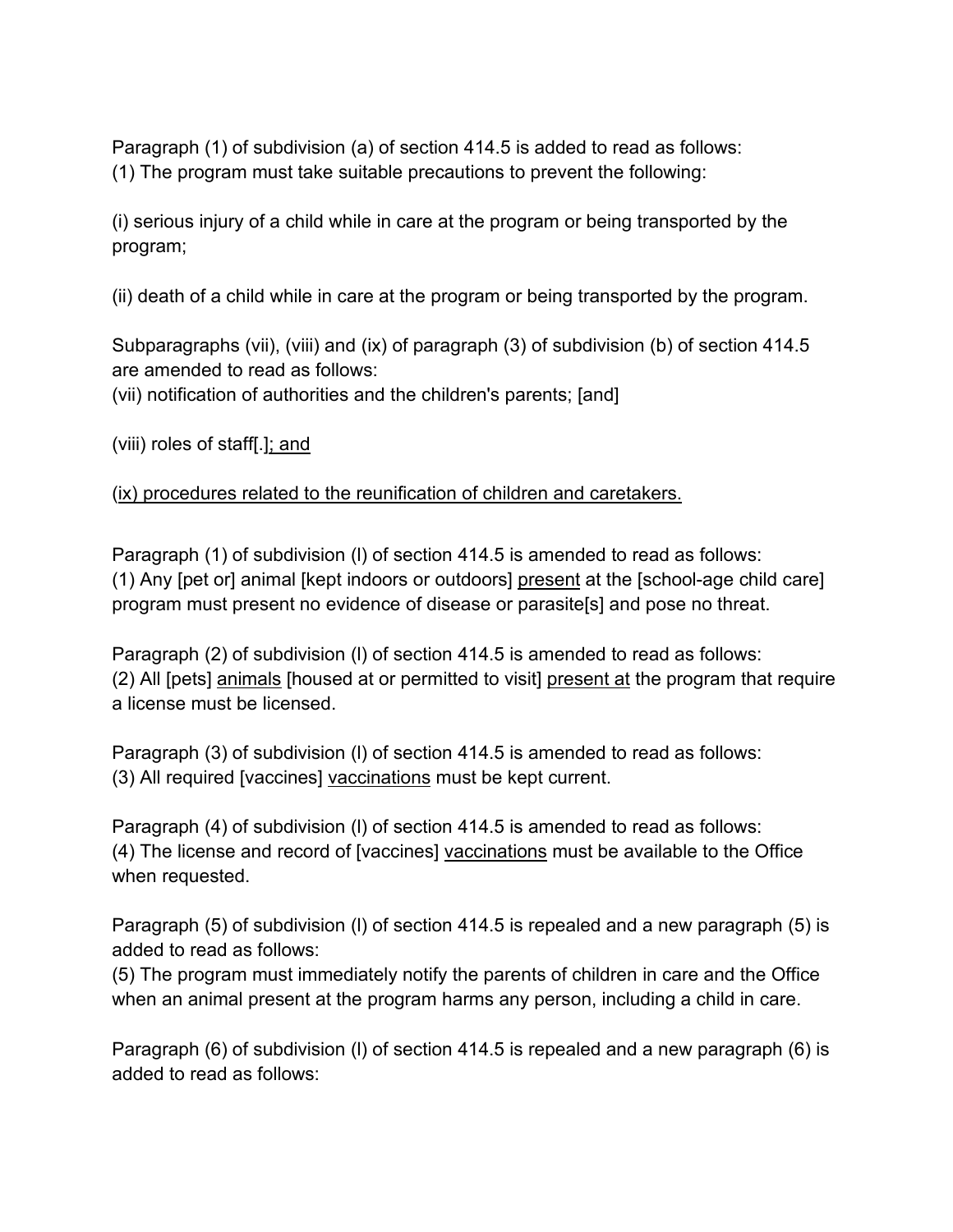Paragraph (1) of subdivision (a) of section 414.5 is added to read as follows:
(1) The program must take suitable precautions to prevent the following:

(i) serious injury of a child while in care at the program or being transported by the program;

(ii) death of a child while in care at the program or being transported by the program.

Subparagraphs (vii), (viii) and (ix) of paragraph (3) of subdivision (b) of section 414.5 are amended to read as follows:
(vii) notification of authorities and the children's parents; [and]

(viii) roles of staff[.]<u>; and</u>

<u>(ix) procedures related to the reunification of children and caretakers.</u>

Paragraph (1) of subdivision (l) of section 414.5 is amended to read as follows:
(1) Any [pet or] animal [kept indoors or outdoors] <u>present</u> at the [school-age child care] program must present no evidence of disease or parasite[s] and pose no threat.

Paragraph (2) of subdivision (l) of section 414.5 is amended to read as follows:
(2) All [pets] <u>animals</u> [housed at or permitted to visit] <u>present at</u> the program that require a license must be licensed.

Paragraph (3) of subdivision (l) of section 414.5 is amended to read as follows:
(3) All required [vaccines] <u>vaccinations</u> must be kept current.

Paragraph (4) of subdivision (l) of section 414.5 is amended to read as follows:
(4) The license and record of [vaccines] <u>vaccinations</u> must be available to the Office when requested.

Paragraph (5) of subdivision (l) of section 414.5 is repealed and a new paragraph (5) is added to read as follows:
(5) The program must immediately notify the parents of children in care and the Office when an animal present at the program harms any person, including a child in care.

Paragraph (6) of subdivision (l) of section 414.5 is repealed and a new paragraph (6) is added to read as follows: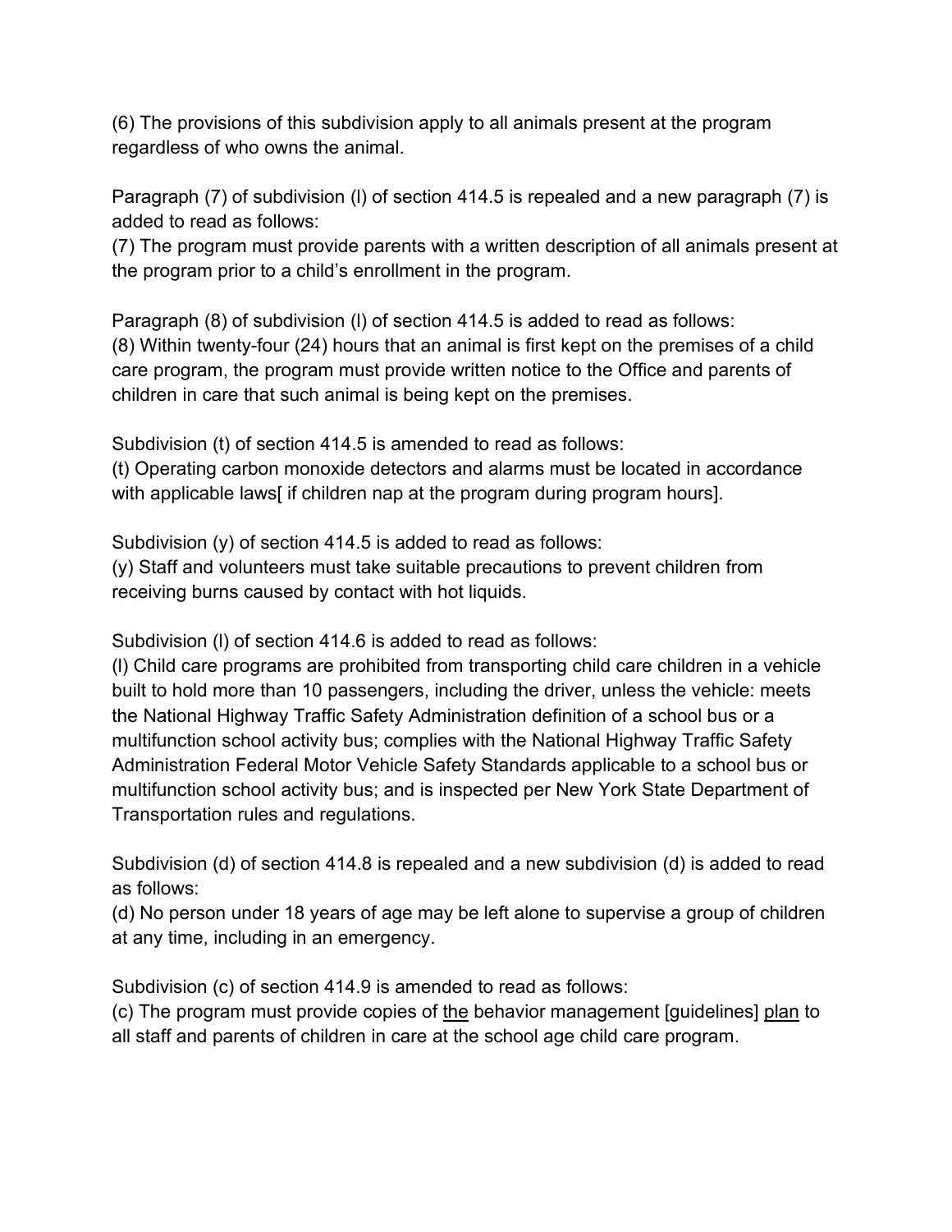(6) The provisions of this subdivision apply to all animals present at the program regardless of who owns the animal.

Paragraph (7) of subdivision (l) of section 414.5 is repealed and a new paragraph (7) is added to read as follows:
(7) The program must provide parents with a written description of all animals present at the program prior to a child's enrollment in the program.

Paragraph (8) of subdivision (l) of section 414.5 is added to read as follows:
(8) Within twenty-four (24) hours that an animal is first kept on the premises of a child care program, the program must provide written notice to the Office and parents of children in care that such animal is being kept on the premises.

Subdivision (t) of section 414.5 is amended to read as follows:
(t) Operating carbon monoxide detectors and alarms must be located in accordance with applicable laws[ if children nap at the program during program hours].

Subdivision (y) of section 414.5 is added to read as follows:
(y) Staff and volunteers must take suitable precautions to prevent children from receiving burns caused by contact with hot liquids.

Subdivision (l) of section 414.6 is added to read as follows:
(l) Child care programs are prohibited from transporting child care children in a vehicle built to hold more than 10 passengers, including the driver, unless the vehicle: meets the National Highway Traffic Safety Administration definition of a school bus or a multifunction school activity bus; complies with the National Highway Traffic Safety Administration Federal Motor Vehicle Safety Standards applicable to a school bus or multifunction school activity bus; and is inspected per New York State Department of Transportation rules and regulations.

Subdivision (d) of section 414.8 is repealed and a new subdivision (d) is added to read as follows:
(d) No person under 18 years of age may be left alone to supervise a group of children at any time, including in an emergency.

Subdivision (c) of section 414.9 is amended to read as follows:
(c) The program must provide copies of <u>the</u> behavior management [guidelines] <u>plan</u> to all staff and parents of children in care at the school age child care program.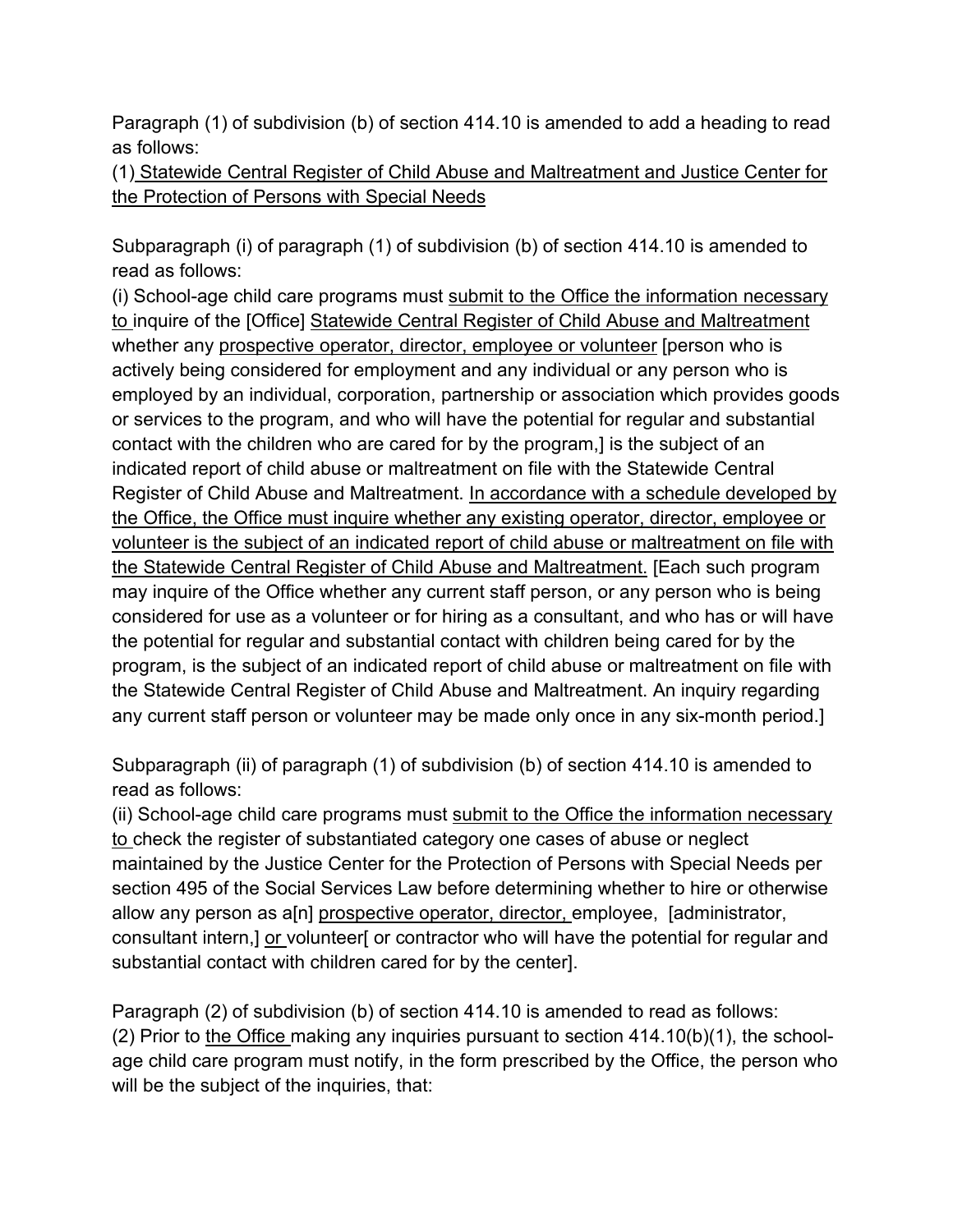Paragraph (1) of subdivision (b) of section 414.10 is amended to add a heading to read as follows:

(1) <u>Statewide Central Register of Child Abuse and Maltreatment and Justice Center for the Protection of Persons with Special Needs</u>

Subparagraph (i) of paragraph (1) of subdivision (b) of section 414.10 is amended to read as follows:

(i) School-age child care programs must <u>submit to the Office the information necessary to</u> inquire of the [Office] <u>Statewide Central Register of Child Abuse and Maltreatment</u> whether any <u>prospective operator, director, employee or volunteer</u> [person who is actively being considered for employment and any individual or any person who is employed by an individual, corporation, partnership or association which provides goods or services to the program, and who will have the potential for regular and substantial contact with the children who are cared for by the program,] is the subject of an indicated report of child abuse or maltreatment on file with the Statewide Central Register of Child Abuse and Maltreatment. <u>In accordance with a schedule developed by the Office, the Office must inquire whether any existing operator, director, employee or volunteer is the subject of an indicated report of child abuse or maltreatment on file with the Statewide Central Register of Child Abuse and Maltreatment.</u> [Each such program may inquire of the Office whether any current staff person, or any person who is being considered for use as a volunteer or for hiring as a consultant, and who has or will have the potential for regular and substantial contact with children being cared for by the program, is the subject of an indicated report of child abuse or maltreatment on file with the Statewide Central Register of Child Abuse and Maltreatment. An inquiry regarding any current staff person or volunteer may be made only once in any six-month period.]

Subparagraph (ii) of paragraph (1) of subdivision (b) of section 414.10 is amended to read as follows:

(ii) School-age child care programs must <u>submit to the Office the information necessary to</u> check the register of substantiated category one cases of abuse or neglect maintained by the Justice Center for the Protection of Persons with Special Needs per section 495 of the Social Services Law before determining whether to hire or otherwise allow any person as a[n] <u>prospective operator, director,</u> employee, [administrator, consultant intern,] <u>or</u> volunteer[ or contractor who will have the potential for regular and substantial contact with children cared for by the center].

Paragraph (2) of subdivision (b) of section 414.10 is amended to read as follows:

(2) Prior to <u>the Office</u> making any inquiries pursuant to section 414.10(b)(1), the school-age child care program must notify, in the form prescribed by the Office, the person who will be the subject of the inquiries, that: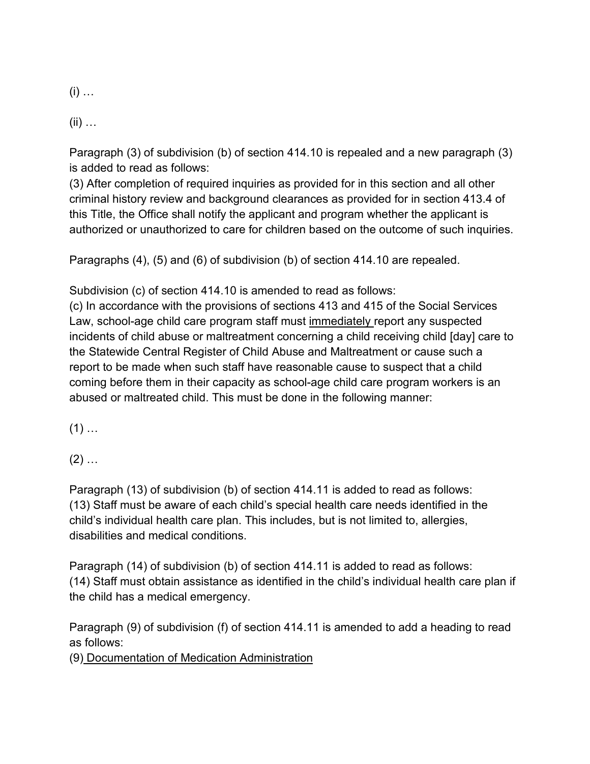(i) …

(ii) …

Paragraph (3) of subdivision (b) of section 414.10 is repealed and a new paragraph (3) is added to read as follows:
(3) After completion of required inquiries as provided for in this section and all other criminal history review and background clearances as provided for in section 413.4 of this Title, the Office shall notify the applicant and program whether the applicant is authorized or unauthorized to care for children based on the outcome of such inquiries.

Paragraphs (4), (5) and (6) of subdivision (b) of section 414.10 are repealed.

Subdivision (c) of section 414.10 is amended to read as follows:
(c) In accordance with the provisions of sections 413 and 415 of the Social Services Law, school-age child care program staff must <u>immediately</u> report any suspected incidents of child abuse or maltreatment concerning a child receiving child [day] care to the Statewide Central Register of Child Abuse and Maltreatment or cause such a report to be made when such staff have reasonable cause to suspect that a child coming before them in their capacity as school-age child care program workers is an abused or maltreated child. This must be done in the following manner:

(1) …

(2) …

Paragraph (13) of subdivision (b) of section 414.11 is added to read as follows:
(13) Staff must be aware of each child's special health care needs identified in the child's individual health care plan. This includes, but is not limited to, allergies, disabilities and medical conditions.

Paragraph (14) of subdivision (b) of section 414.11 is added to read as follows:
(14) Staff must obtain assistance as identified in the child's individual health care plan if the child has a medical emergency.

Paragraph (9) of subdivision (f) of section 414.11 is amended to add a heading to read as follows:
(9) <u>Documentation of Medication Administration</u>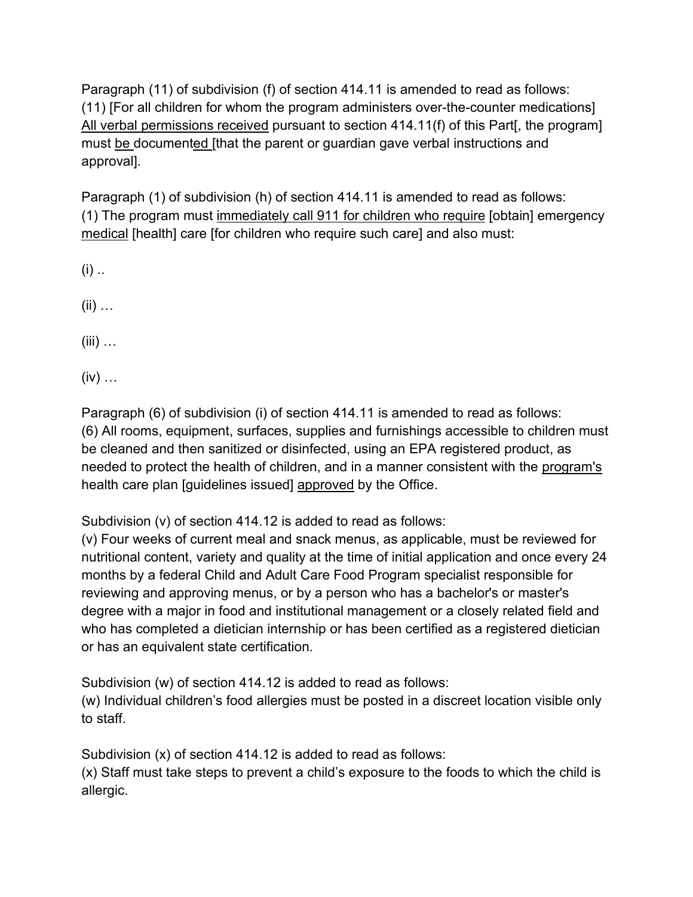Paragraph (11) of subdivision (f) of section 414.11 is amended to read as follows:
(11) [For all children for whom the program administers over-the-counter medications] <u>All verbal permissions received</u> pursuant to section 414.11(f) of this Part[, the program] must <u>be</u> document<u>ed</u> [that the parent or guardian gave verbal instructions and approval].

Paragraph (1) of subdivision (h) of section 414.11 is amended to read as follows:
(1) The program must <u>immediately call 911 for children who require</u> [obtain] emergency <u>medical</u> [health] care [for children who require such care] and also must:

(i) ..

(ii) …

(iii) …

(iv) …

Paragraph (6) of subdivision (i) of section 414.11 is amended to read as follows:
(6) All rooms, equipment, surfaces, supplies and furnishings accessible to children must be cleaned and then sanitized or disinfected, using an EPA registered product, as needed to protect the health of children, and in a manner consistent with the <u>program's</u> health care plan [guidelines issued] <u>approved</u> by the Office.

Subdivision (v) of section 414.12 is added to read as follows:
(v) Four weeks of current meal and snack menus, as applicable, must be reviewed for nutritional content, variety and quality at the time of initial application and once every 24 months by a federal Child and Adult Care Food Program specialist responsible for reviewing and approving menus, or by a person who has a bachelor's or master's degree with a major in food and institutional management or a closely related field and who has completed a dietician internship or has been certified as a registered dietician or has an equivalent state certification.

Subdivision (w) of section 414.12 is added to read as follows:
(w) Individual children's food allergies must be posted in a discreet location visible only to staff.

Subdivision (x) of section 414.12 is added to read as follows:
(x) Staff must take steps to prevent a child's exposure to the foods to which the child is allergic.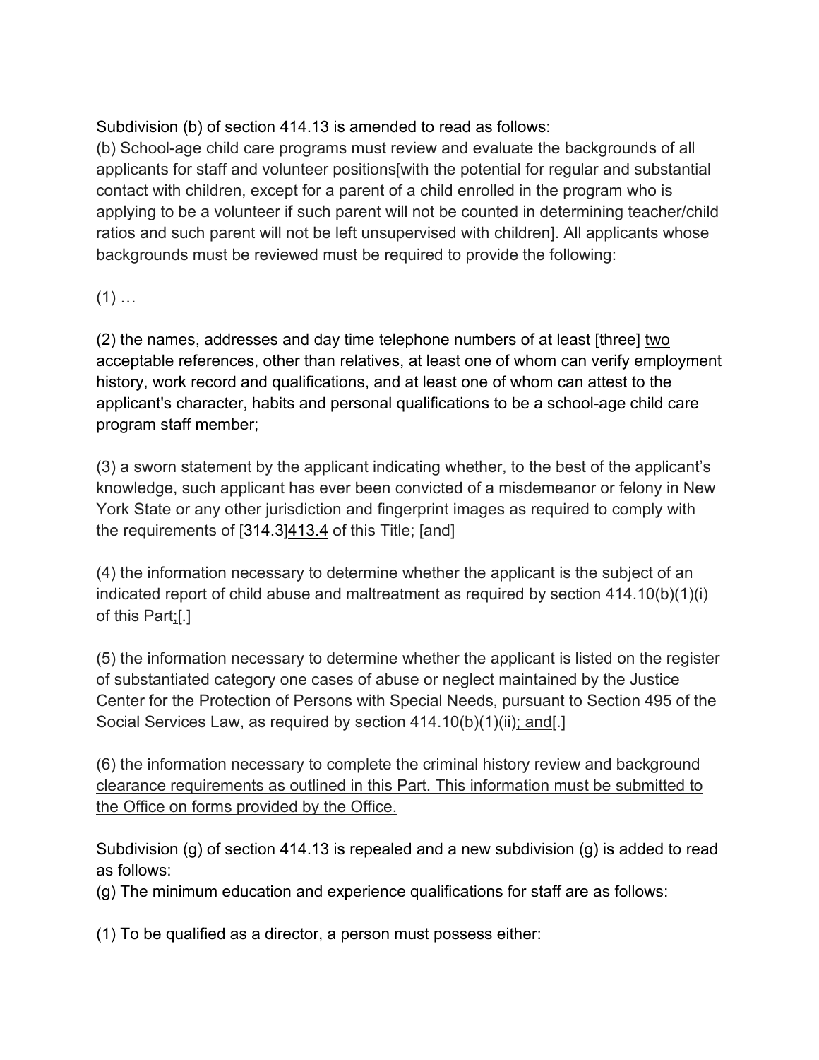Subdivision (b) of section 414.13 is amended to read as follows:
(b) School-age child care programs must review and evaluate the backgrounds of all applicants for staff and volunteer positions[with the potential for regular and substantial contact with children, except for a parent of a child enrolled in the program who is applying to be a volunteer if such parent will not be counted in determining teacher/child ratios and such parent will not be left unsupervised with children]. All applicants whose backgrounds must be reviewed must be required to provide the following:

(1) …

(2) the names, addresses and day time telephone numbers of at least [three] <u>two</u> acceptable references, other than relatives, at least one of whom can verify employment history, work record and qualifications, and at least one of whom can attest to the applicant's character, habits and personal qualifications to be a school-age child care program staff member;

(3) a sworn statement by the applicant indicating whether, to the best of the applicant's knowledge, such applicant has ever been convicted of a misdemeanor or felony in New York State or any other jurisdiction and fingerprint images as required to comply with the requirements of [314.3]<u>413.4</u> of this Title; [and]

(4) the information necessary to determine whether the applicant is the subject of an indicated report of child abuse and maltreatment as required by section 414.10(b)(1)(i) of this Part<u>;</u>[.]

(5) the information necessary to determine whether the applicant is listed on the register of substantiated category one cases of abuse or neglect maintained by the Justice Center for the Protection of Persons with Special Needs, pursuant to Section 495 of the Social Services Law, as required by section 414.10(b)(1)(ii)<u>; and</u>[.]

<u>(6) the information necessary to complete the criminal history review and background clearance requirements as outlined in this Part. This information must be submitted to the Office on forms provided by the Office.</u>

Subdivision (g) of section 414.13 is repealed and a new subdivision (g) is added to read as follows:
(g) The minimum education and experience qualifications for staff are as follows:

(1) To be qualified as a director, a person must possess either: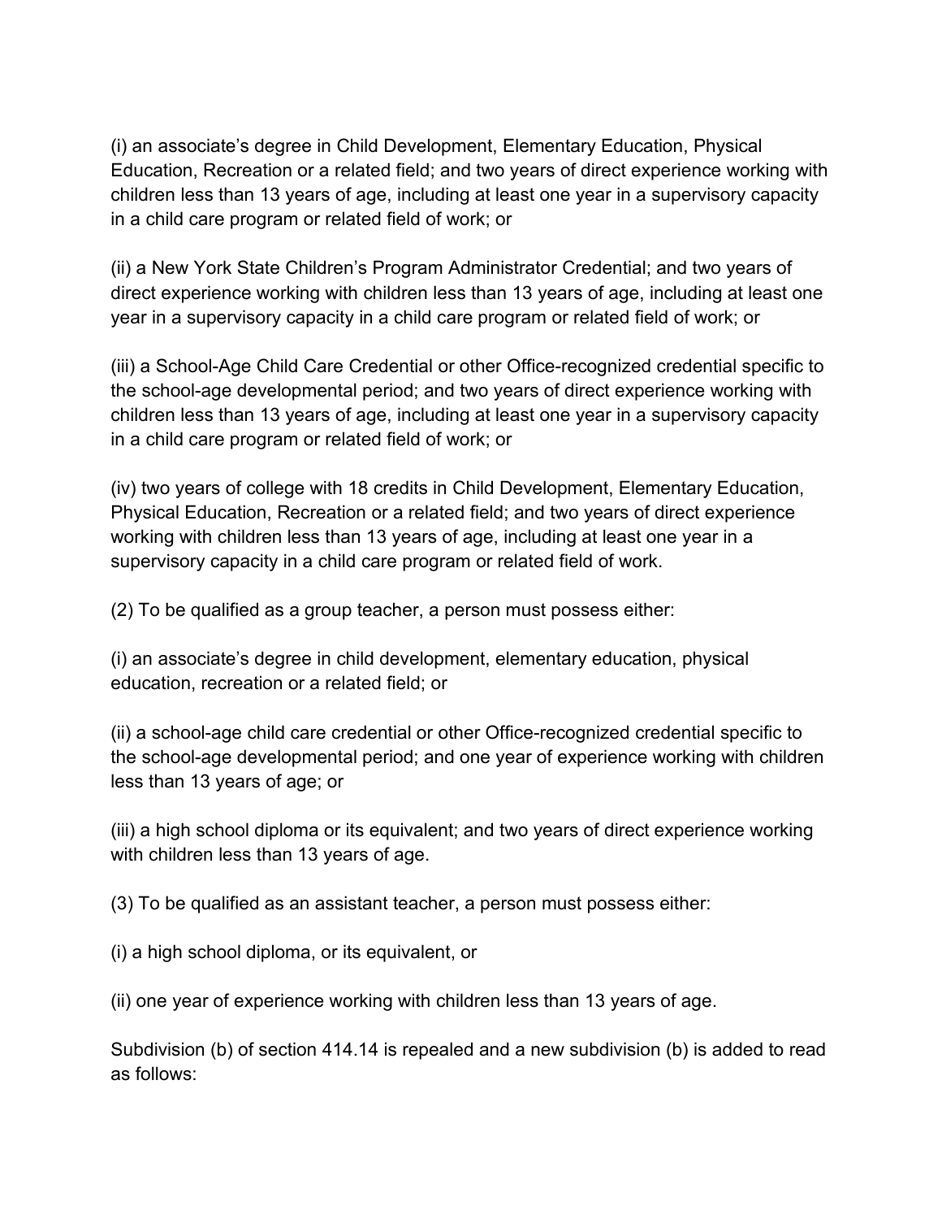(i) an associate's degree in Child Development, Elementary Education, Physical Education, Recreation or a related field; and two years of direct experience working with children less than 13 years of age, including at least one year in a supervisory capacity in a child care program or related field of work; or

(ii) a New York State Children's Program Administrator Credential; and two years of direct experience working with children less than 13 years of age, including at least one year in a supervisory capacity in a child care program or related field of work; or

(iii) a School-Age Child Care Credential or other Office-recognized credential specific to the school-age developmental period; and two years of direct experience working with children less than 13 years of age, including at least one year in a supervisory capacity in a child care program or related field of work; or

(iv) two years of college with 18 credits in Child Development, Elementary Education, Physical Education, Recreation or a related field; and two years of direct experience working with children less than 13 years of age, including at least one year in a supervisory capacity in a child care program or related field of work.

(2) To be qualified as a group teacher, a person must possess either:

(i) an associate's degree in child development, elementary education, physical education, recreation or a related field; or

(ii) a school-age child care credential or other Office-recognized credential specific to the school-age developmental period; and one year of experience working with children less than 13 years of age; or

(iii) a high school diploma or its equivalent; and two years of direct experience working with children less than 13 years of age.

(3) To be qualified as an assistant teacher, a person must possess either:

(i) a high school diploma, or its equivalent, or

(ii) one year of experience working with children less than 13 years of age.

Subdivision (b) of section 414.14 is repealed and a new subdivision (b) is added to read as follows: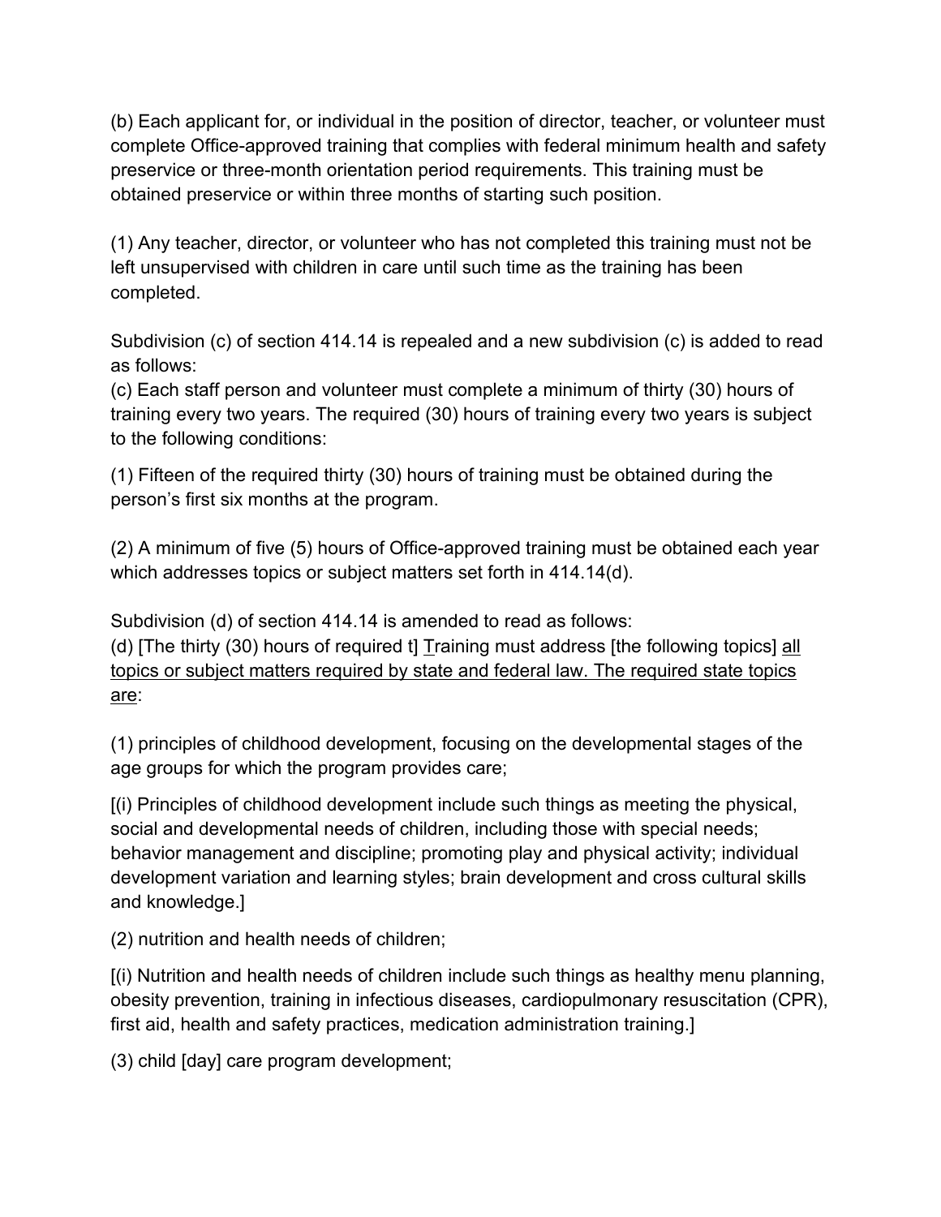(b) Each applicant for, or individual in the position of director, teacher, or volunteer must complete Office-approved training that complies with federal minimum health and safety preservice or three-month orientation period requirements. This training must be obtained preservice or within three months of starting such position.

(1) Any teacher, director, or volunteer who has not completed this training must not be left unsupervised with children in care until such time as the training has been completed.

Subdivision (c) of section 414.14 is repealed and a new subdivision (c) is added to read as follows:
(c) Each staff person and volunteer must complete a minimum of thirty (30) hours of training every two years. The required (30) hours of training every two years is subject to the following conditions:

(1) Fifteen of the required thirty (30) hours of training must be obtained during the person's first six months at the program.

(2) A minimum of five (5) hours of Office-approved training must be obtained each year which addresses topics or subject matters set forth in 414.14(d).

Subdivision (d) of section 414.14 is amended to read as follows:
(d) [The thirty (30) hours of required t] <u>T</u>raining must address [the following topics] <u>all topics or subject matters required by state and federal law. The required state topics are</u>:

(1) principles of childhood development, focusing on the developmental stages of the age groups for which the program provides care;

[(i) Principles of childhood development include such things as meeting the physical, social and developmental needs of children, including those with special needs; behavior management and discipline; promoting play and physical activity; individual development variation and learning styles; brain development and cross cultural skills and knowledge.]

(2) nutrition and health needs of children;

[(i) Nutrition and health needs of children include such things as healthy menu planning, obesity prevention, training in infectious diseases, cardiopulmonary resuscitation (CPR), first aid, health and safety practices, medication administration training.]

(3) child [day] care program development;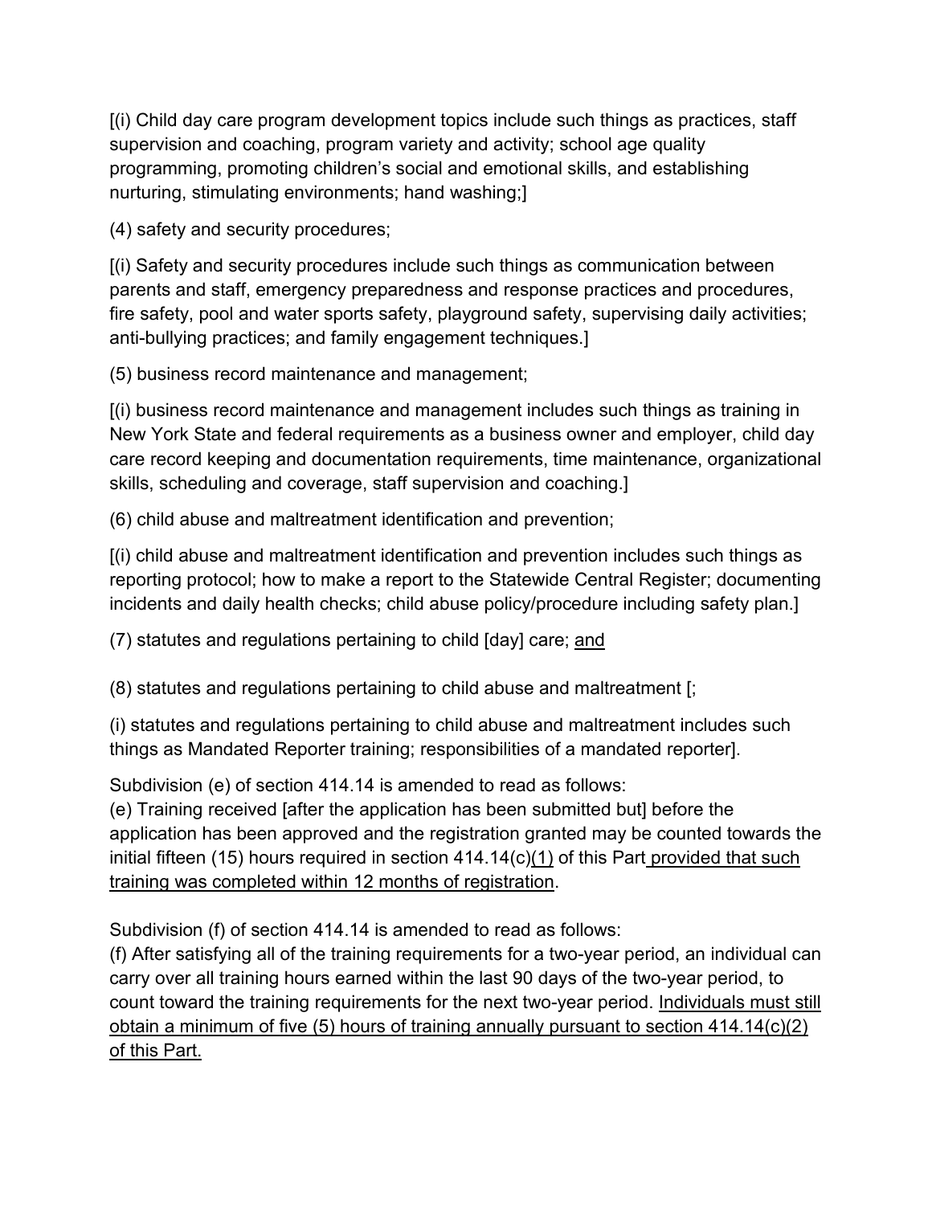[(i) Child day care program development topics include such things as practices, staff supervision and coaching, program variety and activity; school age quality programming, promoting children's social and emotional skills, and establishing nurturing, stimulating environments; hand washing;]

(4) safety and security procedures;

[(i) Safety and security procedures include such things as communication between parents and staff, emergency preparedness and response practices and procedures, fire safety, pool and water sports safety, playground safety, supervising daily activities; anti-bullying practices; and family engagement techniques.]

(5) business record maintenance and management;

[(i) business record maintenance and management includes such things as training in New York State and federal requirements as a business owner and employer, child day care record keeping and documentation requirements, time maintenance, organizational skills, scheduling and coverage, staff supervision and coaching.]

(6) child abuse and maltreatment identification and prevention;

[(i) child abuse and maltreatment identification and prevention includes such things as reporting protocol; how to make a report to the Statewide Central Register; documenting incidents and daily health checks; child abuse policy/procedure including safety plan.]

(7) statutes and regulations pertaining to child [day] care; <u>and</u>

(8) statutes and regulations pertaining to child abuse and maltreatment [;

(i) statutes and regulations pertaining to child abuse and maltreatment includes such things as Mandated Reporter training; responsibilities of a mandated reporter].

Subdivision (e) of section 414.14 is amended to read as follows:
(e) Training received [after the application has been submitted but] before the application has been approved and the registration granted may be counted towards the initial fifteen (15) hours required in section 414.14(c)<u>(1)</u> of this Part<u> provided that such training was completed within 12 months of registration</u>.

Subdivision (f) of section 414.14 is amended to read as follows:
(f) After satisfying all of the training requirements for a two-year period, an individual can carry over all training hours earned within the last 90 days of the two-year period, to count toward the training requirements for the next two-year period. <u>Individuals must still obtain a minimum of five (5) hours of training annually pursuant to section 414.14(c)(2) of this Part.</u>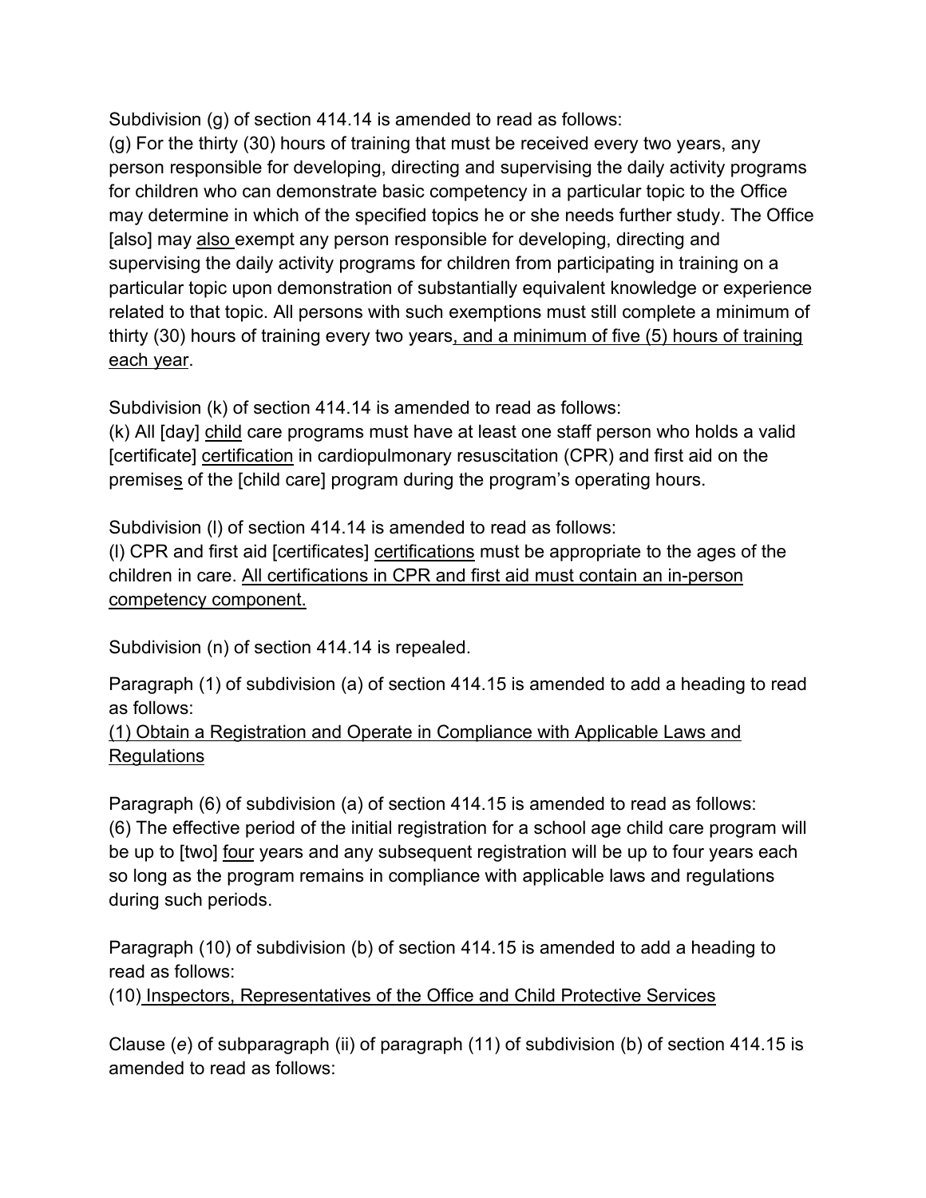Subdivision (g) of section 414.14 is amended to read as follows:
(g) For the thirty (30) hours of training that must be received every two years, any person responsible for developing, directing and supervising the daily activity programs for children who can demonstrate basic competency in a particular topic to the Office may determine in which of the specified topics he or she needs further study. The Office [also] may <u>also</u> exempt any person responsible for developing, directing and supervising the daily activity programs for children from participating in training on a particular topic upon demonstration of substantially equivalent knowledge or experience related to that topic. All persons with such exemptions must still complete a minimum of thirty (30) hours of training every two years<u>, and a minimum of five (5) hours of training each year</u>.

Subdivision (k) of section 414.14 is amended to read as follows:
(k) All [day] <u>child</u> care programs must have at least one staff person who holds a valid [certificate] <u>certification</u> in cardiopulmonary resuscitation (CPR) and first aid on the premise<u>s</u> of the [child care] program during the program's operating hours.

Subdivision (l) of section 414.14 is amended to read as follows:
(l) CPR and first aid [certificates] <u>certifications</u> must be appropriate to the ages of the children in care. <u>All certifications in CPR and first aid must contain an in-person competency component.</u>

Subdivision (n) of section 414.14 is repealed.

Paragraph (1) of subdivision (a) of section 414.15 is amended to add a heading to read as follows:
<u>(1) Obtain a Registration and Operate in Compliance with Applicable Laws and Regulations</u>

Paragraph (6) of subdivision (a) of section 414.15 is amended to read as follows:
(6) The effective period of the initial registration for a school age child care program will be up to [two] <u>four</u> years and any subsequent registration will be up to four years each so long as the program remains in compliance with applicable laws and regulations during such periods.

Paragraph (10) of subdivision (b) of section 414.15 is amended to add a heading to read as follows:
(10)<u> Inspectors, Representatives of the Office and Child Protective Services</u>

Clause (*e*) of subparagraph (ii) of paragraph (11) of subdivision (b) of section 414.15 is amended to read as follows: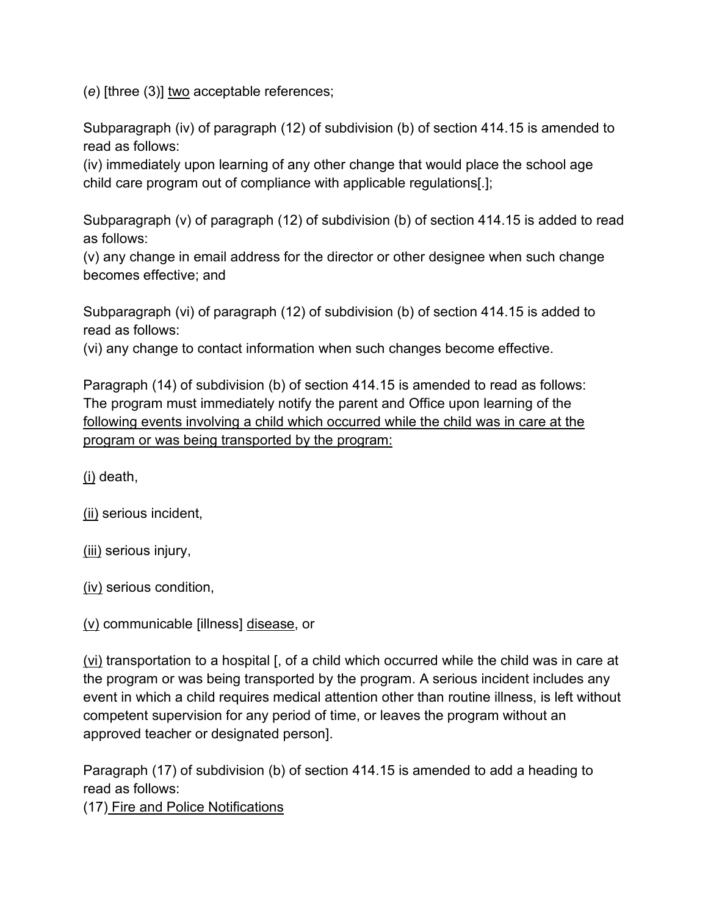(*e*) [three (3)] <u>two</u> acceptable references;

Subparagraph (iv) of paragraph (12) of subdivision (b) of section 414.15 is amended to read as follows:
(iv) immediately upon learning of any other change that would place the school age child care program out of compliance with applicable regulations[.];

Subparagraph (v) of paragraph (12) of subdivision (b) of section 414.15 is added to read as follows:
(v) any change in email address for the director or other designee when such change becomes effective; and

Subparagraph (vi) of paragraph (12) of subdivision (b) of section 414.15 is added to read as follows:
(vi) any change to contact information when such changes become effective.

Paragraph (14) of subdivision (b) of section 414.15 is amended to read as follows:
The program must immediately notify the parent and Office upon learning of the <u>following events involving a child which occurred while the child was in care at the program or was being transported by the program:</u>

<u>(i)</u> death,

<u>(ii)</u> serious incident,

<u>(iii)</u> serious injury,

<u>(iv)</u> serious condition,

<u>(v)</u> communicable [illness] <u>disease</u>, or

<u>(vi)</u> transportation to a hospital [, of a child which occurred while the child was in care at the program or was being transported by the program. A serious incident includes any event in which a child requires medical attention other than routine illness, is left without competent supervision for any period of time, or leaves the program without an approved teacher or designated person].

Paragraph (17) of subdivision (b) of section 414.15 is amended to add a heading to read as follows:
(17) <u>Fire and Police Notifications</u>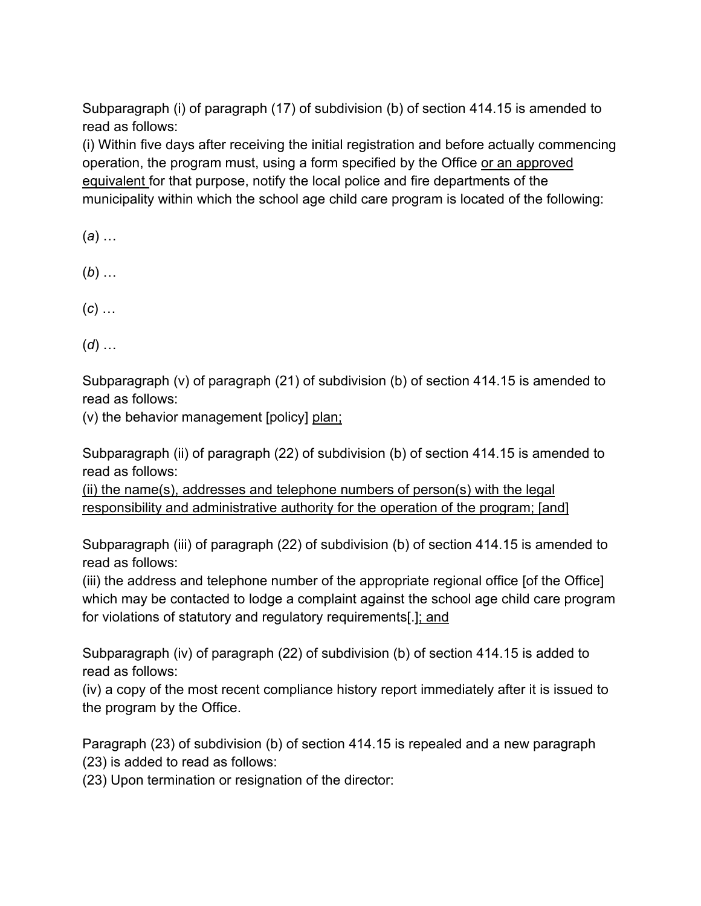Subparagraph (i) of paragraph (17) of subdivision (b) of section 414.15 is amended to read as follows:
(i) Within five days after receiving the initial registration and before actually commencing operation, the program must, using a form specified by the Office <u>or an approved equivalent</u> for that purpose, notify the local police and fire departments of the municipality within which the school age child care program is located of the following:

(*a*) …

(*b*) …

(*c*) …

(*d*) …

Subparagraph (v) of paragraph (21) of subdivision (b) of section 414.15 is amended to read as follows:
(v) the behavior management [policy] <u>plan;</u>

Subparagraph (ii) of paragraph (22) of subdivision (b) of section 414.15 is amended to read as follows:
<u>(ii) the name(s), addresses and telephone numbers of person(s) with the legal responsibility and administrative authority for the operation of the program; [and]</u>

Subparagraph (iii) of paragraph (22) of subdivision (b) of section 414.15 is amended to read as follows:
(iii) the address and telephone number of the appropriate regional office [of the Office] which may be contacted to lodge a complaint against the school age child care program for violations of statutory and regulatory requirements[.]<u>; and</u>

Subparagraph (iv) of paragraph (22) of subdivision (b) of section 414.15 is added to read as follows:
(iv) a copy of the most recent compliance history report immediately after it is issued to the program by the Office.

Paragraph (23) of subdivision (b) of section 414.15 is repealed and a new paragraph (23) is added to read as follows:
(23) Upon termination or resignation of the director: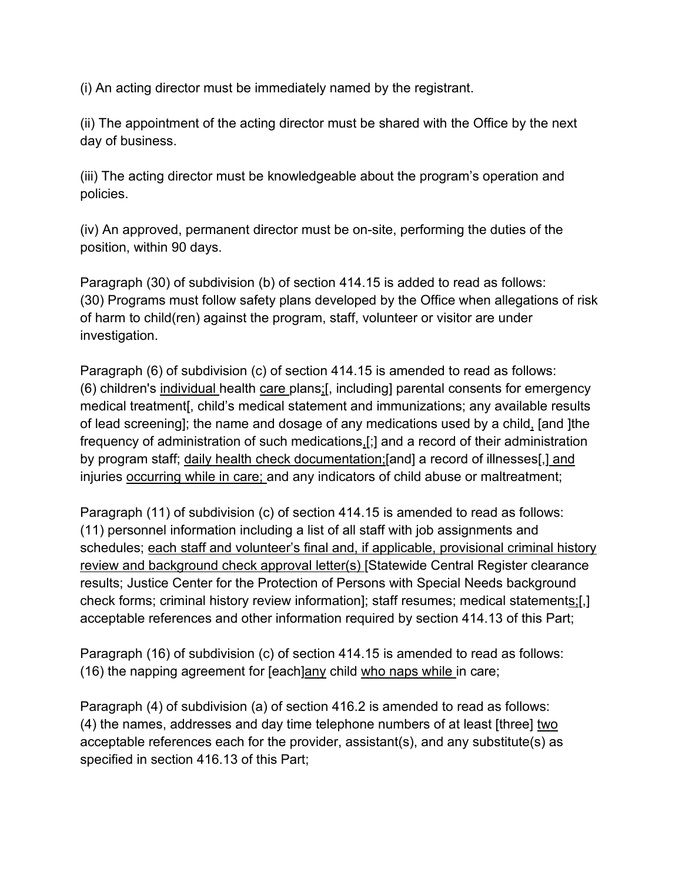(i) An acting director must be immediately named by the registrant.

(ii) The appointment of the acting director must be shared with the Office by the next day of business.

(iii) The acting director must be knowledgeable about the program’s operation and policies.

(iv) An approved, permanent director must be on-site, performing the duties of the position, within 90 days.

Paragraph (30) of subdivision (b) of section 414.15 is added to read as follows:
(30) Programs must follow safety plans developed by the Office when allegations of risk of harm to child(ren) against the program, staff, volunteer or visitor are under investigation.

Paragraph (6) of subdivision (c) of section 414.15 is amended to read as follows:
(6) children's <u>individual</u> health <u>care</u> plans<u>;</u>[, including] parental consents for emergency medical treatment[, child’s medical statement and immunizations; any available results of lead screening]; the name and dosage of any medications used by a child<u>,</u> [and ]the frequency of administration of such medications<u>,</u>[;] and a record of their administration by program staff; <u>daily health check documentation;</u>[and] a record of illnesses[,]<u> and</u> injuries <u>occurring while in care;</u> and any indicators of child abuse or maltreatment;

Paragraph (11) of subdivision (c) of section 414.15 is amended to read as follows:
(11) personnel information including a list of all staff with job assignments and schedules; <u>each staff and volunteer’s final and, if applicable, provisional criminal history review and background check approval letter(s)</u> [Statewide Central Register clearance results; Justice Center for the Protection of Persons with Special Needs background check forms; criminal history review information]; staff resumes; medical statement<u>s;</u>[,] acceptable references and other information required by section 414.13 of this Part;

Paragraph (16) of subdivision (c) of section 414.15 is amended to read as follows:
(16) the napping agreement for [each]<u>any</u> child <u>who naps while</u> in care;

Paragraph (4) of subdivision (a) of section 416.2 is amended to read as follows:
(4) the names, addresses and day time telephone numbers of at least [three] <u>two</u> acceptable references each for the provider, assistant(s), and any substitute(s) as specified in section 416.13 of this Part;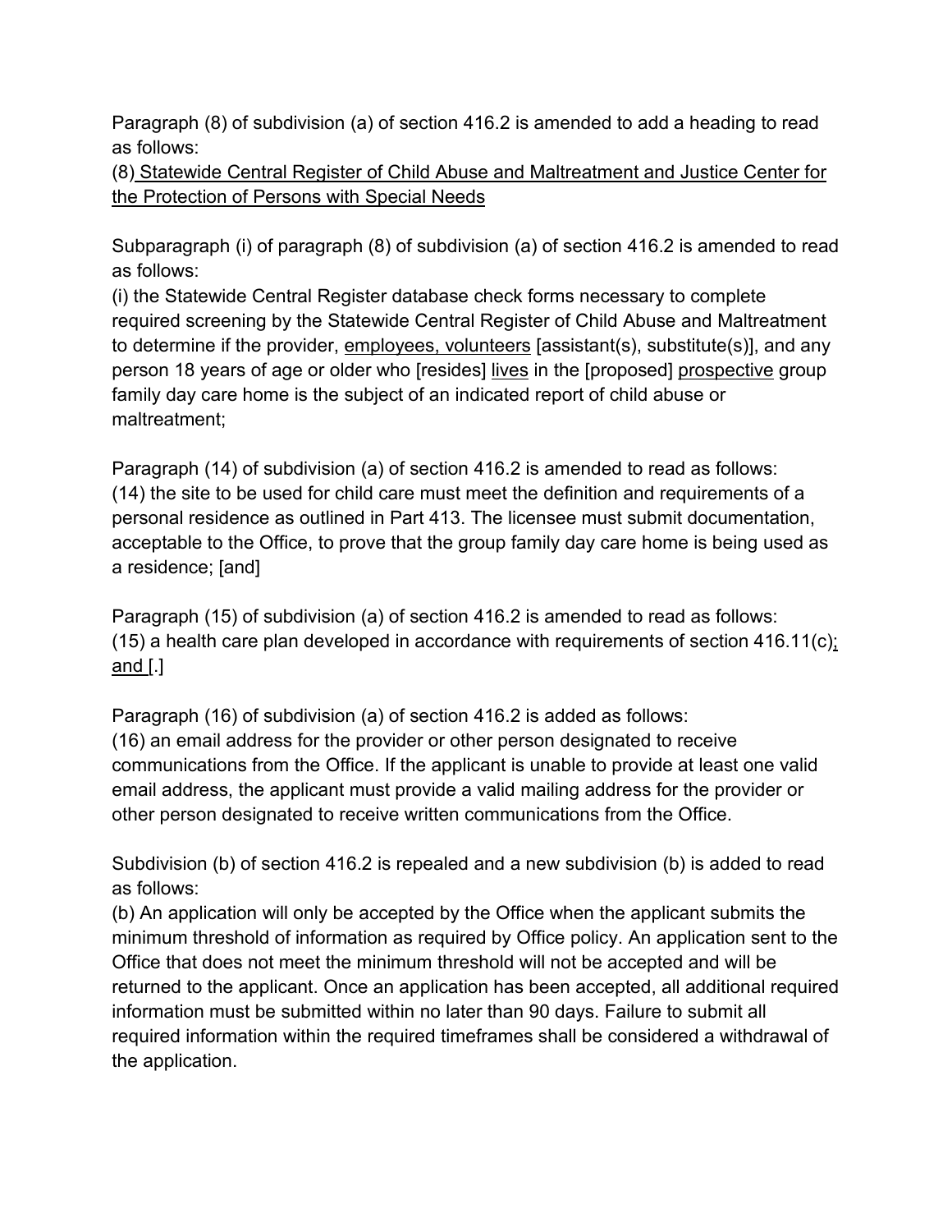Paragraph (8) of subdivision (a) of section 416.2 is amended to add a heading to read as follows:

(8) <u>Statewide Central Register of Child Abuse and Maltreatment and Justice Center for the Protection of Persons with Special Needs</u>

Subparagraph (i) of paragraph (8) of subdivision (a) of section 416.2 is amended to read as follows:

(i) the Statewide Central Register database check forms necessary to complete required screening by the Statewide Central Register of Child Abuse and Maltreatment to determine if the provider, <u>employees, volunteers</u> [assistant(s), substitute(s)], and any person 18 years of age or older who [resides] <u>lives</u> in the [proposed] <u>prospective</u> group family day care home is the subject of an indicated report of child abuse or maltreatment;

Paragraph (14) of subdivision (a) of section 416.2 is amended to read as follows:

(14) the site to be used for child care must meet the definition and requirements of a personal residence as outlined in Part 413. The licensee must submit documentation, acceptable to the Office, to prove that the group family day care home is being used as a residence; [and]

Paragraph (15) of subdivision (a) of section 416.2 is amended to read as follows:

(15) a health care plan developed in accordance with requirements of section 416.11(c)<u>; and</u> [.]

Paragraph (16) of subdivision (a) of section 416.2 is added as follows:

(16) an email address for the provider or other person designated to receive communications from the Office. If the applicant is unable to provide at least one valid email address, the applicant must provide a valid mailing address for the provider or other person designated to receive written communications from the Office.

Subdivision (b) of section 416.2 is repealed and a new subdivision (b) is added to read as follows:

(b) An application will only be accepted by the Office when the applicant submits the minimum threshold of information as required by Office policy. An application sent to the Office that does not meet the minimum threshold will not be accepted and will be returned to the applicant. Once an application has been accepted, all additional required information must be submitted within no later than 90 days. Failure to submit all required information within the required timeframes shall be considered a withdrawal of the application.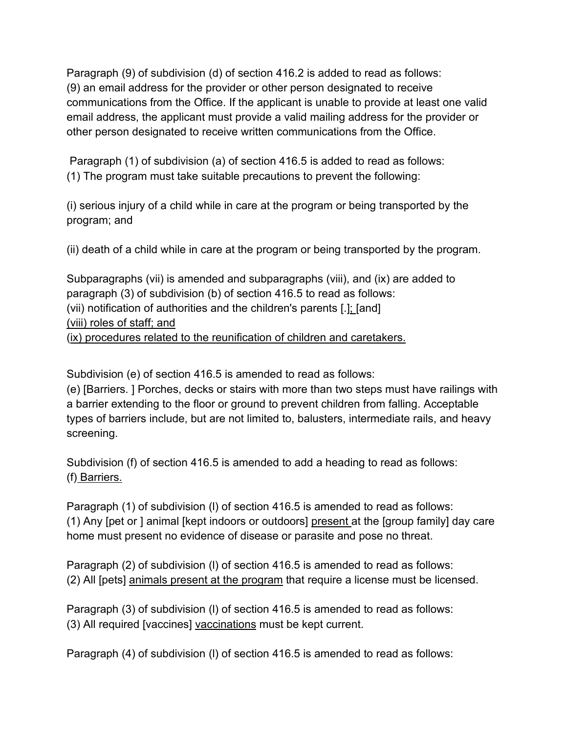Paragraph (9) of subdivision (d) of section 416.2 is added to read as follows:
(9) an email address for the provider or other person designated to receive communications from the Office. If the applicant is unable to provide at least one valid email address, the applicant must provide a valid mailing address for the provider or other person designated to receive written communications from the Office.

Paragraph (1) of subdivision (a) of section 416.5 is added to read as follows:
(1) The program must take suitable precautions to prevent the following:

(i) serious injury of a child while in care at the program or being transported by the program; and

(ii) death of a child while in care at the program or being transported by the program.

Subparagraphs (vii) is amended and subparagraphs (viii), and (ix) are added to paragraph (3) of subdivision (b) of section 416.5 to read as follows:
(vii) notification of authorities and the children's parents [.]<u>;</u> [and]
<u>(viii) roles of staff; and</u>
<u>(ix) procedures related to the reunification of children and caretakers.</u>

Subdivision (e) of section 416.5 is amended to read as follows:
(e) [Barriers. ] Porches, decks or stairs with more than two steps must have railings with a barrier extending to the floor or ground to prevent children from falling. Acceptable types of barriers include, but are not limited to, balusters, intermediate rails, and heavy screening.

Subdivision (f) of section 416.5 is amended to add a heading to read as follows:
(f) <u>Barriers.</u>

Paragraph (1) of subdivision (l) of section 416.5 is amended to read as follows:
(1) Any [pet or ] animal [kept indoors or outdoors] <u>present</u> at the [group family] day care home must present no evidence of disease or parasite and pose no threat.

Paragraph (2) of subdivision (l) of section 416.5 is amended to read as follows:
(2) All [pets] <u>animals present at the program</u> that require a license must be licensed.

Paragraph (3) of subdivision (l) of section 416.5 is amended to read as follows:
(3) All required [vaccines] <u>vaccinations</u> must be kept current.

Paragraph (4) of subdivision (l) of section 416.5 is amended to read as follows: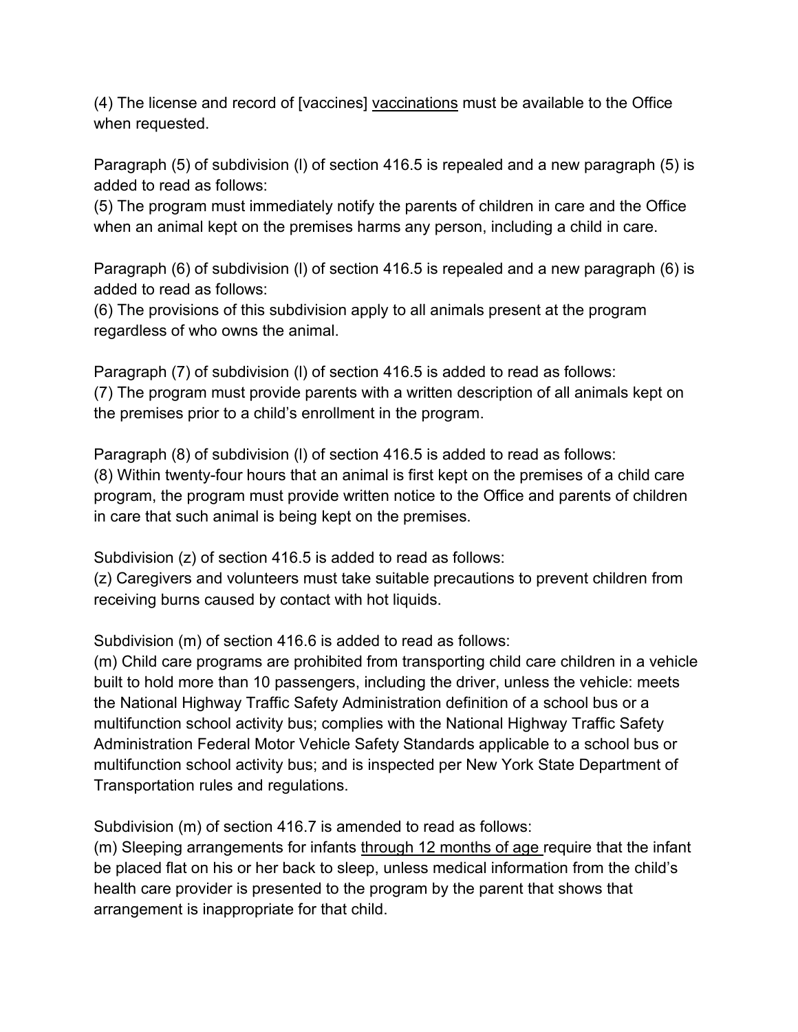(4) The license and record of [vaccines] <u>vaccinations</u> must be available to the Office when requested.

Paragraph (5) of subdivision (l) of section 416.5 is repealed and a new paragraph (5) is added to read as follows:
(5) The program must immediately notify the parents of children in care and the Office when an animal kept on the premises harms any person, including a child in care.

Paragraph (6) of subdivision (l) of section 416.5 is repealed and a new paragraph (6) is added to read as follows:
(6) The provisions of this subdivision apply to all animals present at the program regardless of who owns the animal.

Paragraph (7) of subdivision (l) of section 416.5 is added to read as follows:
(7) The program must provide parents with a written description of all animals kept on the premises prior to a child's enrollment in the program.

Paragraph (8) of subdivision (l) of section 416.5 is added to read as follows:
(8) Within twenty-four hours that an animal is first kept on the premises of a child care program, the program must provide written notice to the Office and parents of children in care that such animal is being kept on the premises.

Subdivision (z) of section 416.5 is added to read as follows:
(z) Caregivers and volunteers must take suitable precautions to prevent children from receiving burns caused by contact with hot liquids.

Subdivision (m) of section 416.6 is added to read as follows:
(m) Child care programs are prohibited from transporting child care children in a vehicle built to hold more than 10 passengers, including the driver, unless the vehicle: meets the National Highway Traffic Safety Administration definition of a school bus or a multifunction school activity bus; complies with the National Highway Traffic Safety Administration Federal Motor Vehicle Safety Standards applicable to a school bus or multifunction school activity bus; and is inspected per New York State Department of Transportation rules and regulations.

Subdivision (m) of section 416.7 is amended to read as follows:
(m) Sleeping arrangements for infants <u>through 12 months of age</u> require that the infant be placed flat on his or her back to sleep, unless medical information from the child's health care provider is presented to the program by the parent that shows that arrangement is inappropriate for that child.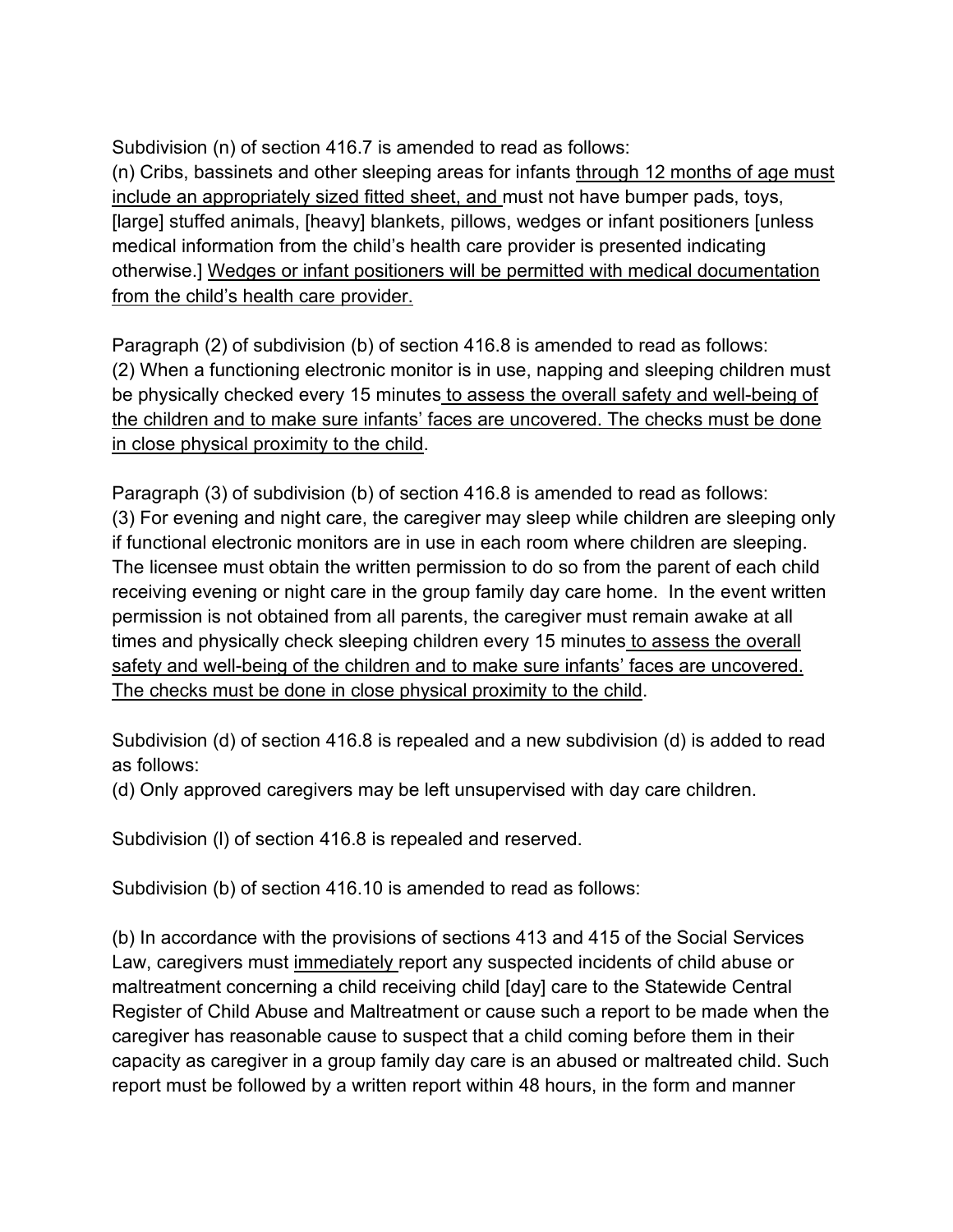Subdivision (n) of section 416.7 is amended to read as follows:
(n) Cribs, bassinets and other sleeping areas for infants <u>through 12 months of age must include an appropriately sized fitted sheet, and</u> must not have bumper pads, toys, [large] stuffed animals, [heavy] blankets, pillows, wedges or infant positioners [unless medical information from the child's health care provider is presented indicating otherwise.] <u>Wedges or infant positioners will be permitted with medical documentation from the child's health care provider.</u>

Paragraph (2) of subdivision (b) of section 416.8 is amended to read as follows:
(2) When a functioning electronic monitor is in use, napping and sleeping children must be physically checked every 15 minutes <u>to assess the overall safety and well-being of the children and to make sure infants' faces are uncovered. The checks must be done in close physical proximity to the child</u>.

Paragraph (3) of subdivision (b) of section 416.8 is amended to read as follows:
(3) For evening and night care, the caregiver may sleep while children are sleeping only if functional electronic monitors are in use in each room where children are sleeping. The licensee must obtain the written permission to do so from the parent of each child receiving evening or night care in the group family day care home. In the event written permission is not obtained from all parents, the caregiver must remain awake at all times and physically check sleeping children every 15 minutes <u>to assess the overall safety and well-being of the children and to make sure infants' faces are uncovered. The checks must be done in close physical proximity to the child</u>.

Subdivision (d) of section 416.8 is repealed and a new subdivision (d) is added to read as follows:
(d) Only approved caregivers may be left unsupervised with day care children.

Subdivision (l) of section 416.8 is repealed and reserved.

Subdivision (b) of section 416.10 is amended to read as follows:

(b) In accordance with the provisions of sections 413 and 415 of the Social Services Law, caregivers must <u>immediately</u> report any suspected incidents of child abuse or maltreatment concerning a child receiving child [day] care to the Statewide Central Register of Child Abuse and Maltreatment or cause such a report to be made when the caregiver has reasonable cause to suspect that a child coming before them in their capacity as caregiver in a group family day care is an abused or maltreated child. Such report must be followed by a written report within 48 hours, in the form and manner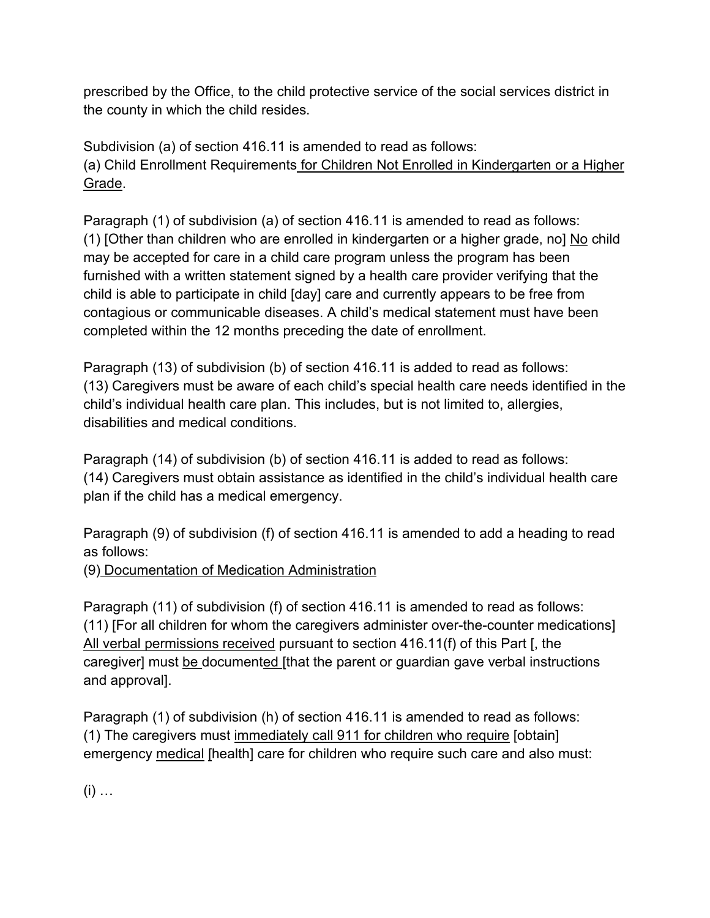prescribed by the Office, to the child protective service of the social services district in the county in which the child resides.

Subdivision (a) of section 416.11 is amended to read as follows:
(a) Child Enrollment Requirements <u>for Children Not Enrolled in Kindergarten or a Higher Grade</u>.

Paragraph (1) of subdivision (a) of section 416.11 is amended to read as follows:
(1) [Other than children who are enrolled in kindergarten or a higher grade, no] <u>No</u> child may be accepted for care in a child care program unless the program has been furnished with a written statement signed by a health care provider verifying that the child is able to participate in child [day] care and currently appears to be free from contagious or communicable diseases. A child's medical statement must have been completed within the 12 months preceding the date of enrollment.

Paragraph (13) of subdivision (b) of section 416.11 is added to read as follows:
(13) Caregivers must be aware of each child's special health care needs identified in the child's individual health care plan. This includes, but is not limited to, allergies, disabilities and medical conditions.

Paragraph (14) of subdivision (b) of section 416.11 is added to read as follows:
(14) Caregivers must obtain assistance as identified in the child's individual health care plan if the child has a medical emergency.

Paragraph (9) of subdivision (f) of section 416.11 is amended to add a heading to read as follows:
(9) <u>Documentation of Medication Administration</u>

Paragraph (11) of subdivision (f) of section 416.11 is amended to read as follows:
(11) [For all children for whom the caregivers administer over-the-counter medications] <u>All verbal permissions received</u> pursuant to section 416.11(f) of this Part [, the caregiver] must <u>be</u> document<u>ed</u> [that the parent or guardian gave verbal instructions and approval].

Paragraph (1) of subdivision (h) of section 416.11 is amended to read as follows:
(1) The caregivers must <u>immediately call 911 for children who require</u> [obtain] emergency <u>medical</u> [health] care for children who require such care and also must:

(i) …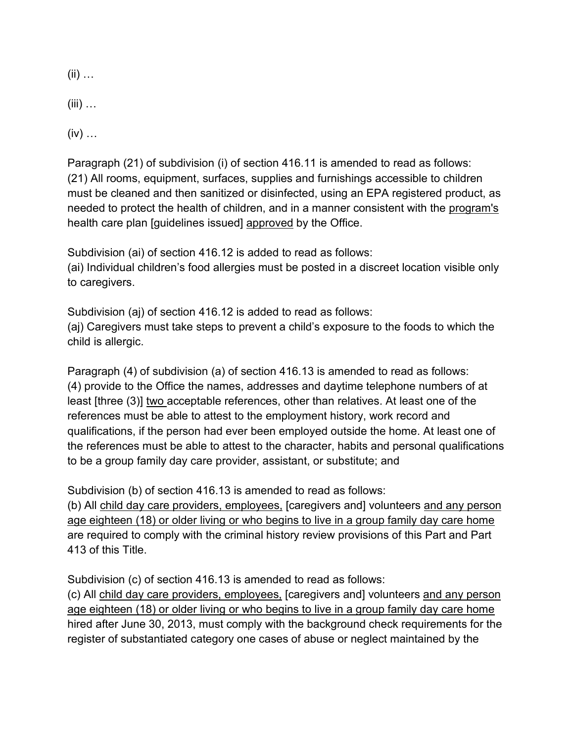(ii) …

(iii) …

(iv) …

Paragraph (21) of subdivision (i) of section 416.11 is amended to read as follows:
(21) All rooms, equipment, surfaces, supplies and furnishings accessible to children must be cleaned and then sanitized or disinfected, using an EPA registered product, as needed to protect the health of children, and in a manner consistent with the program's health care plan [guidelines issued] approved by the Office.

Subdivision (ai) of section 416.12 is added to read as follows:
(ai) Individual children's food allergies must be posted in a discreet location visible only to caregivers.

Subdivision (aj) of section 416.12 is added to read as follows:
(aj) Caregivers must take steps to prevent a child's exposure to the foods to which the child is allergic.

Paragraph (4) of subdivision (a) of section 416.13 is amended to read as follows:
(4) provide to the Office the names, addresses and daytime telephone numbers of at least [three (3)] two acceptable references, other than relatives. At least one of the references must be able to attest to the employment history, work record and qualifications, if the person had ever been employed outside the home. At least one of the references must be able to attest to the character, habits and personal qualifications to be a group family day care provider, assistant, or substitute; and

Subdivision (b) of section 416.13 is amended to read as follows:
(b) All child day care providers, employees, [caregivers and] volunteers and any person age eighteen (18) or older living or who begins to live in a group family day care home are required to comply with the criminal history review provisions of this Part and Part 413 of this Title.

Subdivision (c) of section 416.13 is amended to read as follows:
(c) All child day care providers, employees, [caregivers and] volunteers and any person age eighteen (18) or older living or who begins to live in a group family day care home hired after June 30, 2013, must comply with the background check requirements for the register of substantiated category one cases of abuse or neglect maintained by the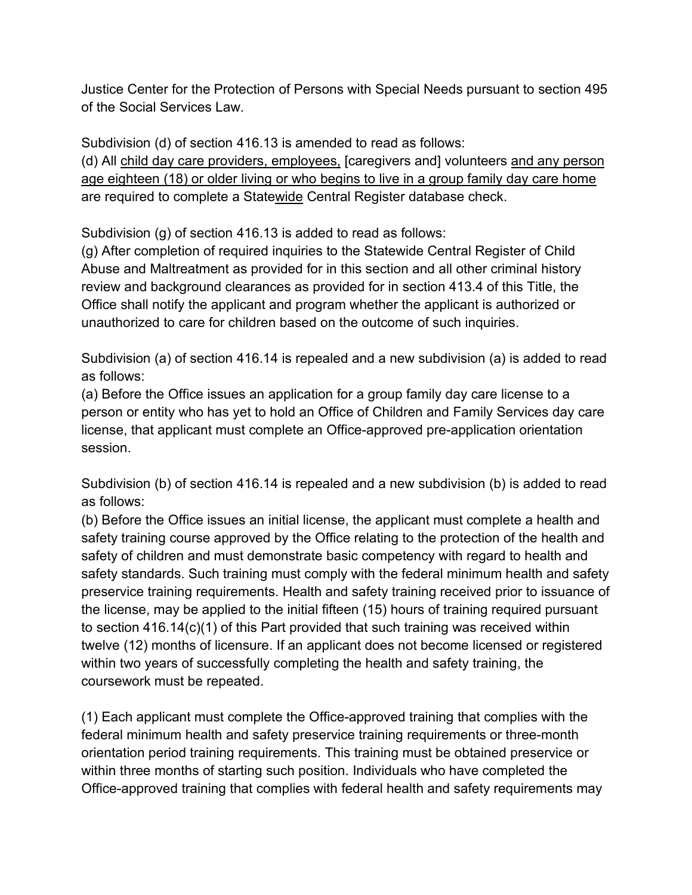Justice Center for the Protection of Persons with Special Needs pursuant to section 495 of the Social Services Law.

Subdivision (d) of section 416.13 is amended to read as follows:
(d) All <u>child day care providers, employees,</u> [caregivers and] volunteers <u>and any person age eighteen (18) or older living or who begins to live in a group family day care home</u> are required to complete a State<u>wide</u> Central Register database check.

Subdivision (g) of section 416.13 is added to read as follows:
(g) After completion of required inquiries to the Statewide Central Register of Child Abuse and Maltreatment as provided for in this section and all other criminal history review and background clearances as provided for in section 413.4 of this Title, the Office shall notify the applicant and program whether the applicant is authorized or unauthorized to care for children based on the outcome of such inquiries.

Subdivision (a) of section 416.14 is repealed and a new subdivision (a) is added to read as follows:
(a) Before the Office issues an application for a group family day care license to a person or entity who has yet to hold an Office of Children and Family Services day care license, that applicant must complete an Office-approved pre-application orientation session.

Subdivision (b) of section 416.14 is repealed and a new subdivision (b) is added to read as follows:
(b) Before the Office issues an initial license, the applicant must complete a health and safety training course approved by the Office relating to the protection of the health and safety of children and must demonstrate basic competency with regard to health and safety standards. Such training must comply with the federal minimum health and safety preservice training requirements. Health and safety training received prior to issuance of the license, may be applied to the initial fifteen (15) hours of training required pursuant to section 416.14(c)(1) of this Part provided that such training was received within twelve (12) months of licensure. If an applicant does not become licensed or registered within two years of successfully completing the health and safety training, the coursework must be repeated.

(1) Each applicant must complete the Office-approved training that complies with the federal minimum health and safety preservice training requirements or three-month orientation period training requirements. This training must be obtained preservice or within three months of starting such position. Individuals who have completed the Office-approved training that complies with federal health and safety requirements may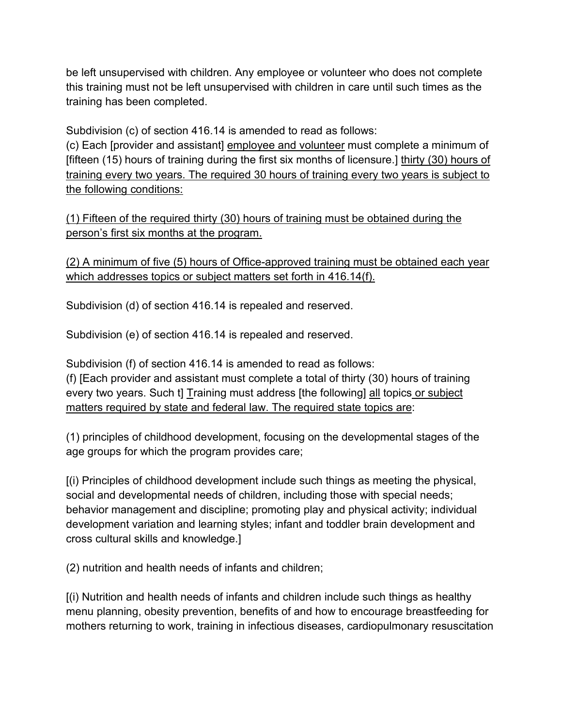be left unsupervised with children. Any employee or volunteer who does not complete this training must not be left unsupervised with children in care until such times as the training has been completed.

Subdivision (c) of section 416.14 is amended to read as follows:
(c) Each [provider and assistant] <u>employee and volunteer</u> must complete a minimum of [fifteen (15) hours of training during the first six months of licensure.] <u>thirty (30) hours of training every two years. The required 30 hours of training every two years is subject to the following conditions:</u>

<u>(1) Fifteen of the required thirty (30) hours of training must be obtained during the person's first six months at the program.</u>

<u>(2) A minimum of five (5) hours of Office-approved training must be obtained each year which addresses topics or subject matters set forth in 416.14(f).</u>

Subdivision (d) of section 416.14 is repealed and reserved.

Subdivision (e) of section 416.14 is repealed and reserved.

Subdivision (f) of section 416.14 is amended to read as follows:
(f) [Each provider and assistant must complete a total of thirty (30) hours of training every two years. Such t] <u>T</u>raining must address [the following] <u>all</u> topics <u>or subject matters required by state and federal law. The required state topics are</u>:

(1) principles of childhood development, focusing on the developmental stages of the age groups for which the program provides care;

[(i) Principles of childhood development include such things as meeting the physical, social and developmental needs of children, including those with special needs; behavior management and discipline; promoting play and physical activity; individual development variation and learning styles; infant and toddler brain development and cross cultural skills and knowledge.]

(2) nutrition and health needs of infants and children;

[(i) Nutrition and health needs of infants and children include such things as healthy menu planning, obesity prevention, benefits of and how to encourage breastfeeding for mothers returning to work, training in infectious diseases, cardiopulmonary resuscitation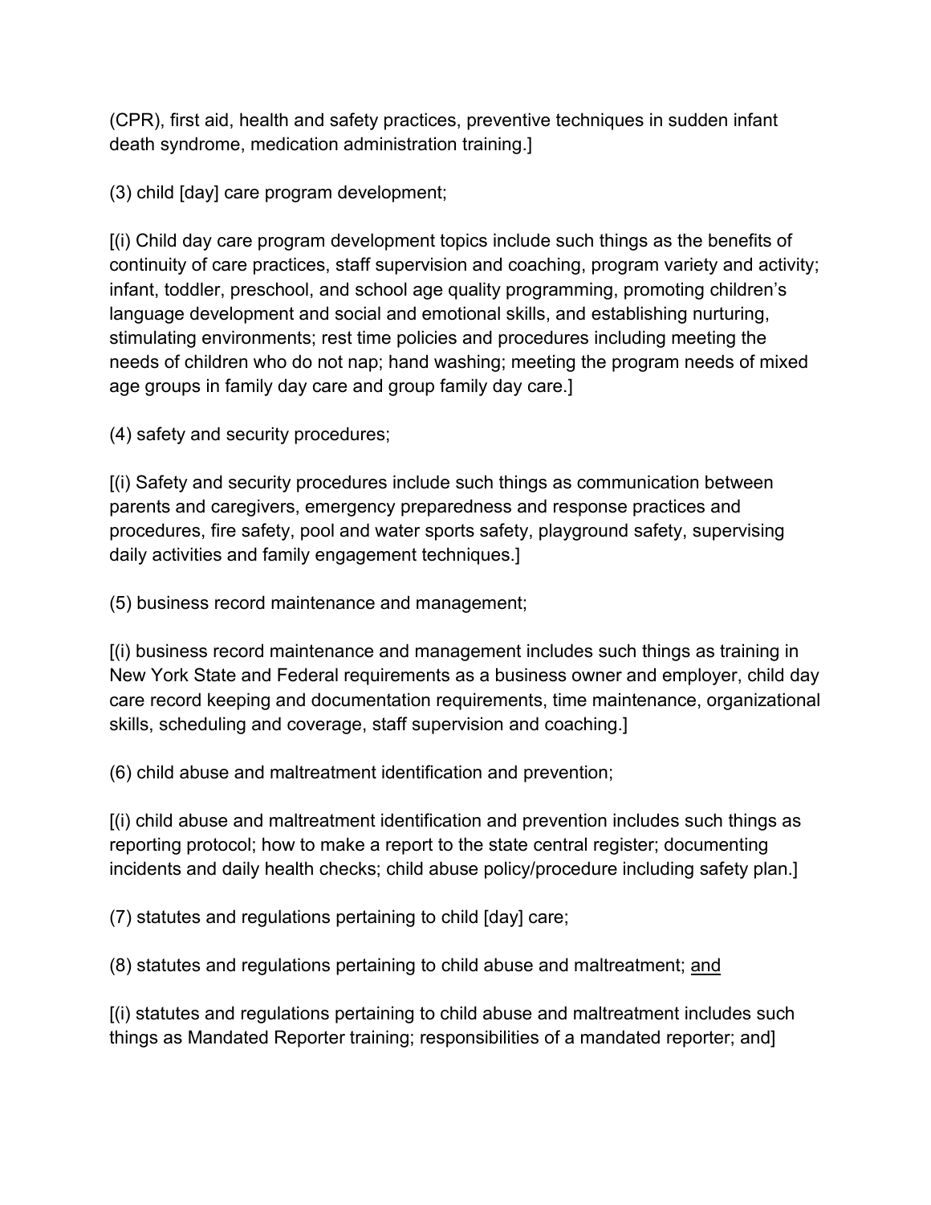(CPR), first aid, health and safety practices, preventive techniques in sudden infant death syndrome, medication administration training.]

(3) child [day] care program development;

[(i) Child day care program development topics include such things as the benefits of continuity of care practices, staff supervision and coaching, program variety and activity; infant, toddler, preschool, and school age quality programming, promoting children's language development and social and emotional skills, and establishing nurturing, stimulating environments; rest time policies and procedures including meeting the needs of children who do not nap; hand washing; meeting the program needs of mixed age groups in family day care and group family day care.]

(4) safety and security procedures;

[(i) Safety and security procedures include such things as communication between parents and caregivers, emergency preparedness and response practices and procedures, fire safety, pool and water sports safety, playground safety, supervising daily activities and family engagement techniques.]

(5) business record maintenance and management;

[(i) business record maintenance and management includes such things as training in New York State and Federal requirements as a business owner and employer, child day care record keeping and documentation requirements, time maintenance, organizational skills, scheduling and coverage, staff supervision and coaching.]

(6) child abuse and maltreatment identification and prevention;

[(i) child abuse and maltreatment identification and prevention includes such things as reporting protocol; how to make a report to the state central register; documenting incidents and daily health checks; child abuse policy/procedure including safety plan.]

(7) statutes and regulations pertaining to child [day] care;

(8) statutes and regulations pertaining to child abuse and maltreatment; <u>and</u>

[(i) statutes and regulations pertaining to child abuse and maltreatment includes such things as Mandated Reporter training; responsibilities of a mandated reporter; and]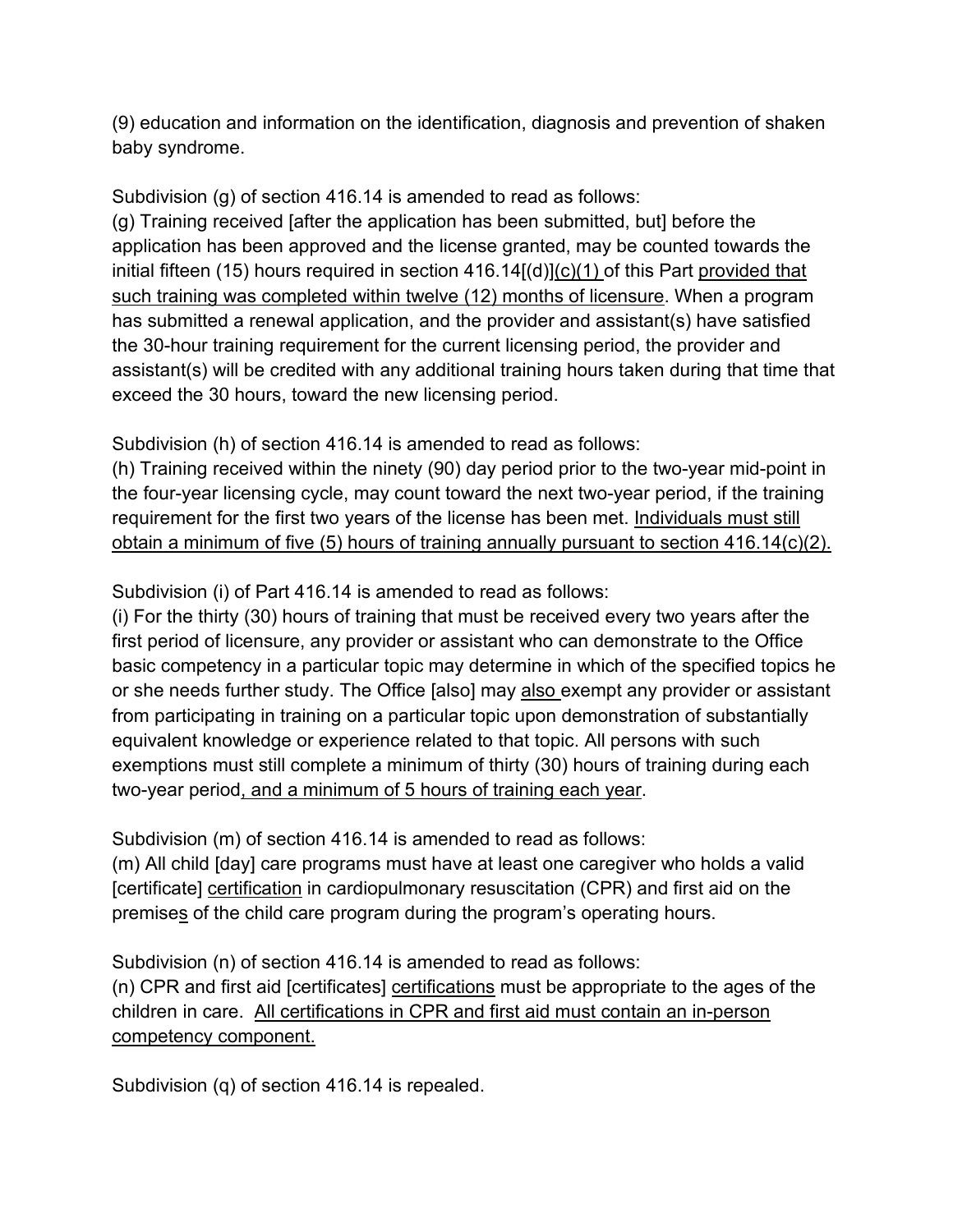(9) education and information on the identification, diagnosis and prevention of shaken baby syndrome.

Subdivision (g) of section 416.14 is amended to read as follows:

(g) Training received [after the application has been submitted, but] before the application has been approved and the license granted, may be counted towards the initial fifteen (15) hours required in section 416.14[(d)]<u>(c)(1)</u> of this Part <u>provided that such training was completed within twelve (12) months of licensure</u>. When a program has submitted a renewal application, and the provider and assistant(s) have satisfied the 30-hour training requirement for the current licensing period, the provider and assistant(s) will be credited with any additional training hours taken during that time that exceed the 30 hours, toward the new licensing period.

Subdivision (h) of section 416.14 is amended to read as follows:

(h) Training received within the ninety (90) day period prior to the two-year mid-point in the four-year licensing cycle, may count toward the next two-year period, if the training requirement for the first two years of the license has been met. <u>Individuals must still obtain a minimum of five (5) hours of training annually pursuant to section 416.14(c)(2).</u>

Subdivision (i) of Part 416.14 is amended to read as follows:

(i) For the thirty (30) hours of training that must be received every two years after the first period of licensure, any provider or assistant who can demonstrate to the Office basic competency in a particular topic may determine in which of the specified topics he or she needs further study. The Office [also] may <u>also</u> exempt any provider or assistant from participating in training on a particular topic upon demonstration of substantially equivalent knowledge or experience related to that topic. All persons with such exemptions must still complete a minimum of thirty (30) hours of training during each two-year period<u>, and a minimum of 5 hours of training each year</u>.

Subdivision (m) of section 416.14 is amended to read as follows:

(m) All child [day] care programs must have at least one caregiver who holds a valid [certificate] <u>certification</u> in cardiopulmonary resuscitation (CPR) and first aid on the premise<u>s</u> of the child care program during the program's operating hours.

Subdivision (n) of section 416.14 is amended to read as follows:

(n) CPR and first aid [certificates] <u>certifications</u> must be appropriate to the ages of the children in care. <u>All certifications in CPR and first aid must contain an in-person competency component.</u>

Subdivision (q) of section 416.14 is repealed.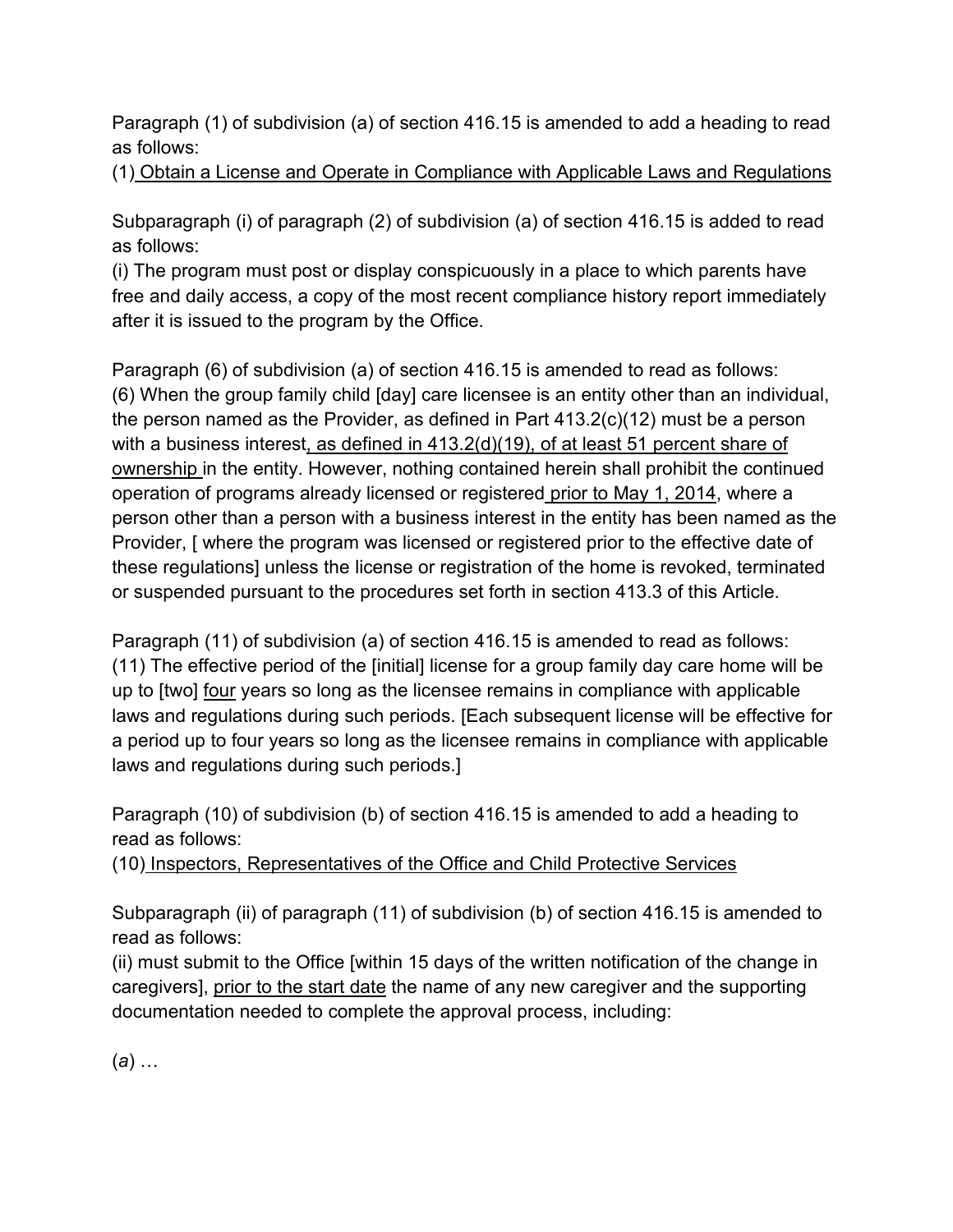Paragraph (1) of subdivision (a) of section 416.15 is amended to add a heading to read as follows:

(1) <u>Obtain a License and Operate in Compliance with Applicable Laws and Regulations</u>

Subparagraph (i) of paragraph (2) of subdivision (a) of section 416.15 is added to read as follows:

(i) The program must post or display conspicuously in a place to which parents have free and daily access, a copy of the most recent compliance history report immediately after it is issued to the program by the Office.

Paragraph (6) of subdivision (a) of section 416.15 is amended to read as follows:

(6) When the group family child [day] care licensee is an entity other than an individual, the person named as the Provider, as defined in Part 413.2(c)(12) must be a person with a business interest<u>, as defined in 413.2(d)(19), of at least 51 percent share of ownership</u> in the entity. However, nothing contained herein shall prohibit the continued operation of programs already licensed or registered<u> prior to May 1, 2014</u>, where a person other than a person with a business interest in the entity has been named as the Provider, [ where the program was licensed or registered prior to the effective date of these regulations] unless the license or registration of the home is revoked, terminated or suspended pursuant to the procedures set forth in section 413.3 of this Article.

Paragraph (11) of subdivision (a) of section 416.15 is amended to read as follows:

(11) The effective period of the [initial] license for a group family day care home will be up to [two] <u>four</u> years so long as the licensee remains in compliance with applicable laws and regulations during such periods. [Each subsequent license will be effective for a period up to four years so long as the licensee remains in compliance with applicable laws and regulations during such periods.]

Paragraph (10) of subdivision (b) of section 416.15 is amended to add a heading to read as follows:

(10) <u>Inspectors, Representatives of the Office and Child Protective Services</u>

Subparagraph (ii) of paragraph (11) of subdivision (b) of section 416.15 is amended to read as follows:

(ii) must submit to the Office [within 15 days of the written notification of the change in caregivers], <u>prior to the start date</u> the name of any new caregiver and the supporting documentation needed to complete the approval process, including:

(*a*) …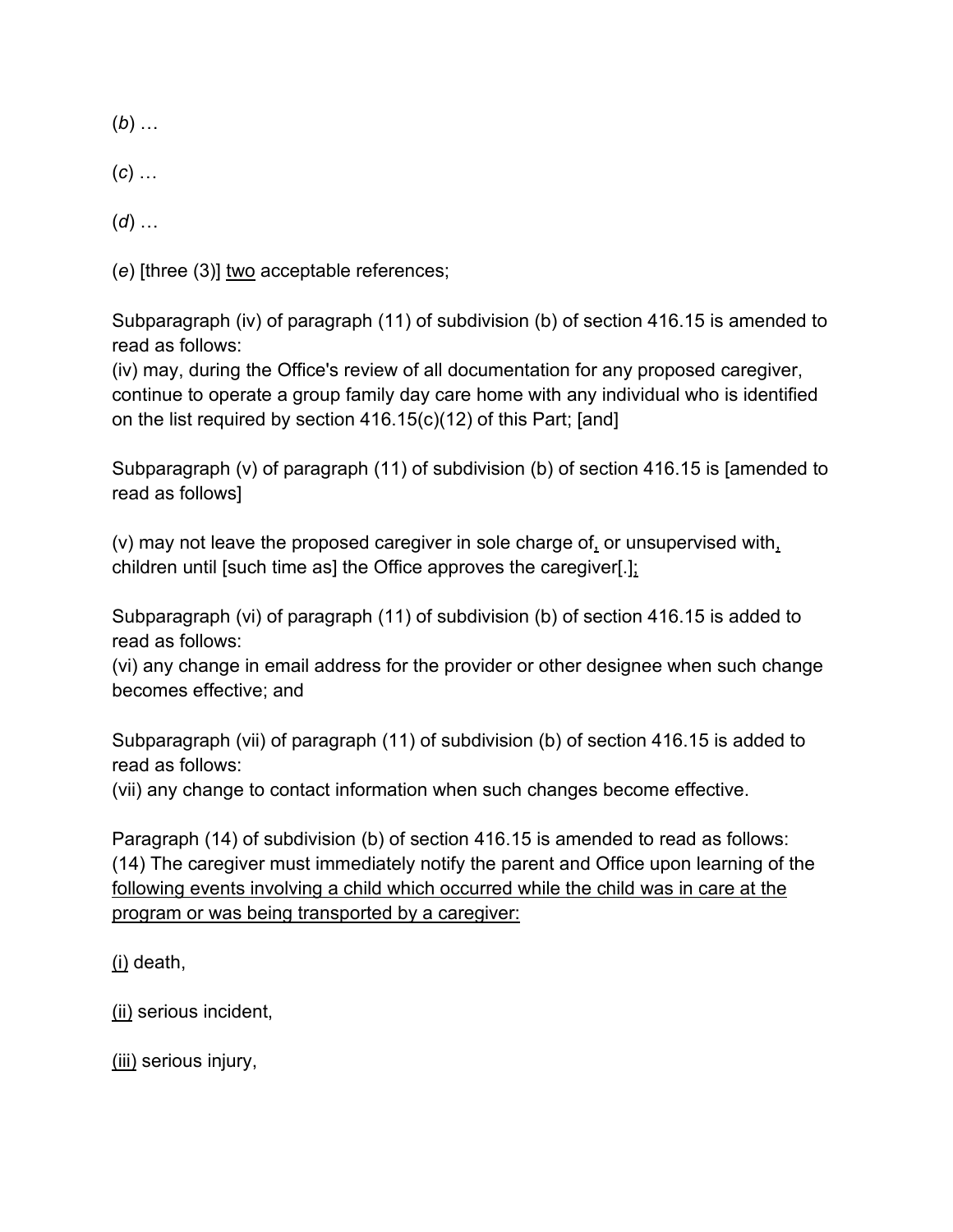(*b*) …

(*c*) …

(*d*) …

(*e*) [three (3)] <u>two</u> acceptable references;

Subparagraph (iv) of paragraph (11) of subdivision (b) of section 416.15 is amended to read as follows:
(iv) may, during the Office's review of all documentation for any proposed caregiver, continue to operate a group family day care home with any individual who is identified on the list required by section 416.15(c)(12) of this Part; [and]

Subparagraph (v) of paragraph (11) of subdivision (b) of section 416.15 is [amended to read as follows]

(v) may not leave the proposed caregiver in sole charge of<u>,</u> or unsupervised with<u>,</u> children until [such time as] the Office approves the caregiver[.]<u>;</u>

Subparagraph (vi) of paragraph (11) of subdivision (b) of section 416.15 is added to read as follows:
(vi) any change in email address for the provider or other designee when such change becomes effective; and

Subparagraph (vii) of paragraph (11) of subdivision (b) of section 416.15 is added to read as follows:
(vii) any change to contact information when such changes become effective.

Paragraph (14) of subdivision (b) of section 416.15 is amended to read as follows:
(14) The caregiver must immediately notify the parent and Office upon learning of the <u>following events involving a child which occurred while the child was in care at the program or was being transported by a caregiver:</u>

<u>(i)</u> death,

<u>(ii)</u> serious incident,

<u>(iii)</u> serious injury,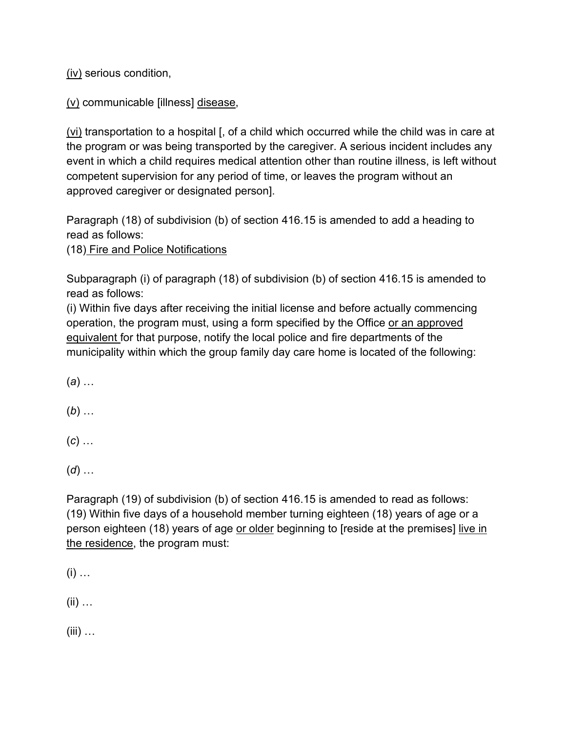(iv) serious condition,

(v) communicable [illness] disease,

(vi) transportation to a hospital [, of a child which occurred while the child was in care at the program or was being transported by the caregiver. A serious incident includes any event in which a child requires medical attention other than routine illness, is left without competent supervision for any period of time, or leaves the program without an approved caregiver or designated person].

Paragraph (18) of subdivision (b) of section 416.15 is amended to add a heading to read as follows:
(18) Fire and Police Notifications

Subparagraph (i) of paragraph (18) of subdivision (b) of section 416.15 is amended to read as follows:
(i) Within five days after receiving the initial license and before actually commencing operation, the program must, using a form specified by the Office or an approved equivalent for that purpose, notify the local police and fire departments of the municipality within which the group family day care home is located of the following:

(*a*) …

(*b*) …

(*c*) …

(*d*) …

Paragraph (19) of subdivision (b) of section 416.15 is amended to read as follows:
(19) Within five days of a household member turning eighteen (18) years of age or a person eighteen (18) years of age or older beginning to [reside at the premises] live in the residence, the program must:

(i) …

(ii) …

(iii) …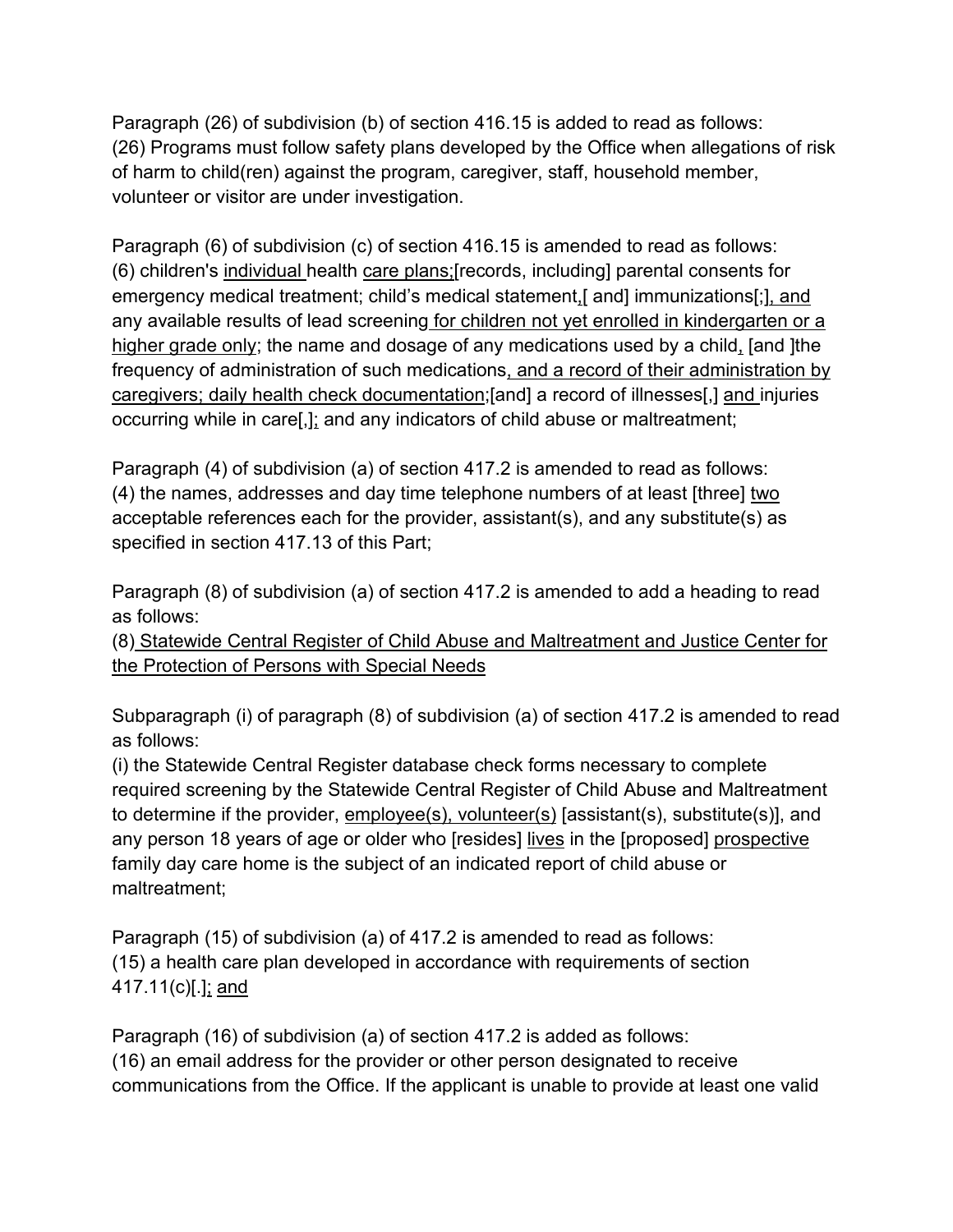Paragraph (26) of subdivision (b) of section 416.15 is added to read as follows:
(26) Programs must follow safety plans developed by the Office when allegations of risk of harm to child(ren) against the program, caregiver, staff, household member, volunteer or visitor are under investigation.

Paragraph (6) of subdivision (c) of section 416.15 is amended to read as follows:
(6) children's <u>individual</u> health <u>care plans;</u>[records, including] parental consents for emergency medical treatment; child's medical statement<u>,</u>[ and] immunizations[;]<u>, and</u> any available results of lead screening<u> for children not yet enrolled in kindergarten or a higher grade only</u>; the name and dosage of any medications used by a child<u>,</u> [and ]the frequency of administration of such medications<u>, and a record of their administration by caregivers; daily health check documentation</u>;[and] a record of illnesses[,] <u>and</u> injuries occurring while in care[,]<u>;</u> and any indicators of child abuse or maltreatment;

Paragraph (4) of subdivision (a) of section 417.2 is amended to read as follows:
(4) the names, addresses and day time telephone numbers of at least [three] <u>two</u> acceptable references each for the provider, assistant(s), and any substitute(s) as specified in section 417.13 of this Part;

Paragraph (8) of subdivision (a) of section 417.2 is amended to add a heading to read as follows:
(8)<u> Statewide Central Register of Child Abuse and Maltreatment and Justice Center for the Protection of Persons with Special Needs</u>

Subparagraph (i) of paragraph (8) of subdivision (a) of section 417.2 is amended to read as follows:
(i) the Statewide Central Register database check forms necessary to complete required screening by the Statewide Central Register of Child Abuse and Maltreatment to determine if the provider, <u>employee(s), volunteer(s)</u> [assistant(s), substitute(s)], and any person 18 years of age or older who [resides] <u>lives</u> in the [proposed] <u>prospective</u> family day care home is the subject of an indicated report of child abuse or maltreatment;

Paragraph (15) of subdivision (a) of 417.2 is amended to read as follows:
(15) a health care plan developed in accordance with requirements of section 417.11(c)[.]<u>; and</u>

Paragraph (16) of subdivision (a) of section 417.2 is added as follows:
(16) an email address for the provider or other person designated to receive communications from the Office. If the applicant is unable to provide at least one valid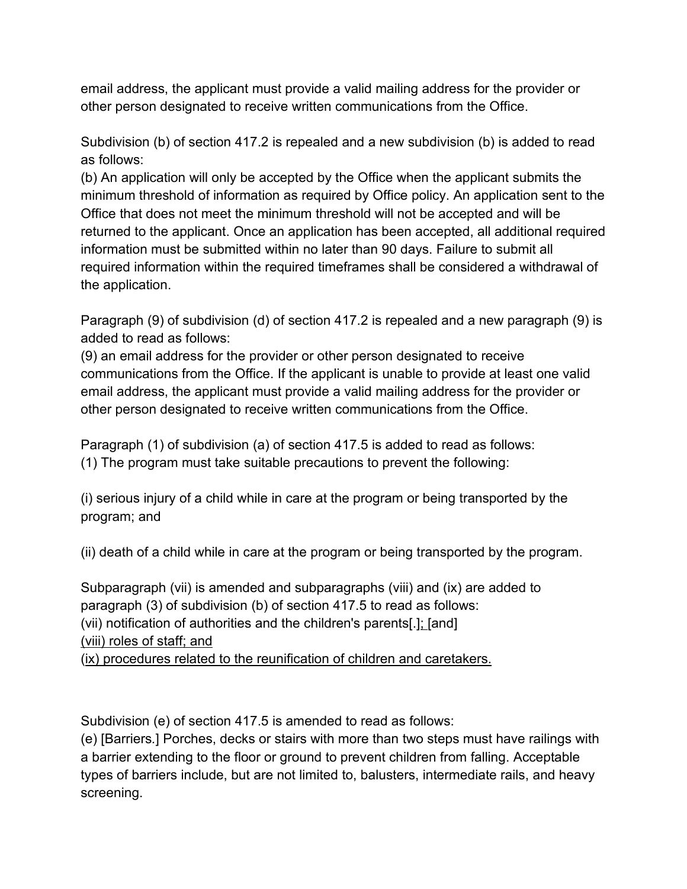email address, the applicant must provide a valid mailing address for the provider or other person designated to receive written communications from the Office.

Subdivision (b) of section 417.2 is repealed and a new subdivision (b) is added to read as follows:
(b) An application will only be accepted by the Office when the applicant submits the minimum threshold of information as required by Office policy. An application sent to the Office that does not meet the minimum threshold will not be accepted and will be returned to the applicant. Once an application has been accepted, all additional required information must be submitted within no later than 90 days. Failure to submit all required information within the required timeframes shall be considered a withdrawal of the application.

Paragraph (9) of subdivision (d) of section 417.2 is repealed and a new paragraph (9) is added to read as follows:
(9) an email address for the provider or other person designated to receive communications from the Office. If the applicant is unable to provide at least one valid email address, the applicant must provide a valid mailing address for the provider or other person designated to receive written communications from the Office.

Paragraph (1) of subdivision (a) of section 417.5 is added to read as follows:
(1) The program must take suitable precautions to prevent the following:

(i) serious injury of a child while in care at the program or being transported by the program; and

(ii) death of a child while in care at the program or being transported by the program.

Subparagraph (vii) is amended and subparagraphs (viii) and (ix) are added to paragraph (3) of subdivision (b) of section 417.5 to read as follows:
(vii) notification of authorities and the children's parents[.]<u>;</u> [and]
<u>(viii) roles of staff; and</u>
<u>(ix) procedures related to the reunification of children and caretakers.</u>

Subdivision (e) of section 417.5 is amended to read as follows:
(e) [Barriers.] Porches, decks or stairs with more than two steps must have railings with a barrier extending to the floor or ground to prevent children from falling. Acceptable types of barriers include, but are not limited to, balusters, intermediate rails, and heavy screening.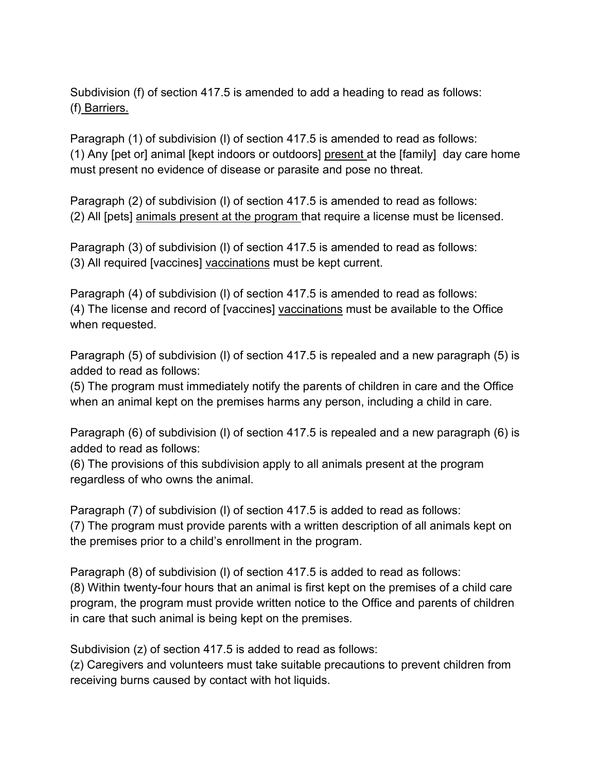Subdivision (f) of section 417.5 is amended to add a heading to read as follows:
(f) <u>Barriers.</u>

Paragraph (1) of subdivision (l) of section 417.5 is amended to read as follows:
(1) Any [pet or] animal [kept indoors or outdoors] <u>present</u> at the [family] day care home must present no evidence of disease or parasite and pose no threat.

Paragraph (2) of subdivision (l) of section 417.5 is amended to read as follows:
(2) All [pets] <u>animals present at the program</u> that require a license must be licensed.

Paragraph (3) of subdivision (l) of section 417.5 is amended to read as follows:
(3) All required [vaccines] <u>vaccinations</u> must be kept current.

Paragraph (4) of subdivision (l) of section 417.5 is amended to read as follows:
(4) The license and record of [vaccines] <u>vaccinations</u> must be available to the Office when requested.

Paragraph (5) of subdivision (l) of section 417.5 is repealed and a new paragraph (5) is added to read as follows:
(5) The program must immediately notify the parents of children in care and the Office when an animal kept on the premises harms any person, including a child in care.

Paragraph (6) of subdivision (l) of section 417.5 is repealed and a new paragraph (6) is added to read as follows:
(6) The provisions of this subdivision apply to all animals present at the program regardless of who owns the animal.

Paragraph (7) of subdivision (l) of section 417.5 is added to read as follows:
(7) The program must provide parents with a written description of all animals kept on the premises prior to a child's enrollment in the program.

Paragraph (8) of subdivision (l) of section 417.5 is added to read as follows:
(8) Within twenty-four hours that an animal is first kept on the premises of a child care program, the program must provide written notice to the Office and parents of children in care that such animal is being kept on the premises.

Subdivision (z) of section 417.5 is added to read as follows:
(z) Caregivers and volunteers must take suitable precautions to prevent children from receiving burns caused by contact with hot liquids.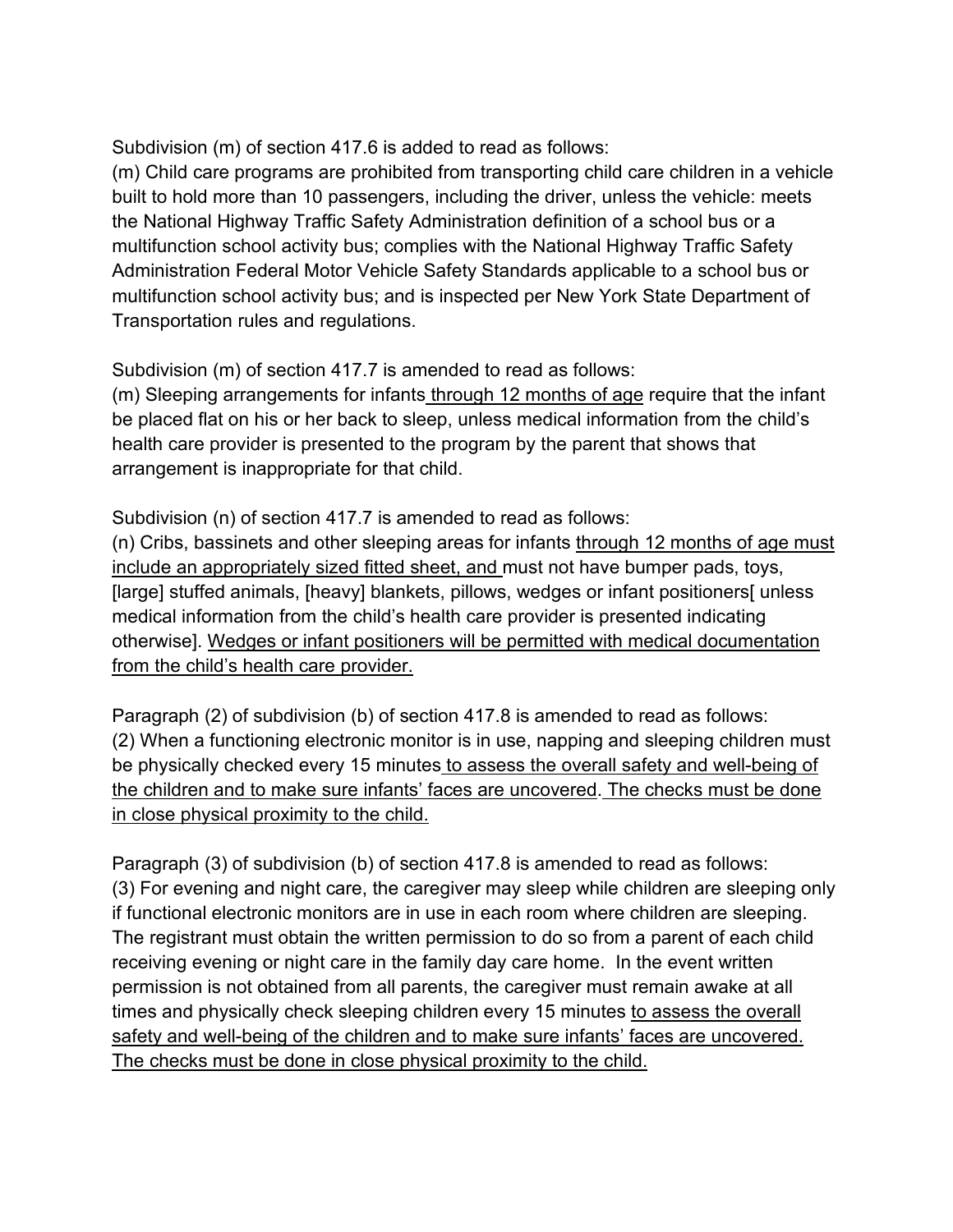Subdivision (m) of section 417.6 is added to read as follows:

(m) Child care programs are prohibited from transporting child care children in a vehicle built to hold more than 10 passengers, including the driver, unless the vehicle: meets the National Highway Traffic Safety Administration definition of a school bus or a multifunction school activity bus; complies with the National Highway Traffic Safety Administration Federal Motor Vehicle Safety Standards applicable to a school bus or multifunction school activity bus; and is inspected per New York State Department of Transportation rules and regulations.

Subdivision (m) of section 417.7 is amended to read as follows:

(m) Sleeping arrangements for infants <u>through 12 months of age</u> require that the infant be placed flat on his or her back to sleep, unless medical information from the child's health care provider is presented to the program by the parent that shows that arrangement is inappropriate for that child.

Subdivision (n) of section 417.7 is amended to read as follows:

(n) Cribs, bassinets and other sleeping areas for infants <u>through 12 months of age must include an appropriately sized fitted sheet, and</u> must not have bumper pads, toys, [large] stuffed animals, [heavy] blankets, pillows, wedges or infant positioners[ unless medical information from the child's health care provider is presented indicating otherwise]. <u>Wedges or infant positioners will be permitted with medical documentation from the child's health care provider.</u>

Paragraph (2) of subdivision (b) of section 417.8 is amended to read as follows:

(2) When a functioning electronic monitor is in use, napping and sleeping children must be physically checked every 15 minutes <u>to assess the overall safety and well-being of the children and to make sure infants' faces are uncovered. The checks must be done in close physical proximity to the child.</u>

Paragraph (3) of subdivision (b) of section 417.8 is amended to read as follows:

(3) For evening and night care, the caregiver may sleep while children are sleeping only if functional electronic monitors are in use in each room where children are sleeping. The registrant must obtain the written permission to do so from a parent of each child receiving evening or night care in the family day care home. In the event written permission is not obtained from all parents, the caregiver must remain awake at all times and physically check sleeping children every 15 minutes <u>to assess the overall safety and well-being of the children and to make sure infants' faces are uncovered. The checks must be done in close physical proximity to the child.</u>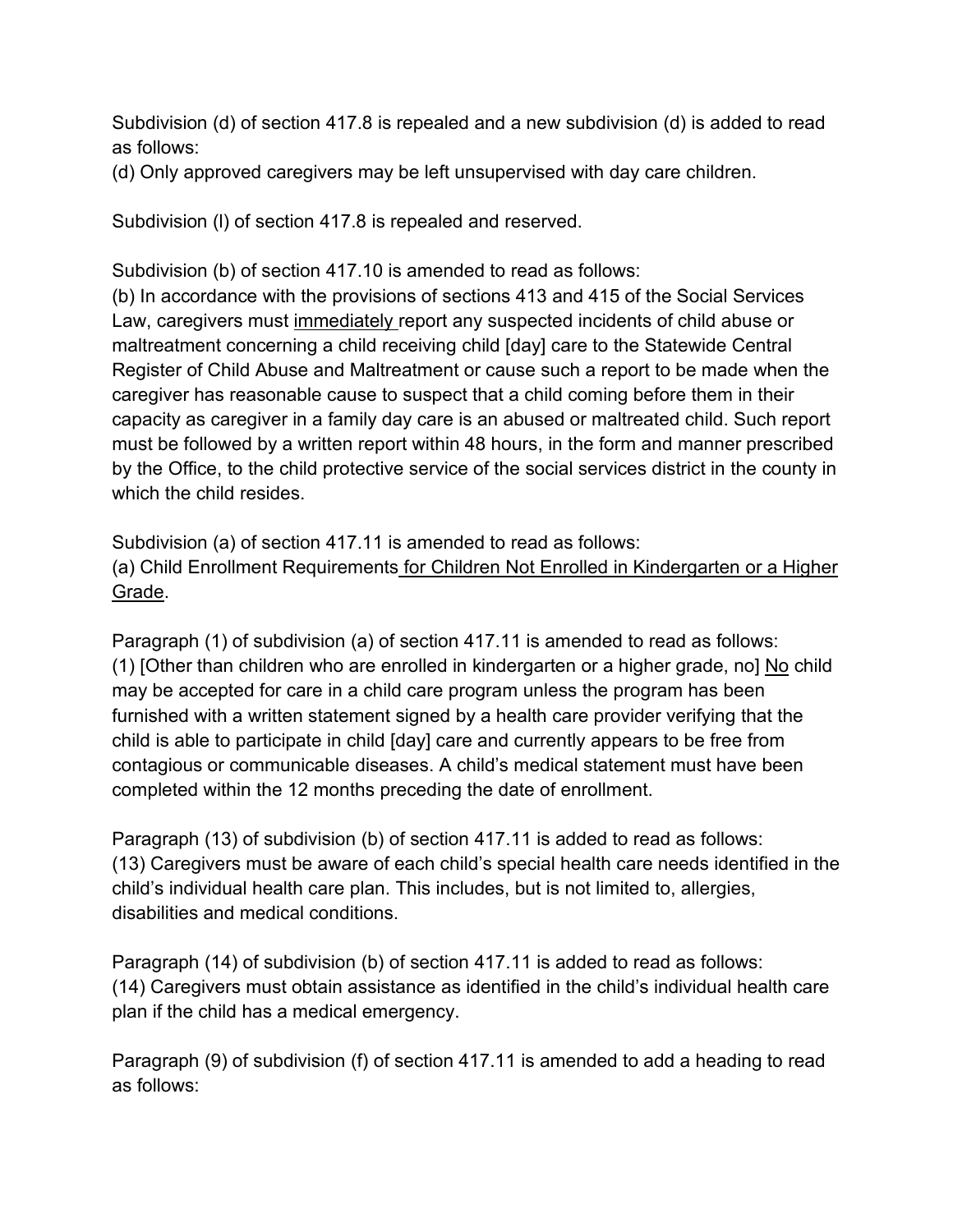Subdivision (d) of section 417.8 is repealed and a new subdivision (d) is added to read as follows:
(d) Only approved caregivers may be left unsupervised with day care children.

Subdivision (l) of section 417.8 is repealed and reserved.

Subdivision (b) of section 417.10 is amended to read as follows:
(b) In accordance with the provisions of sections 413 and 415 of the Social Services Law, caregivers must <u>immediately</u> report any suspected incidents of child abuse or maltreatment concerning a child receiving child [day] care to the Statewide Central Register of Child Abuse and Maltreatment or cause such a report to be made when the caregiver has reasonable cause to suspect that a child coming before them in their capacity as caregiver in a family day care is an abused or maltreated child. Such report must be followed by a written report within 48 hours, in the form and manner prescribed by the Office, to the child protective service of the social services district in the county in which the child resides.

Subdivision (a) of section 417.11 is amended to read as follows:
(a) Child Enrollment Requirements<u> for Children Not Enrolled in Kindergarten or a Higher Grade</u>.

Paragraph (1) of subdivision (a) of section 417.11 is amended to read as follows:
(1) [Other than children who are enrolled in kindergarten or a higher grade, no] <u>No</u> child may be accepted for care in a child care program unless the program has been furnished with a written statement signed by a health care provider verifying that the child is able to participate in child [day] care and currently appears to be free from contagious or communicable diseases. A child's medical statement must have been completed within the 12 months preceding the date of enrollment.

Paragraph (13) of subdivision (b) of section 417.11 is added to read as follows:
(13) Caregivers must be aware of each child's special health care needs identified in the child's individual health care plan. This includes, but is not limited to, allergies, disabilities and medical conditions.

Paragraph (14) of subdivision (b) of section 417.11 is added to read as follows:
(14) Caregivers must obtain assistance as identified in the child's individual health care plan if the child has a medical emergency.

Paragraph (9) of subdivision (f) of section 417.11 is amended to add a heading to read as follows: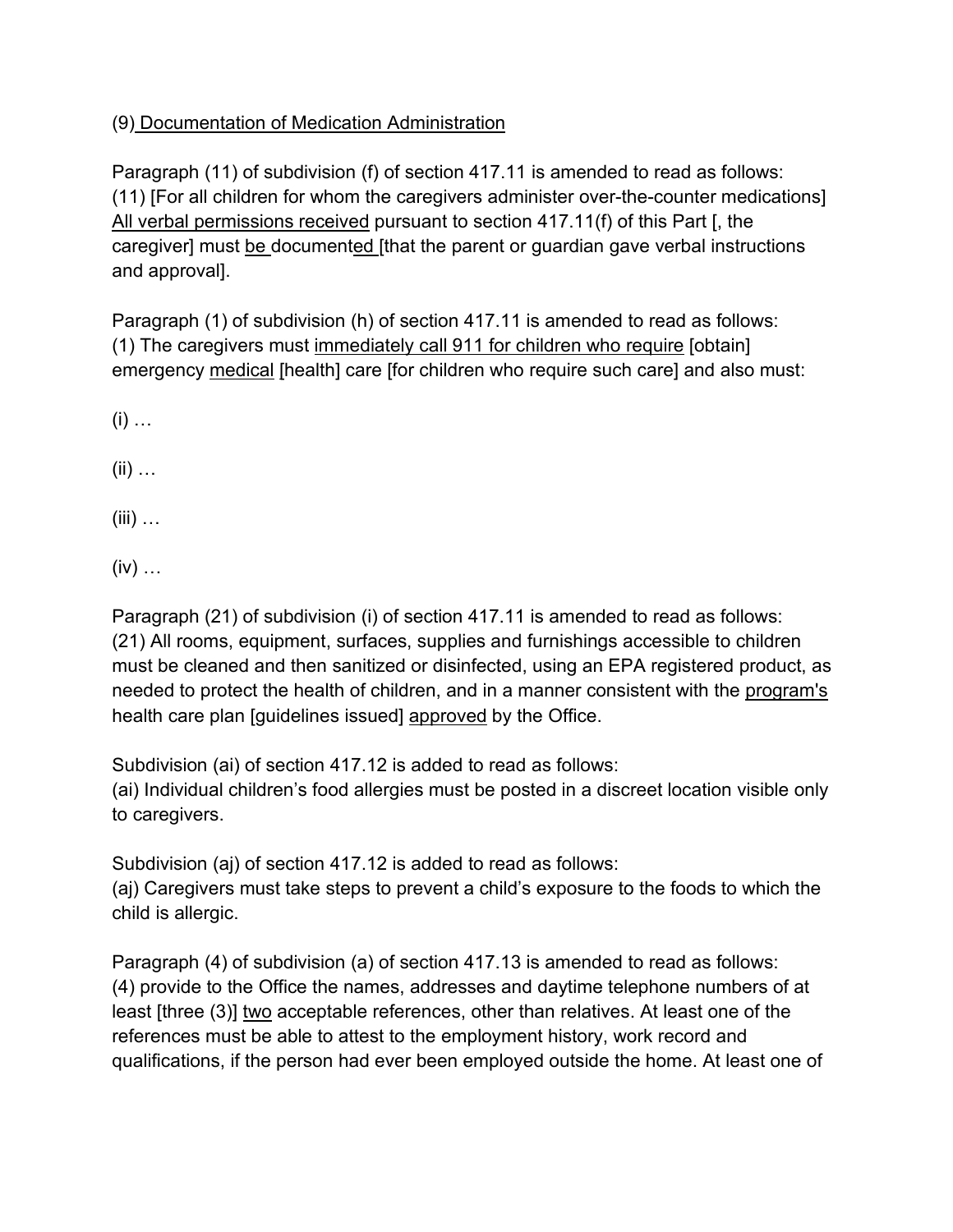(9) Documentation of Medication Administration

Paragraph (11) of subdivision (f) of section 417.11 is amended to read as follows:
(11) [For all children for whom the caregivers administer over-the-counter medications] All verbal permissions received pursuant to section 417.11(f) of this Part [, the caregiver] must be documented [that the parent or guardian gave verbal instructions and approval].

Paragraph (1) of subdivision (h) of section 417.11 is amended to read as follows:
(1) The caregivers must immediately call 911 for children who require [obtain] emergency medical [health] care [for children who require such care] and also must:

(i) …

(ii) …

(iii) …

(iv) …

Paragraph (21) of subdivision (i) of section 417.11 is amended to read as follows:
(21) All rooms, equipment, surfaces, supplies and furnishings accessible to children must be cleaned and then sanitized or disinfected, using an EPA registered product, as needed to protect the health of children, and in a manner consistent with the program's health care plan [guidelines issued] approved by the Office.

Subdivision (ai) of section 417.12 is added to read as follows:
(ai) Individual children's food allergies must be posted in a discreet location visible only to caregivers.

Subdivision (aj) of section 417.12 is added to read as follows:
(aj) Caregivers must take steps to prevent a child's exposure to the foods to which the child is allergic.

Paragraph (4) of subdivision (a) of section 417.13 is amended to read as follows:
(4) provide to the Office the names, addresses and daytime telephone numbers of at least [three (3)] two acceptable references, other than relatives. At least one of the references must be able to attest to the employment history, work record and qualifications, if the person had ever been employed outside the home. At least one of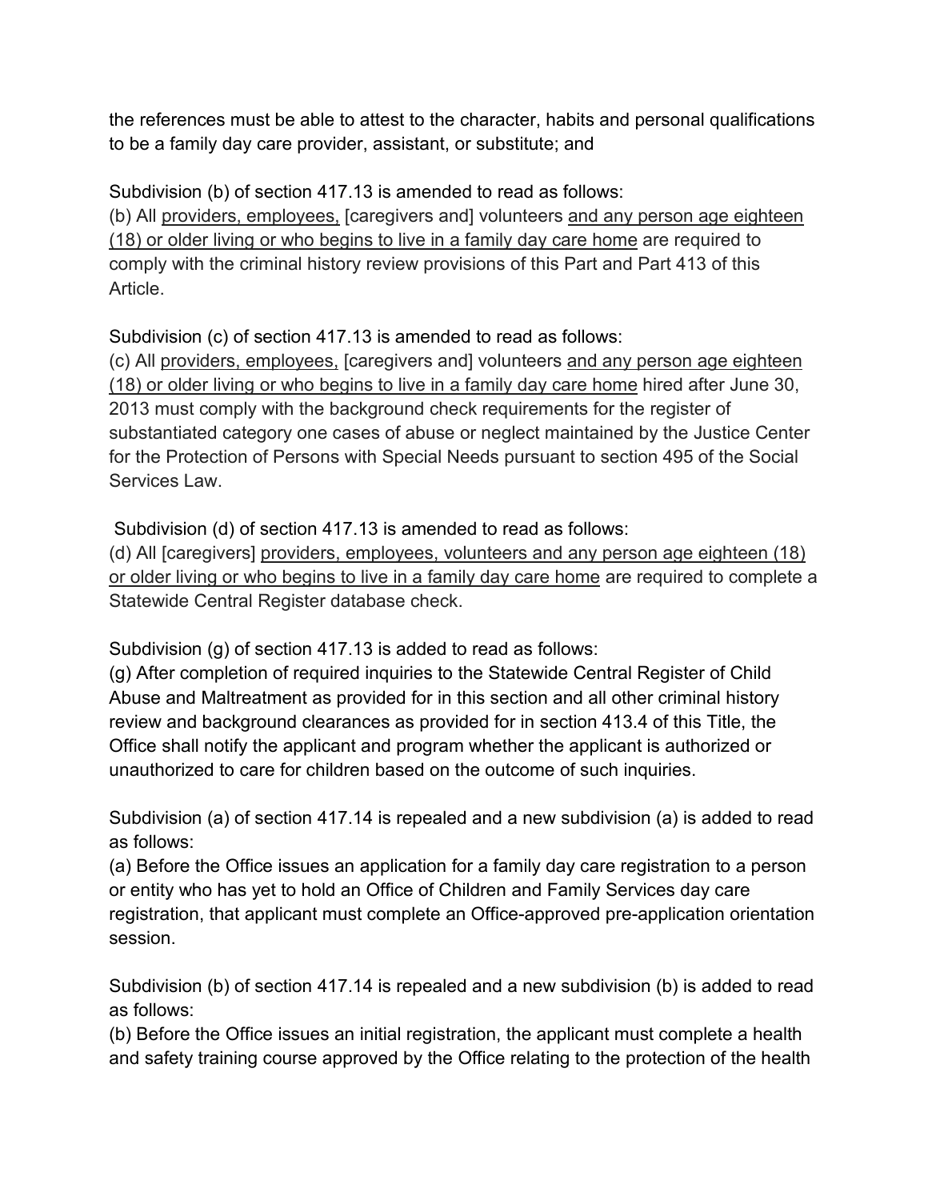the references must be able to attest to the character, habits and personal qualifications to be a family day care provider, assistant, or substitute; and

Subdivision (b) of section 417.13 is amended to read as follows:
(b) All <u>providers, employees,</u> [caregivers and] volunteers <u>and any person age eighteen (18) or older living or who begins to live in a family day care home</u> are required to comply with the criminal history review provisions of this Part and Part 413 of this Article.

Subdivision (c) of section 417.13 is amended to read as follows:
(c) All <u>providers, employees,</u> [caregivers and] volunteers <u>and any person age eighteen (18) or older living or who begins to live in a family day care home</u> hired after June 30, 2013 must comply with the background check requirements for the register of substantiated category one cases of abuse or neglect maintained by the Justice Center for the Protection of Persons with Special Needs pursuant to section 495 of the Social Services Law.

Subdivision (d) of section 417.13 is amended to read as follows:
(d) All [caregivers] <u>providers, employees, volunteers and any person age eighteen (18) or older living or who begins to live in a family day care home</u> are required to complete a Statewide Central Register database check.

Subdivision (g) of section 417.13 is added to read as follows:
(g) After completion of required inquiries to the Statewide Central Register of Child Abuse and Maltreatment as provided for in this section and all other criminal history review and background clearances as provided for in section 413.4 of this Title, the Office shall notify the applicant and program whether the applicant is authorized or unauthorized to care for children based on the outcome of such inquiries.

Subdivision (a) of section 417.14 is repealed and a new subdivision (a) is added to read as follows:
(a) Before the Office issues an application for a family day care registration to a person or entity who has yet to hold an Office of Children and Family Services day care registration, that applicant must complete an Office-approved pre-application orientation session.

Subdivision (b) of section 417.14 is repealed and a new subdivision (b) is added to read as follows:
(b) Before the Office issues an initial registration, the applicant must complete a health and safety training course approved by the Office relating to the protection of the health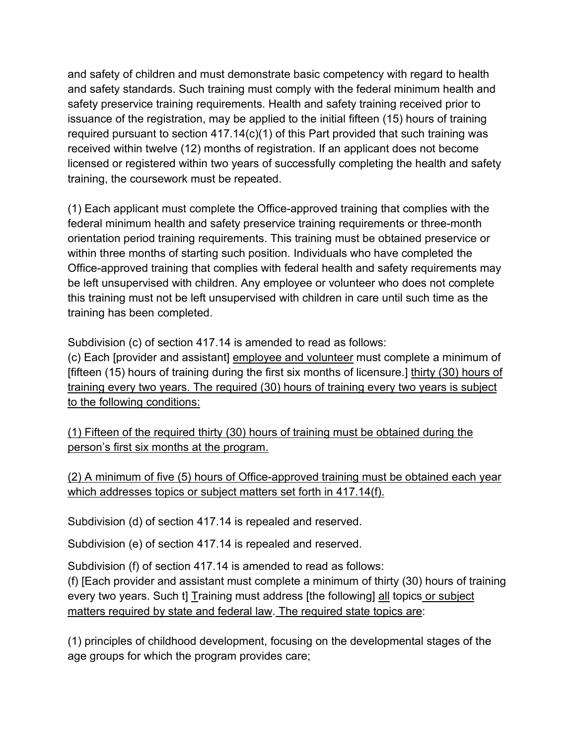and safety of children and must demonstrate basic competency with regard to health and safety standards. Such training must comply with the federal minimum health and safety preservice training requirements. Health and safety training received prior to issuance of the registration, may be applied to the initial fifteen (15) hours of training required pursuant to section 417.14(c)(1) of this Part provided that such training was received within twelve (12) months of registration. If an applicant does not become licensed or registered within two years of successfully completing the health and safety training, the coursework must be repeated.

(1) Each applicant must complete the Office-approved training that complies with the federal minimum health and safety preservice training requirements or three-month orientation period training requirements. This training must be obtained preservice or within three months of starting such position. Individuals who have completed the Office-approved training that complies with federal health and safety requirements may be left unsupervised with children. Any employee or volunteer who does not complete this training must not be left unsupervised with children in care until such time as the training has been completed.

Subdivision (c) of section 417.14 is amended to read as follows:
(c) Each [provider and assistant] employee and volunteer must complete a minimum of [fifteen (15) hours of training during the first six months of licensure.] thirty (30) hours of training every two years. The required (30) hours of training every two years is subject to the following conditions:

(1) Fifteen of the required thirty (30) hours of training must be obtained during the person's first six months at the program.

(2) A minimum of five (5) hours of Office-approved training must be obtained each year which addresses topics or subject matters set forth in 417.14(f).

Subdivision (d) of section 417.14 is repealed and reserved.

Subdivision (e) of section 417.14 is repealed and reserved.

Subdivision (f) of section 417.14 is amended to read as follows:
(f) [Each provider and assistant must complete a minimum of thirty (30) hours of training every two years. Such t] Training must address [the following] all topics or subject matters required by state and federal law. The required state topics are:

(1) principles of childhood development, focusing on the developmental stages of the age groups for which the program provides care;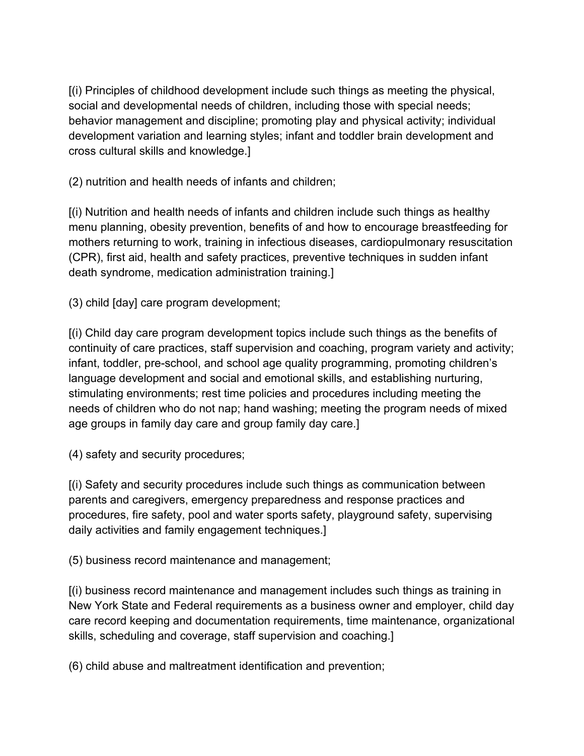[(i) Principles of childhood development include such things as meeting the physical, social and developmental needs of children, including those with special needs; behavior management and discipline; promoting play and physical activity; individual development variation and learning styles; infant and toddler brain development and cross cultural skills and knowledge.]

(2) nutrition and health needs of infants and children;

[(i) Nutrition and health needs of infants and children include such things as healthy menu planning, obesity prevention, benefits of and how to encourage breastfeeding for mothers returning to work, training in infectious diseases, cardiopulmonary resuscitation (CPR), first aid, health and safety practices, preventive techniques in sudden infant death syndrome, medication administration training.]

(3) child [day] care program development;

[(i) Child day care program development topics include such things as the benefits of continuity of care practices, staff supervision and coaching, program variety and activity; infant, toddler, pre-school, and school age quality programming, promoting children's language development and social and emotional skills, and establishing nurturing, stimulating environments; rest time policies and procedures including meeting the needs of children who do not nap; hand washing; meeting the program needs of mixed age groups in family day care and group family day care.]

(4) safety and security procedures;

[(i) Safety and security procedures include such things as communication between parents and caregivers, emergency preparedness and response practices and procedures, fire safety, pool and water sports safety, playground safety, supervising daily activities and family engagement techniques.]

(5) business record maintenance and management;

[(i) business record maintenance and management includes such things as training in New York State and Federal requirements as a business owner and employer, child day care record keeping and documentation requirements, time maintenance, organizational skills, scheduling and coverage, staff supervision and coaching.]

(6) child abuse and maltreatment identification and prevention;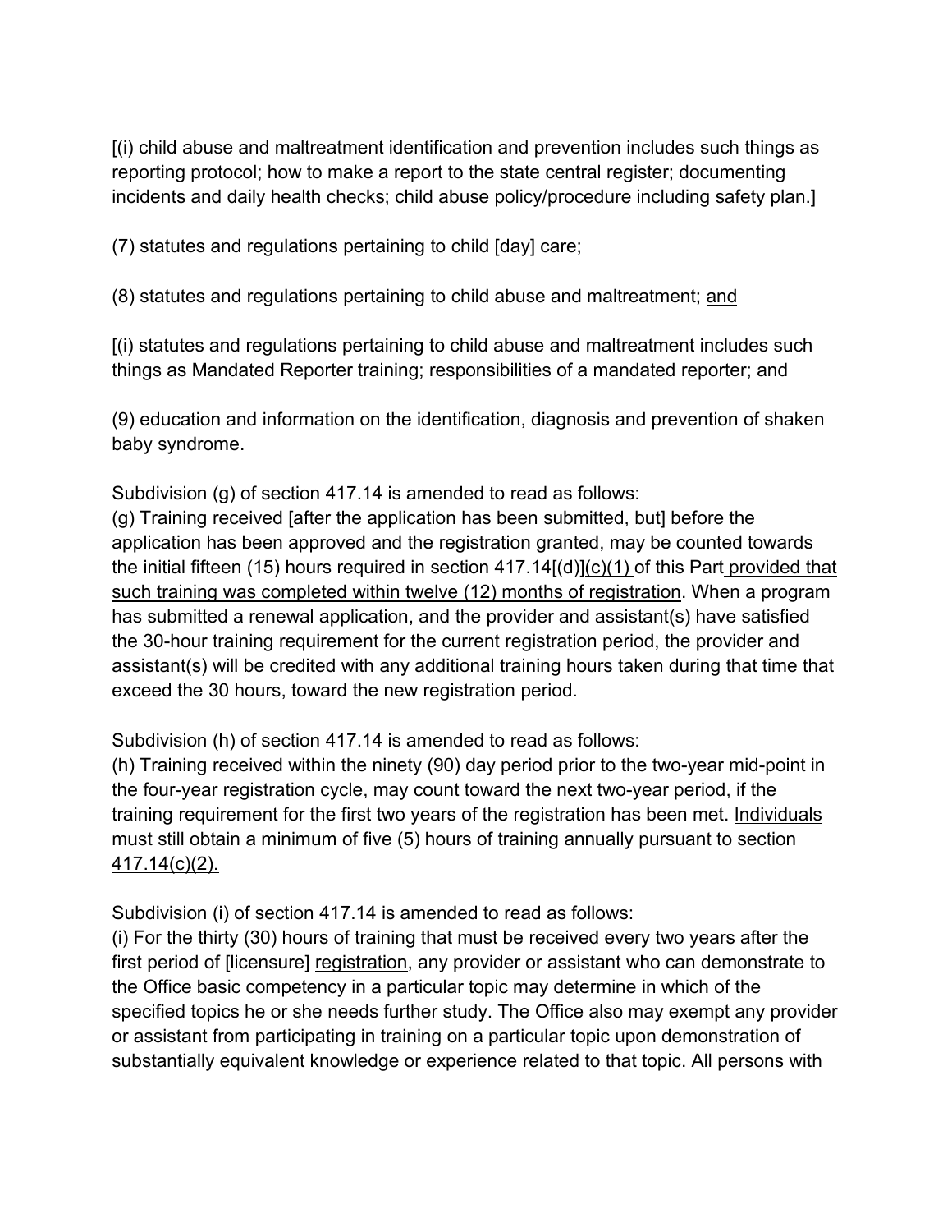[(i) child abuse and maltreatment identification and prevention includes such things as reporting protocol; how to make a report to the state central register; documenting incidents and daily health checks; child abuse policy/procedure including safety plan.]

(7) statutes and regulations pertaining to child [day] care;

(8) statutes and regulations pertaining to child abuse and maltreatment; <u>and</u>

[(i) statutes and regulations pertaining to child abuse and maltreatment includes such things as Mandated Reporter training; responsibilities of a mandated reporter; and

(9) education and information on the identification, diagnosis and prevention of shaken baby syndrome.

Subdivision (g) of section 417.14 is amended to read as follows:
(g) Training received [after the application has been submitted, but] before the application has been approved and the registration granted, may be counted towards the initial fifteen (15) hours required in section 417.14[(d)]<u>(c)(1)</u> of this Part <u>provided that such training was completed within twelve (12) months of registration</u>. When a program has submitted a renewal application, and the provider and assistant(s) have satisfied the 30-hour training requirement for the current registration period, the provider and assistant(s) will be credited with any additional training hours taken during that time that exceed the 30 hours, toward the new registration period.

Subdivision (h) of section 417.14 is amended to read as follows:
(h) Training received within the ninety (90) day period prior to the two-year mid-point in the four-year registration cycle, may count toward the next two-year period, if the training requirement for the first two years of the registration has been met. <u>Individuals must still obtain a minimum of five (5) hours of training annually pursuant to section 417.14(c)(2).</u>

Subdivision (i) of section 417.14 is amended to read as follows:
(i) For the thirty (30) hours of training that must be received every two years after the first period of [licensure] <u>registration</u>, any provider or assistant who can demonstrate to the Office basic competency in a particular topic may determine in which of the specified topics he or she needs further study. The Office also may exempt any provider or assistant from participating in training on a particular topic upon demonstration of substantially equivalent knowledge or experience related to that topic. All persons with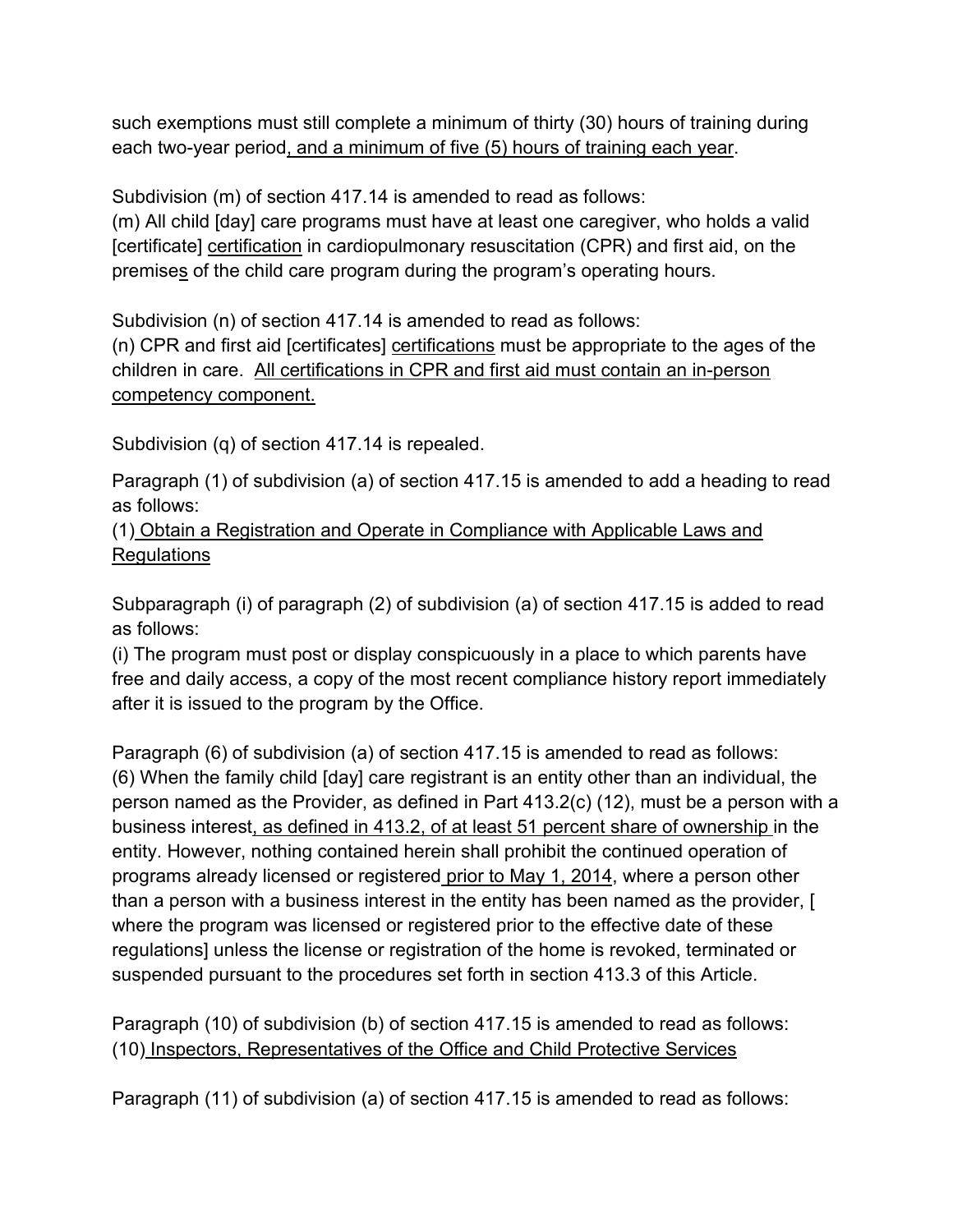such exemptions must still complete a minimum of thirty (30) hours of training during each two-year period<u>, and a minimum of five (5) hours of training each year</u>.

Subdivision (m) of section 417.14 is amended to read as follows:
(m) All child [day] care programs must have at least one caregiver, who holds a valid [certificate] <u>certification</u> in cardiopulmonary resuscitation (CPR) and first aid, on the premise<u>s</u> of the child care program during the program's operating hours.

Subdivision (n) of section 417.14 is amended to read as follows:
(n) CPR and first aid [certificates] <u>certifications</u> must be appropriate to the ages of the children in care. <u>All certifications in CPR and first aid must contain an in-person competency component.</u>

Subdivision (q) of section 417.14 is repealed.

Paragraph (1) of subdivision (a) of section 417.15 is amended to add a heading to read as follows:
(1)<u> Obtain a Registration and Operate in Compliance with Applicable Laws and Regulations</u>

Subparagraph (i) of paragraph (2) of subdivision (a) of section 417.15 is added to read as follows:
(i) The program must post or display conspicuously in a place to which parents have free and daily access, a copy of the most recent compliance history report immediately after it is issued to the program by the Office.

Paragraph (6) of subdivision (a) of section 417.15 is amended to read as follows:
(6) When the family child [day] care registrant is an entity other than an individual, the person named as the Provider, as defined in Part 413.2(c) (12), must be a person with a business interest<u>, as defined in 413.2, of at least 51 percent share of ownership </u>in the entity. However, nothing contained herein shall prohibit the continued operation of programs already licensed or registered<u> prior to May 1, 2014</u>, where a person other than a person with a business interest in the entity has been named as the provider, [ where the program was licensed or registered prior to the effective date of these regulations] unless the license or registration of the home is revoked, terminated or suspended pursuant to the procedures set forth in section 413.3 of this Article.

Paragraph (10) of subdivision (b) of section 417.15 is amended to read as follows:
(10)<u> Inspectors, Representatives of the Office and Child Protective Services</u>

Paragraph (11) of subdivision (a) of section 417.15 is amended to read as follows: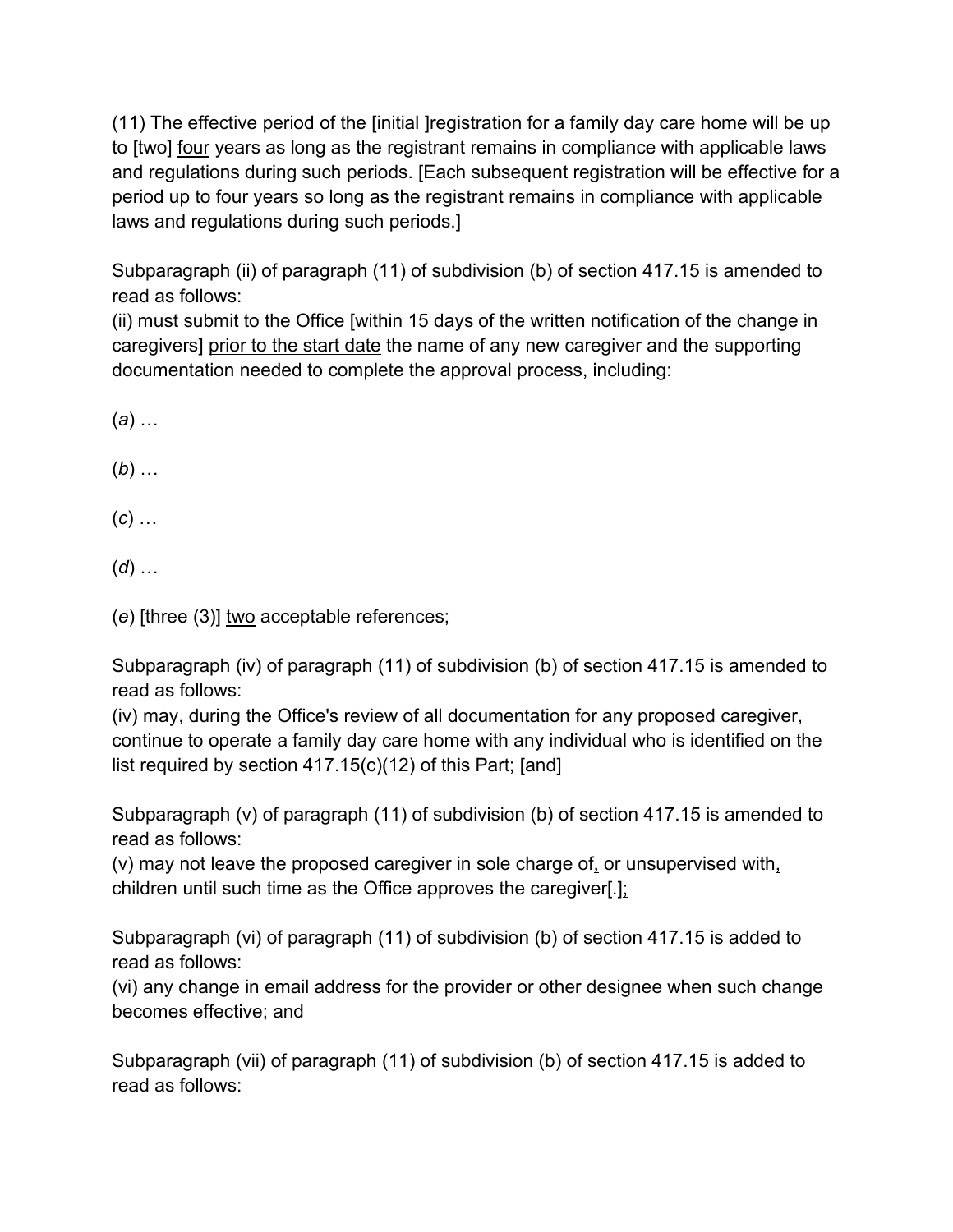(11) The effective period of the [initial ]registration for a family day care home will be up to [two] <u>four</u> years as long as the registrant remains in compliance with applicable laws and regulations during such periods. [Each subsequent registration will be effective for a period up to four years so long as the registrant remains in compliance with applicable laws and regulations during such periods.]

Subparagraph (ii) of paragraph (11) of subdivision (b) of section 417.15 is amended to read as follows:
(ii) must submit to the Office [within 15 days of the written notification of the change in caregivers] <u>prior to the start date</u> the name of any new caregiver and the supporting documentation needed to complete the approval process, including:

(*a*) …

(*b*) …

(*c*) …

(*d*) …

(*e*) [three (3)] <u>two</u> acceptable references;

Subparagraph (iv) of paragraph (11) of subdivision (b) of section 417.15 is amended to read as follows:
(iv) may, during the Office's review of all documentation for any proposed caregiver, continue to operate a family day care home with any individual who is identified on the list required by section 417.15(c)(12) of this Part; [and]

Subparagraph (v) of paragraph (11) of subdivision (b) of section 417.15 is amended to read as follows:
(v) may not leave the proposed caregiver in sole charge of<u>,</u> or unsupervised with<u>,</u> children until such time as the Office approves the caregiver[.]<u>;</u>

Subparagraph (vi) of paragraph (11) of subdivision (b) of section 417.15 is added to read as follows:
(vi) any change in email address for the provider or other designee when such change becomes effective; and

Subparagraph (vii) of paragraph (11) of subdivision (b) of section 417.15 is added to read as follows: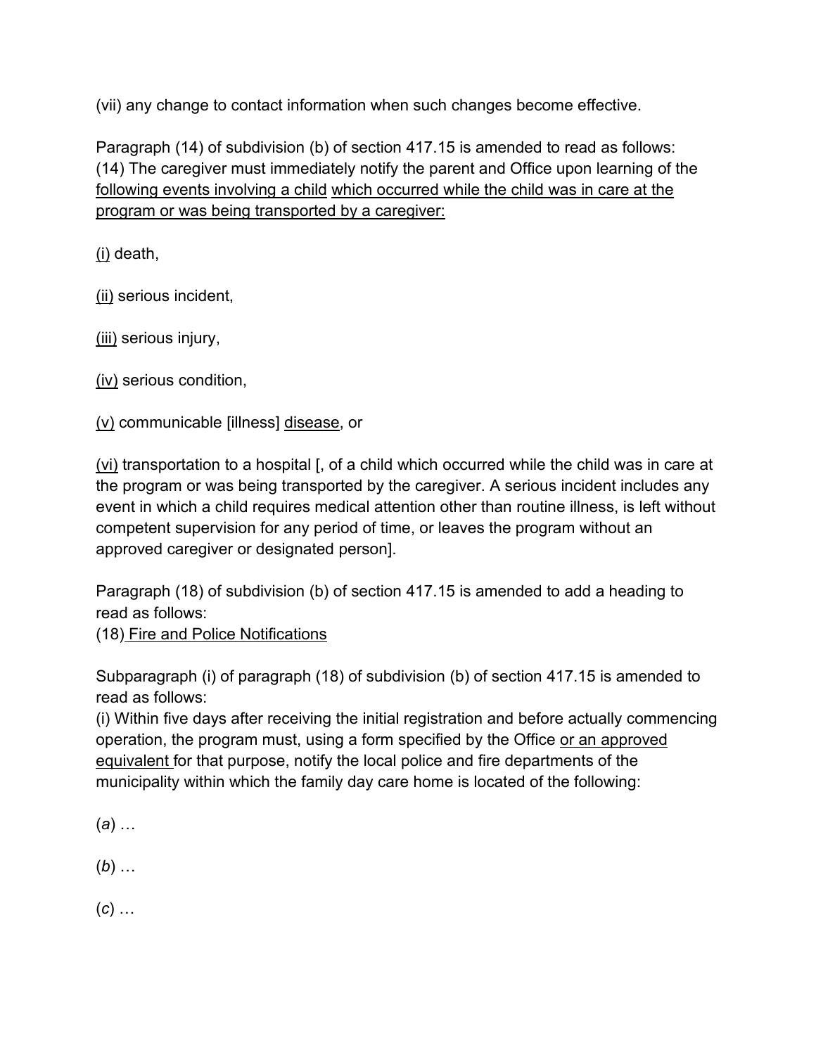(vii) any change to contact information when such changes become effective.

Paragraph (14) of subdivision (b) of section 417.15 is amended to read as follows:
(14) The caregiver must immediately notify the parent and Office upon learning of the <u>following events involving a child</u> <u>which occurred while the child was in care at the program or was being transported by a caregiver:</u>

<u>(i)</u> death,

<u>(ii)</u> serious incident,

<u>(iii)</u> serious injury,

<u>(iv)</u> serious condition,

<u>(v)</u> communicable [illness] <u>disease</u>, or

<u>(vi)</u> transportation to a hospital [, of a child which occurred while the child was in care at the program or was being transported by the caregiver. A serious incident includes any event in which a child requires medical attention other than routine illness, is left without competent supervision for any period of time, or leaves the program without an approved caregiver or designated person].

Paragraph (18) of subdivision (b) of section 417.15 is amended to add a heading to read as follows:
(18) <u>Fire and Police Notifications</u>

Subparagraph (i) of paragraph (18) of subdivision (b) of section 417.15 is amended to read as follows:
(i) Within five days after receiving the initial registration and before actually commencing operation, the program must, using a form specified by the Office <u>or an approved equivalent</u> for that purpose, notify the local police and fire departments of the municipality within which the family day care home is located of the following:

(*a*) …

(*b*) …

(*c*) …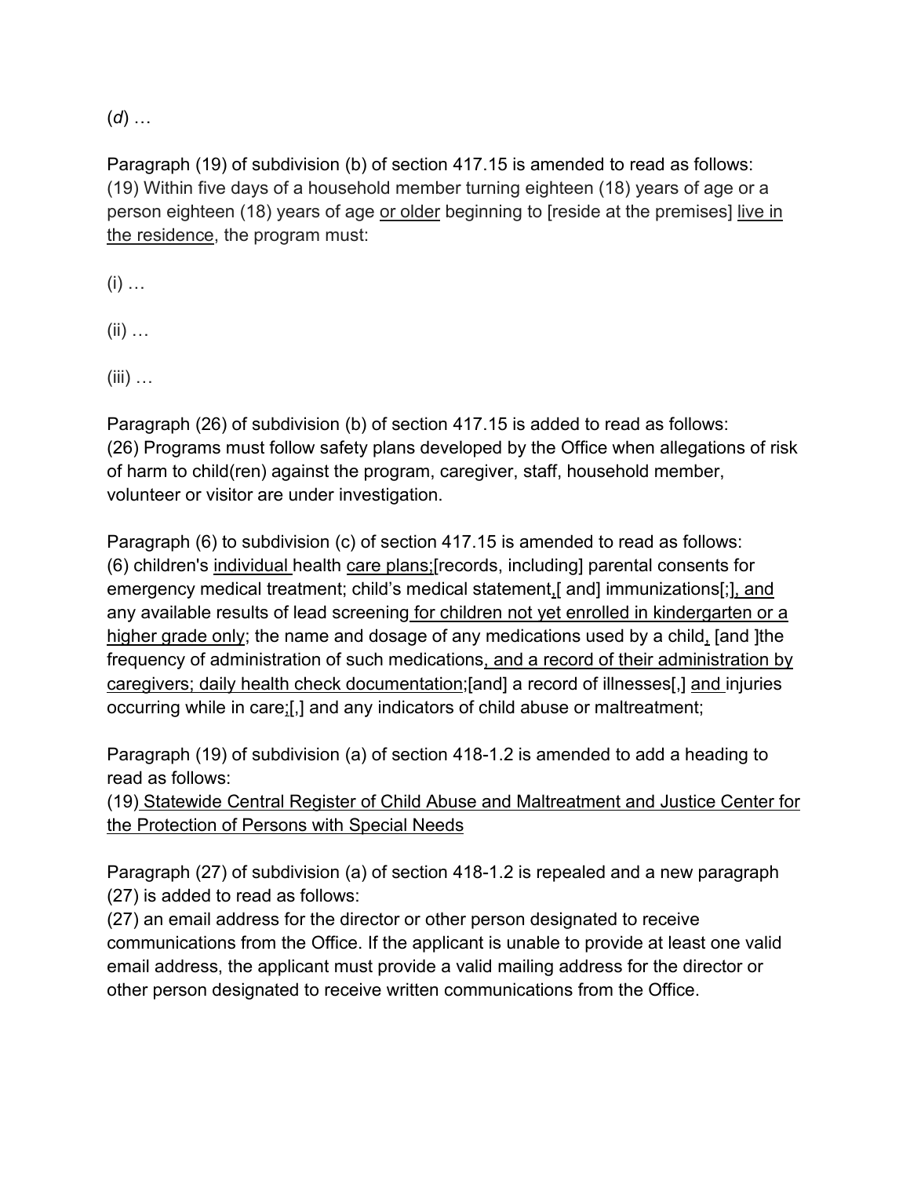(*d*) …

Paragraph (19) of subdivision (b) of section 417.15 is amended to read as follows:
(19) Within five days of a household member turning eighteen (18) years of age or a person eighteen (18) years of age <u>or older</u> beginning to [reside at the premises] <u>live in the residence</u>, the program must:

(i) …

(ii) …

(iii) …

Paragraph (26) of subdivision (b) of section 417.15 is added to read as follows:
(26) Programs must follow safety plans developed by the Office when allegations of risk of harm to child(ren) against the program, caregiver, staff, household member, volunteer or visitor are under investigation.

Paragraph (6) to subdivision (c) of section 417.15 is amended to read as follows:
(6) children's <u>individual</u> health <u>care plans;</u>[records, including] parental consents for emergency medical treatment; child's medical statement<u>,</u>[ and] immunizations[;]<u>, and</u> any available results of lead screening<u> for children not yet enrolled in kindergarten or a higher grade only</u>; the name and dosage of any medications used by a child<u>,</u> [and ]the frequency of administration of such medications<u>, and a record of their administration by caregivers; daily health check documentation</u>;[and] a record of illnesses[,] <u>and </u>injuries occurring while in care<u>;</u>[,] and any indicators of child abuse or maltreatment;

Paragraph (19) of subdivision (a) of section 418-1.2 is amended to add a heading to read as follows:
(19)<u> Statewide Central Register of Child Abuse and Maltreatment and Justice Center for the Protection of Persons with Special Needs</u>

Paragraph (27) of subdivision (a) of section 418-1.2 is repealed and a new paragraph (27) is added to read as follows:
(27) an email address for the director or other person designated to receive communications from the Office. If the applicant is unable to provide at least one valid email address, the applicant must provide a valid mailing address for the director or other person designated to receive written communications from the Office.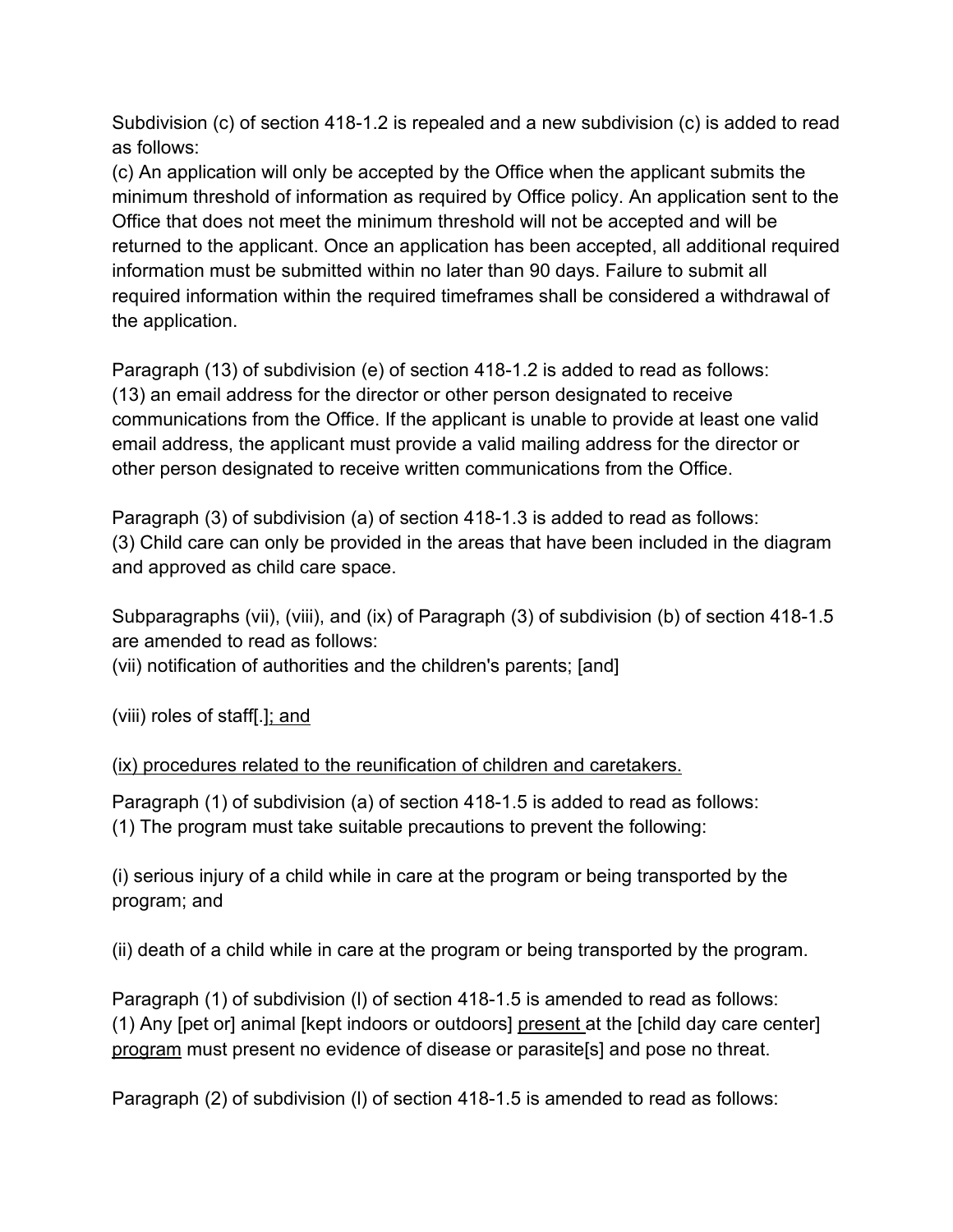Subdivision (c) of section 418-1.2 is repealed and a new subdivision (c) is added to read as follows:
(c) An application will only be accepted by the Office when the applicant submits the minimum threshold of information as required by Office policy. An application sent to the Office that does not meet the minimum threshold will not be accepted and will be returned to the applicant. Once an application has been accepted, all additional required information must be submitted within no later than 90 days. Failure to submit all required information within the required timeframes shall be considered a withdrawal of the application.

Paragraph (13) of subdivision (e) of section 418-1.2 is added to read as follows:
(13) an email address for the director or other person designated to receive communications from the Office. If the applicant is unable to provide at least one valid email address, the applicant must provide a valid mailing address for the director or other person designated to receive written communications from the Office.

Paragraph (3) of subdivision (a) of section 418-1.3 is added to read as follows:
(3) Child care can only be provided in the areas that have been included in the diagram and approved as child care space.

Subparagraphs (vii), (viii), and (ix) of Paragraph (3) of subdivision (b) of section 418-1.5 are amended to read as follows:
(vii) notification of authorities and the children's parents; [and]

(viii) roles of staff[.]<u>; and</u>

<u>(ix) procedures related to the reunification of children and caretakers.</u>

Paragraph (1) of subdivision (a) of section 418-1.5 is added to read as follows:
(1) The program must take suitable precautions to prevent the following:

(i) serious injury of a child while in care at the program or being transported by the program; and

(ii) death of a child while in care at the program or being transported by the program.

Paragraph (1) of subdivision (l) of section 418-1.5 is amended to read as follows:
(1) Any [pet or] animal [kept indoors or outdoors] <u>present</u> at the [child day care center] <u>program</u> must present no evidence of disease or parasite[s] and pose no threat.

Paragraph (2) of subdivision (l) of section 418-1.5 is amended to read as follows: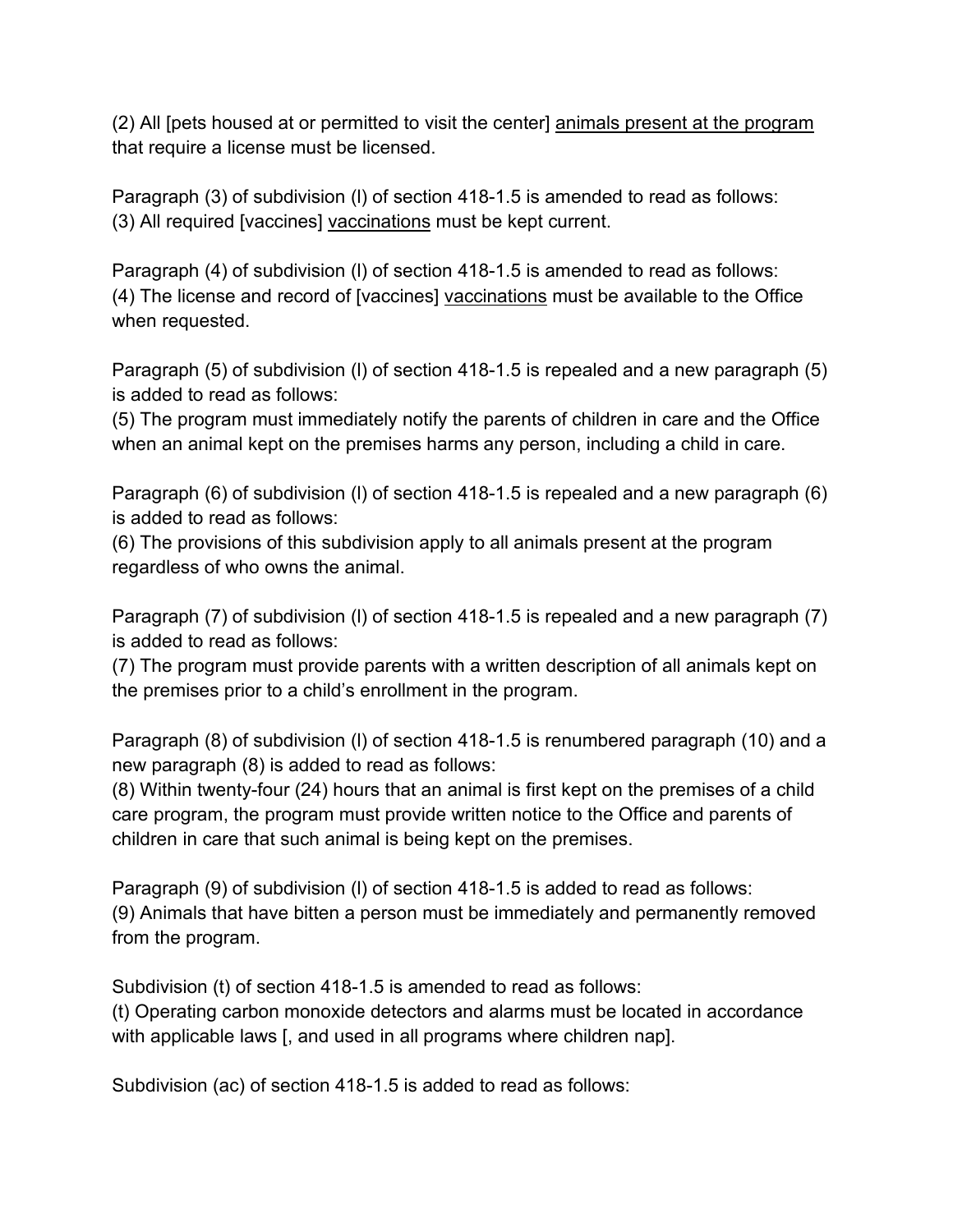(2) All [pets housed at or permitted to visit the center] <u>animals present at the program</u> that require a license must be licensed.

Paragraph (3) of subdivision (l) of section 418-1.5 is amended to read as follows:
(3) All required [vaccines] <u>vaccinations</u> must be kept current.

Paragraph (4) of subdivision (l) of section 418-1.5 is amended to read as follows:
(4) The license and record of [vaccines] <u>vaccinations</u> must be available to the Office when requested.

Paragraph (5) of subdivision (l) of section 418-1.5 is repealed and a new paragraph (5) is added to read as follows:
(5) The program must immediately notify the parents of children in care and the Office when an animal kept on the premises harms any person, including a child in care.

Paragraph (6) of subdivision (l) of section 418-1.5 is repealed and a new paragraph (6) is added to read as follows:
(6) The provisions of this subdivision apply to all animals present at the program regardless of who owns the animal.

Paragraph (7) of subdivision (l) of section 418-1.5 is repealed and a new paragraph (7) is added to read as follows:
(7) The program must provide parents with a written description of all animals kept on the premises prior to a child's enrollment in the program.

Paragraph (8) of subdivision (l) of section 418-1.5 is renumbered paragraph (10) and a new paragraph (8) is added to read as follows:
(8) Within twenty-four (24) hours that an animal is first kept on the premises of a child care program, the program must provide written notice to the Office and parents of children in care that such animal is being kept on the premises.

Paragraph (9) of subdivision (l) of section 418-1.5 is added to read as follows:
(9) Animals that have bitten a person must be immediately and permanently removed from the program.

Subdivision (t) of section 418-1.5 is amended to read as follows:
(t) Operating carbon monoxide detectors and alarms must be located in accordance with applicable laws [, and used in all programs where children nap].

Subdivision (ac) of section 418-1.5 is added to read as follows: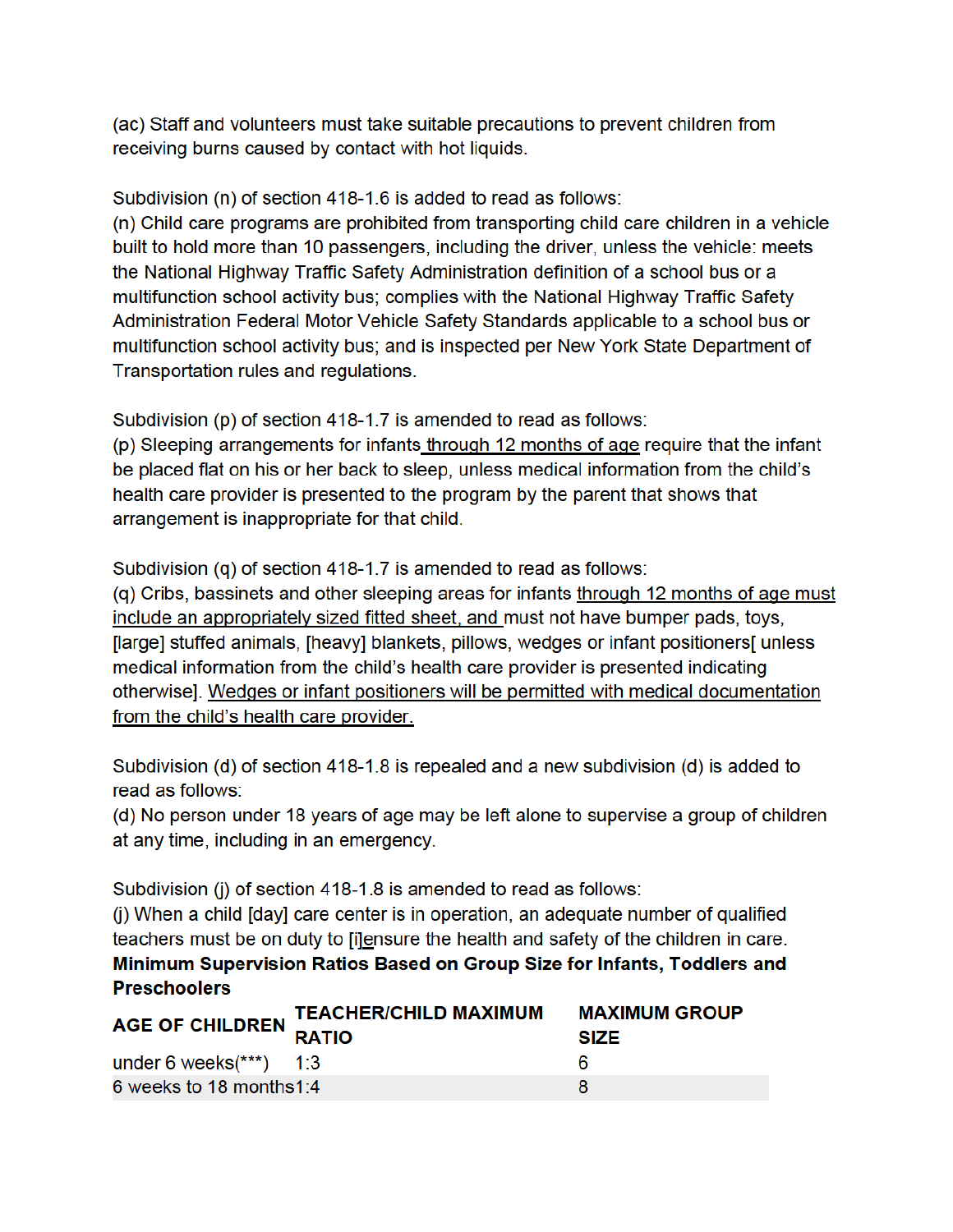(ac) Staff and volunteers must take suitable precautions to prevent children from receiving burns caused by contact with hot liquids.

Subdivision (n) of section 418-1.6 is added to read as follows:
(n) Child care programs are prohibited from transporting child care children in a vehicle built to hold more than 10 passengers, including the driver, unless the vehicle: meets the National Highway Traffic Safety Administration definition of a school bus or a multifunction school activity bus; complies with the National Highway Traffic Safety Administration Federal Motor Vehicle Safety Standards applicable to a school bus or multifunction school activity bus; and is inspected per New York State Department of Transportation rules and regulations.

Subdivision (p) of section 418-1.7 is amended to read as follows:
(p) Sleeping arrangements for infants <u>through 12 months of age</u> require that the infant be placed flat on his or her back to sleep, unless medical information from the child's health care provider is presented to the program by the parent that shows that arrangement is inappropriate for that child.

Subdivision (q) of section 418-1.7 is amended to read as follows:
(q) Cribs, bassinets and other sleeping areas for infants <u>through 12 months of age must include an appropriately sized fitted sheet, and</u> must not have bumper pads, toys, [large] stuffed animals, [heavy] blankets, pillows, wedges or infant positioners[ unless medical information from the child's health care provider is presented indicating otherwise]. <u>Wedges or infant positioners will be permitted with medical documentation from the child's health care provider.</u>

Subdivision (d) of section 418-1.8 is repealed and a new subdivision (d) is added to read as follows:
(d) No person under 18 years of age may be left alone to supervise a group of children at any time, including in an emergency.

Subdivision (j) of section 418-1.8 is amended to read as follows:
(j) When a child [day] care center is in operation, an adequate number of qualified teachers must be on duty to [i]<u>e</u>nsure the health and safety of the children in care.

**Minimum Supervision Ratios Based on Group Size for Infants, Toddlers and Preschoolers**

| AGE OF CHILDREN | TEACHER/CHILD MAXIMUM RATIO | MAXIMUM GROUP SIZE |
|---|---|---|
| under 6 weeks(***) | 1:3 | 6 |
| 6 weeks to 18 months | 1:4 | 8 |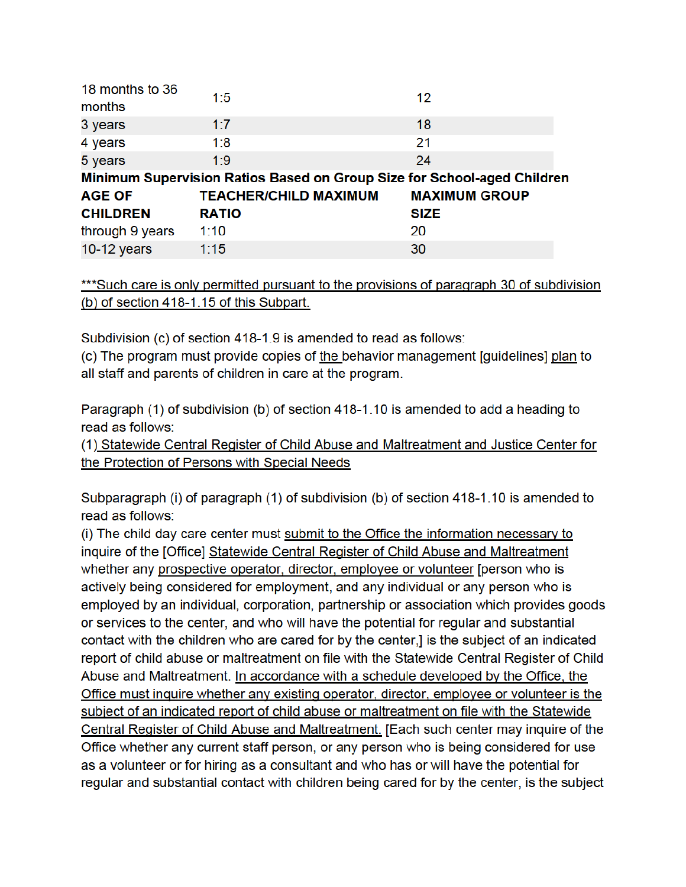| | | |
|---|---|---|
| 18 months to 36 months | 1:5 | 12 |
| 3 years | 1:7 | 18 |
| 4 years | 1:8 | 21 |
| 5 years | 1:9 | 24 |

**Minimum Supervision Ratios Based on Group Size for School-aged Children**

| **AGE OF CHILDREN** | **TEACHER/CHILD MAXIMUM RATIO** | **MAXIMUM GROUP SIZE** |
|---|---|---|
| through 9 years | 1:10 | 20 |
| 10-12 years | 1:15 | 30 |

<u>***Such care is only permitted pursuant to the provisions of paragraph 30 of subdivision (b) of section 418-1.15 of this Subpart.</u>

Subdivision (c) of section 418-1.9 is amended to read as follows:
(c) The program must provide copies of <u>the</u> behavior management [guidelines] <u>plan</u> to all staff and parents of children in care at the program.

Paragraph (1) of subdivision (b) of section 418-1.10 is amended to add a heading to read as follows:
(1) <u>Statewide Central Register of Child Abuse and Maltreatment and Justice Center for the Protection of Persons with Special Needs</u>

Subparagraph (i) of paragraph (1) of subdivision (b) of section 418-1.10 is amended to read as follows:
(i) The child day care center must <u>submit to the Office the information necessary to</u> inquire of the [Office] <u>Statewide Central Register of Child Abuse and Maltreatment</u> whether any <u>prospective operator, director, employee or volunteer</u> [person who is actively being considered for employment, and any individual or any person who is employed by an individual, corporation, partnership or association which provides goods or services to the center, and who will have the potential for regular and substantial contact with the children who are cared for by the center,] is the subject of an indicated report of child abuse or maltreatment on file with the Statewide Central Register of Child Abuse and Maltreatment. <u>In accordance with a schedule developed by the Office, the Office must inquire whether any existing operator, director, employee or volunteer is the subject of an indicated report of child abuse or maltreatment on file with the Statewide Central Register of Child Abuse and Maltreatment.</u> [Each such center may inquire of the Office whether any current staff person, or any person who is being considered for use as a volunteer or for hiring as a consultant and who has or will have the potential for regular and substantial contact with children being cared for by the center, is the subject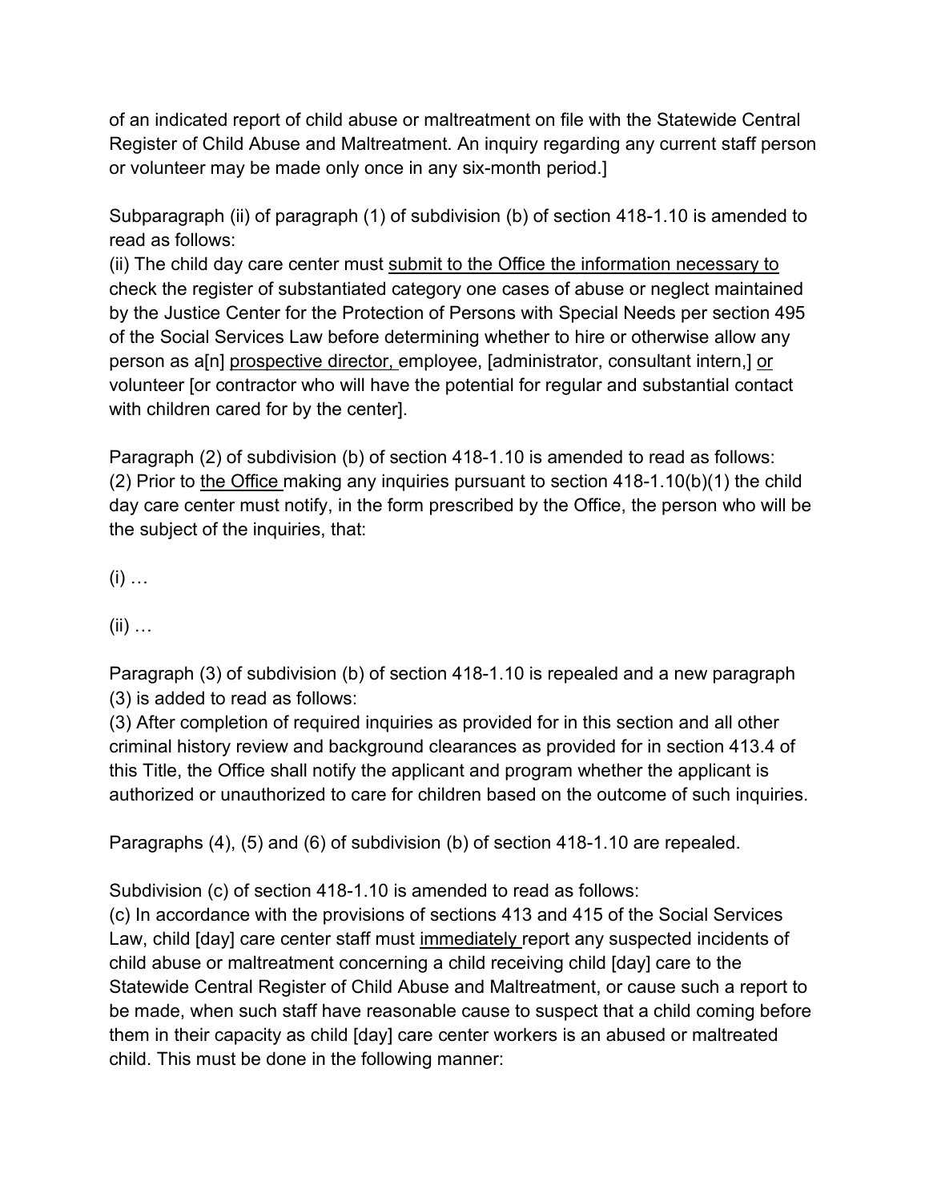of an indicated report of child abuse or maltreatment on file with the Statewide Central Register of Child Abuse and Maltreatment. An inquiry regarding any current staff person or volunteer may be made only once in any six-month period.]

Subparagraph (ii) of paragraph (1) of subdivision (b) of section 418-1.10 is amended to read as follows:
(ii) The child day care center must <u>submit to the Office the information necessary to</u> check the register of substantiated category one cases of abuse or neglect maintained by the Justice Center for the Protection of Persons with Special Needs per section 495 of the Social Services Law before determining whether to hire or otherwise allow any person as a[n] <u>prospective director,</u> employee, [administrator, consultant intern,] <u>or</u> volunteer [or contractor who will have the potential for regular and substantial contact with children cared for by the center].

Paragraph (2) of subdivision (b) of section 418-1.10 is amended to read as follows:
(2) Prior to <u>the Office</u> making any inquiries pursuant to section 418-1.10(b)(1) the child day care center must notify, in the form prescribed by the Office, the person who will be the subject of the inquiries, that:

(i) …

(ii) …

Paragraph (3) of subdivision (b) of section 418-1.10 is repealed and a new paragraph (3) is added to read as follows:
(3) After completion of required inquiries as provided for in this section and all other criminal history review and background clearances as provided for in section 413.4 of this Title, the Office shall notify the applicant and program whether the applicant is authorized or unauthorized to care for children based on the outcome of such inquiries.

Paragraphs (4), (5) and (6) of subdivision (b) of section 418-1.10 are repealed.

Subdivision (c) of section 418-1.10 is amended to read as follows:
(c) In accordance with the provisions of sections 413 and 415 of the Social Services Law, child [day] care center staff must <u>immediately</u> report any suspected incidents of child abuse or maltreatment concerning a child receiving child [day] care to the Statewide Central Register of Child Abuse and Maltreatment, or cause such a report to be made, when such staff have reasonable cause to suspect that a child coming before them in their capacity as child [day] care center workers is an abused or maltreated child. This must be done in the following manner: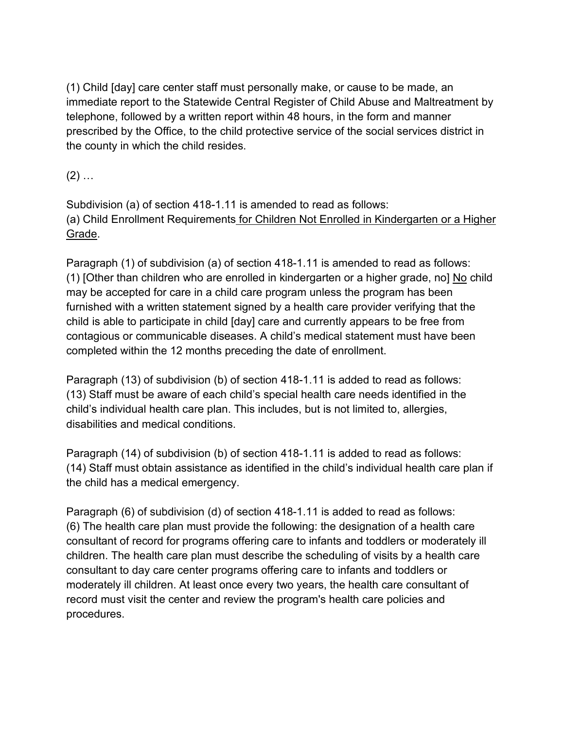(1) Child [day] care center staff must personally make, or cause to be made, an immediate report to the Statewide Central Register of Child Abuse and Maltreatment by telephone, followed by a written report within 48 hours, in the form and manner prescribed by the Office, to the child protective service of the social services district in the county in which the child resides.

(2) …

Subdivision (a) of section 418-1.11 is amended to read as follows:
(a) Child Enrollment Requirements <u>for Children Not Enrolled in Kindergarten or a Higher Grade</u>.

Paragraph (1) of subdivision (a) of section 418-1.11 is amended to read as follows:
(1) [Other than children who are enrolled in kindergarten or a higher grade, no] <u>No</u> child may be accepted for care in a child care program unless the program has been furnished with a written statement signed by a health care provider verifying that the child is able to participate in child [day] care and currently appears to be free from contagious or communicable diseases. A child's medical statement must have been completed within the 12 months preceding the date of enrollment.

Paragraph (13) of subdivision (b) of section 418-1.11 is added to read as follows:
(13) Staff must be aware of each child's special health care needs identified in the child's individual health care plan. This includes, but is not limited to, allergies, disabilities and medical conditions.

Paragraph (14) of subdivision (b) of section 418-1.11 is added to read as follows:
(14) Staff must obtain assistance as identified in the child's individual health care plan if the child has a medical emergency.

Paragraph (6) of subdivision (d) of section 418-1.11 is added to read as follows:
(6) The health care plan must provide the following: the designation of a health care consultant of record for programs offering care to infants and toddlers or moderately ill children. The health care plan must describe the scheduling of visits by a health care consultant to day care center programs offering care to infants and toddlers or moderately ill children. At least once every two years, the health care consultant of record must visit the center and review the program's health care policies and procedures.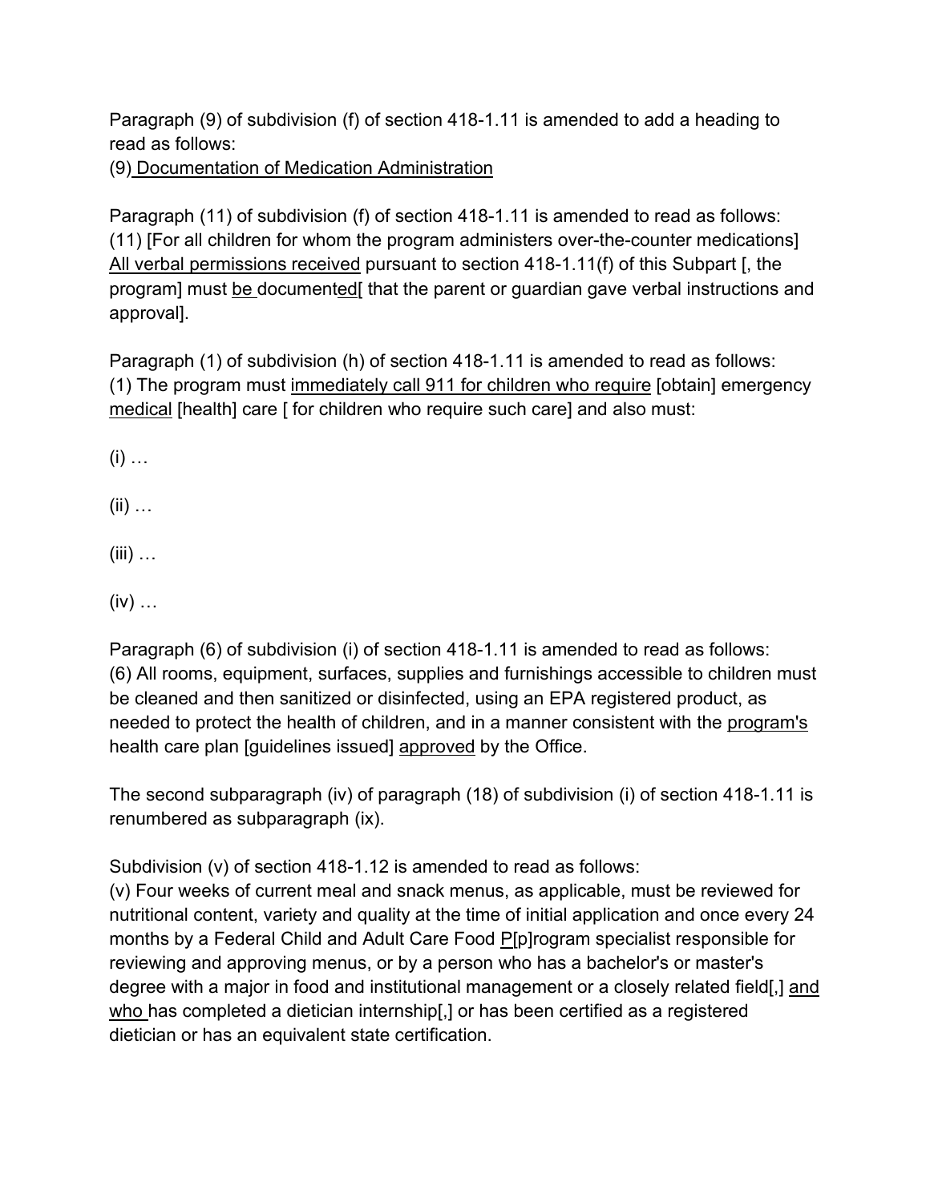Paragraph (9) of subdivision (f) of section 418-1.11 is amended to add a heading to read as follows:

(9) <u>Documentation of Medication Administration</u>

Paragraph (11) of subdivision (f) of section 418-1.11 is amended to read as follows:

(11) [For all children for whom the program administers over-the-counter medications] <u>All verbal permissions received</u> pursuant to section 418-1.11(f) of this Subpart [, the program] must <u>be</u> document<u>ed</u>[ that the parent or guardian gave verbal instructions and approval].

Paragraph (1) of subdivision (h) of section 418-1.11 is amended to read as follows:

(1) The program must <u>immediately call 911 for children who require</u> [obtain] emergency <u>medical</u> [health] care [ for children who require such care] and also must:

(i) …

(ii) …

(iii) …

(iv) …

Paragraph (6) of subdivision (i) of section 418-1.11 is amended to read as follows:

(6) All rooms, equipment, surfaces, supplies and furnishings accessible to children must be cleaned and then sanitized or disinfected, using an EPA registered product, as needed to protect the health of children, and in a manner consistent with the <u>program's</u> health care plan [guidelines issued] <u>approved</u> by the Office.

The second subparagraph (iv) of paragraph (18) of subdivision (i) of section 418-1.11 is renumbered as subparagraph (ix).

Subdivision (v) of section 418-1.12 is amended to read as follows:

(v) Four weeks of current meal and snack menus, as applicable, must be reviewed for nutritional content, variety and quality at the time of initial application and once every 24 months by a Federal Child and Adult Care Food <u>P</u>[p]rogram specialist responsible for reviewing and approving menus, or by a person who has a bachelor's or master's degree with a major in food and institutional management or a closely related field[,] <u>and who</u> has completed a dietician internship[,] or has been certified as a registered dietician or has an equivalent state certification.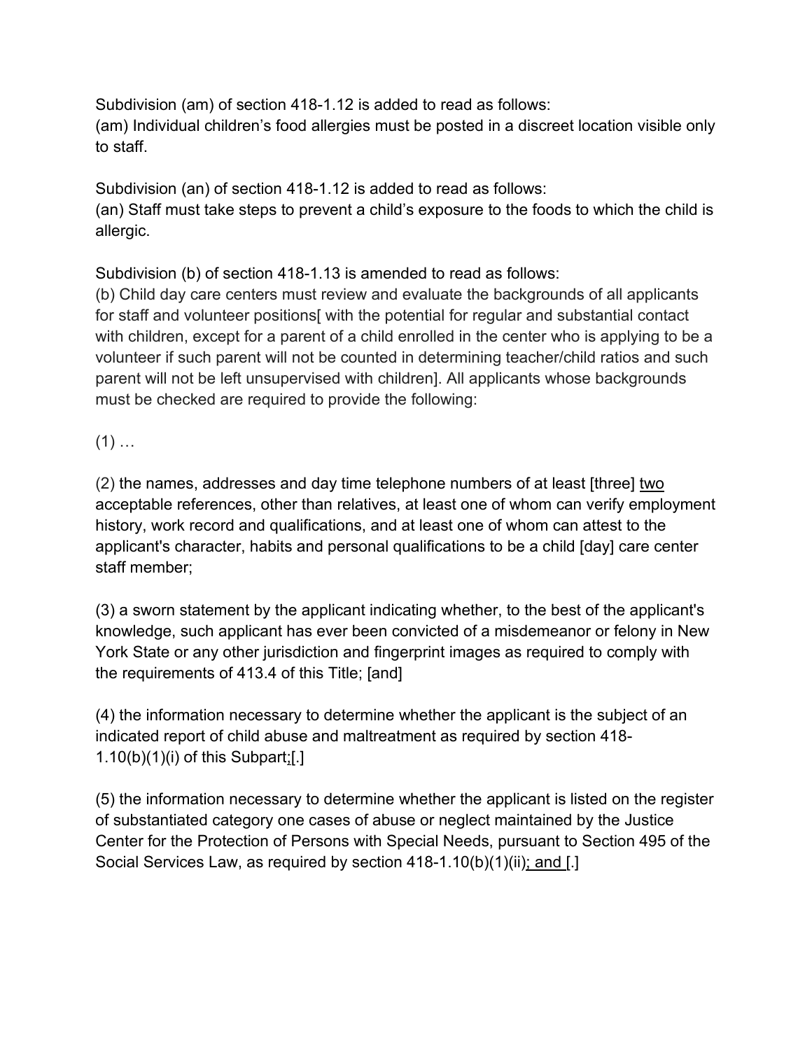Subdivision (am) of section 418-1.12 is added to read as follows:
(am) Individual children's food allergies must be posted in a discreet location visible only to staff.

Subdivision (an) of section 418-1.12 is added to read as follows:
(an) Staff must take steps to prevent a child's exposure to the foods to which the child is allergic.

Subdivision (b) of section 418-1.13 is amended to read as follows:
(b) Child day care centers must review and evaluate the backgrounds of all applicants for staff and volunteer positions[ with the potential for regular and substantial contact with children, except for a parent of a child enrolled in the center who is applying to be a volunteer if such parent will not be counted in determining teacher/child ratios and such parent will not be left unsupervised with children]. All applicants whose backgrounds must be checked are required to provide the following:

(1) …

(2) the names, addresses and day time telephone numbers of at least [three] <u>two</u> acceptable references, other than relatives, at least one of whom can verify employment history, work record and qualifications, and at least one of whom can attest to the applicant's character, habits and personal qualifications to be a child [day] care center staff member;

(3) a sworn statement by the applicant indicating whether, to the best of the applicant's knowledge, such applicant has ever been convicted of a misdemeanor or felony in New York State or any other jurisdiction and fingerprint images as required to comply with the requirements of 413.4 of this Title; [and]

(4) the information necessary to determine whether the applicant is the subject of an indicated report of child abuse and maltreatment as required by section 418-1.10(b)(1)(i) of this Subpart<u>;</u>[.]

(5) the information necessary to determine whether the applicant is listed on the register of substantiated category one cases of abuse or neglect maintained by the Justice Center for the Protection of Persons with Special Needs, pursuant to Section 495 of the Social Services Law, as required by section 418-1.10(b)(1)(ii)<u>; and</u> [.]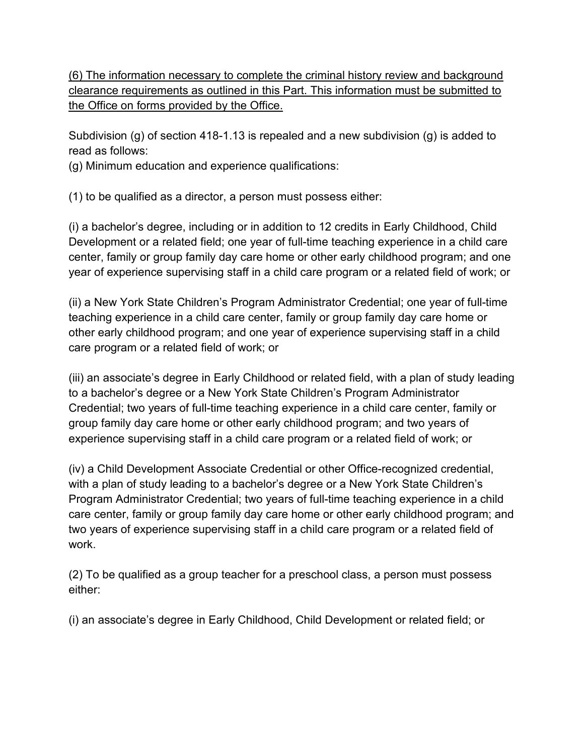<u>(6) The information necessary to complete the criminal history review and background clearance requirements as outlined in this Part. This information must be submitted to the Office on forms provided by the Office.</u>

Subdivision (g) of section 418-1.13 is repealed and a new subdivision (g) is added to read as follows:

(g) Minimum education and experience qualifications:

(1) to be qualified as a director, a person must possess either:

(i) a bachelor's degree, including or in addition to 12 credits in Early Childhood, Child Development or a related field; one year of full-time teaching experience in a child care center, family or group family day care home or other early childhood program; and one year of experience supervising staff in a child care program or a related field of work; or

(ii) a New York State Children's Program Administrator Credential; one year of full-time teaching experience in a child care center, family or group family day care home or other early childhood program; and one year of experience supervising staff in a child care program or a related field of work; or

(iii) an associate's degree in Early Childhood or related field, with a plan of study leading to a bachelor's degree or a New York State Children's Program Administrator Credential; two years of full-time teaching experience in a child care center, family or group family day care home or other early childhood program; and two years of experience supervising staff in a child care program or a related field of work; or

(iv) a Child Development Associate Credential or other Office-recognized credential, with a plan of study leading to a bachelor's degree or a New York State Children's Program Administrator Credential; two years of full-time teaching experience in a child care center, family or group family day care home or other early childhood program; and two years of experience supervising staff in a child care program or a related field of work.

(2) To be qualified as a group teacher for a preschool class, a person must possess either:

(i) an associate's degree in Early Childhood, Child Development or related field; or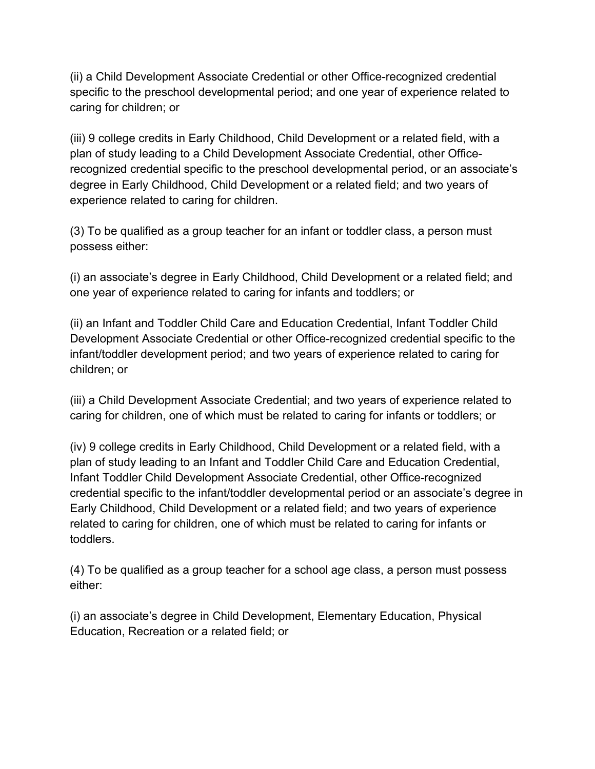(ii) a Child Development Associate Credential or other Office-recognized credential specific to the preschool developmental period; and one year of experience related to caring for children; or

(iii) 9 college credits in Early Childhood, Child Development or a related field, with a plan of study leading to a Child Development Associate Credential, other Office-recognized credential specific to the preschool developmental period, or an associate's degree in Early Childhood, Child Development or a related field; and two years of experience related to caring for children.

(3) To be qualified as a group teacher for an infant or toddler class, a person must possess either:

(i) an associate's degree in Early Childhood, Child Development or a related field; and one year of experience related to caring for infants and toddlers; or

(ii) an Infant and Toddler Child Care and Education Credential, Infant Toddler Child Development Associate Credential or other Office-recognized credential specific to the infant/toddler development period; and two years of experience related to caring for children; or

(iii) a Child Development Associate Credential; and two years of experience related to caring for children, one of which must be related to caring for infants or toddlers; or

(iv) 9 college credits in Early Childhood, Child Development or a related field, with a plan of study leading to an Infant and Toddler Child Care and Education Credential, Infant Toddler Child Development Associate Credential, other Office-recognized credential specific to the infant/toddler developmental period or an associate's degree in Early Childhood, Child Development or a related field; and two years of experience related to caring for children, one of which must be related to caring for infants or toddlers.

(4) To be qualified as a group teacher for a school age class, a person must possess either:

(i) an associate's degree in Child Development, Elementary Education, Physical Education, Recreation or a related field; or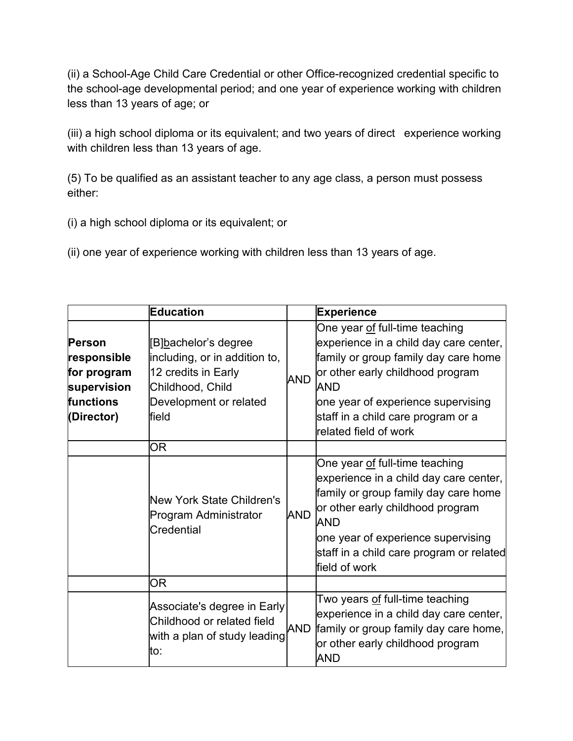(ii) a School-Age Child Care Credential or other Office-recognized credential specific to the school-age developmental period; and one year of experience working with children less than 13 years of age; or

(iii) a high school diploma or its equivalent; and two years of direct experience working with children less than 13 years of age.

(5) To be qualified as an assistant teacher to any age class, a person must possess either:

(i) a high school diploma or its equivalent; or

(ii) one year of experience working with children less than 13 years of age.

| | **Education** | | **Experience** |
|---|---|---|---|
| **Person responsible for program supervision functions (Director)** | [B]<u>b</u>achelor's degree including, or in addition to, 12 credits in Early Childhood, Child Development or related field | AND | One year <u>of</u> full-time teaching experience in a child day care center, family or group family day care home or other early childhood program AND one year of experience supervising staff in a child care program or a related field of work |
| | OR | | |
| | New York State Children's Program Administrator Credential | AND | One year <u>of</u> full-time teaching experience in a child day care center, family or group family day care home or other early childhood program AND one year of experience supervising staff in a child care program or related field of work |
| | OR | | |
| | Associate's degree in Early Childhood or related field with a plan of study leading to: | AND | Two years <u>of</u> full-time teaching experience in a child day care center, family or group family day care home, or other early childhood program AND |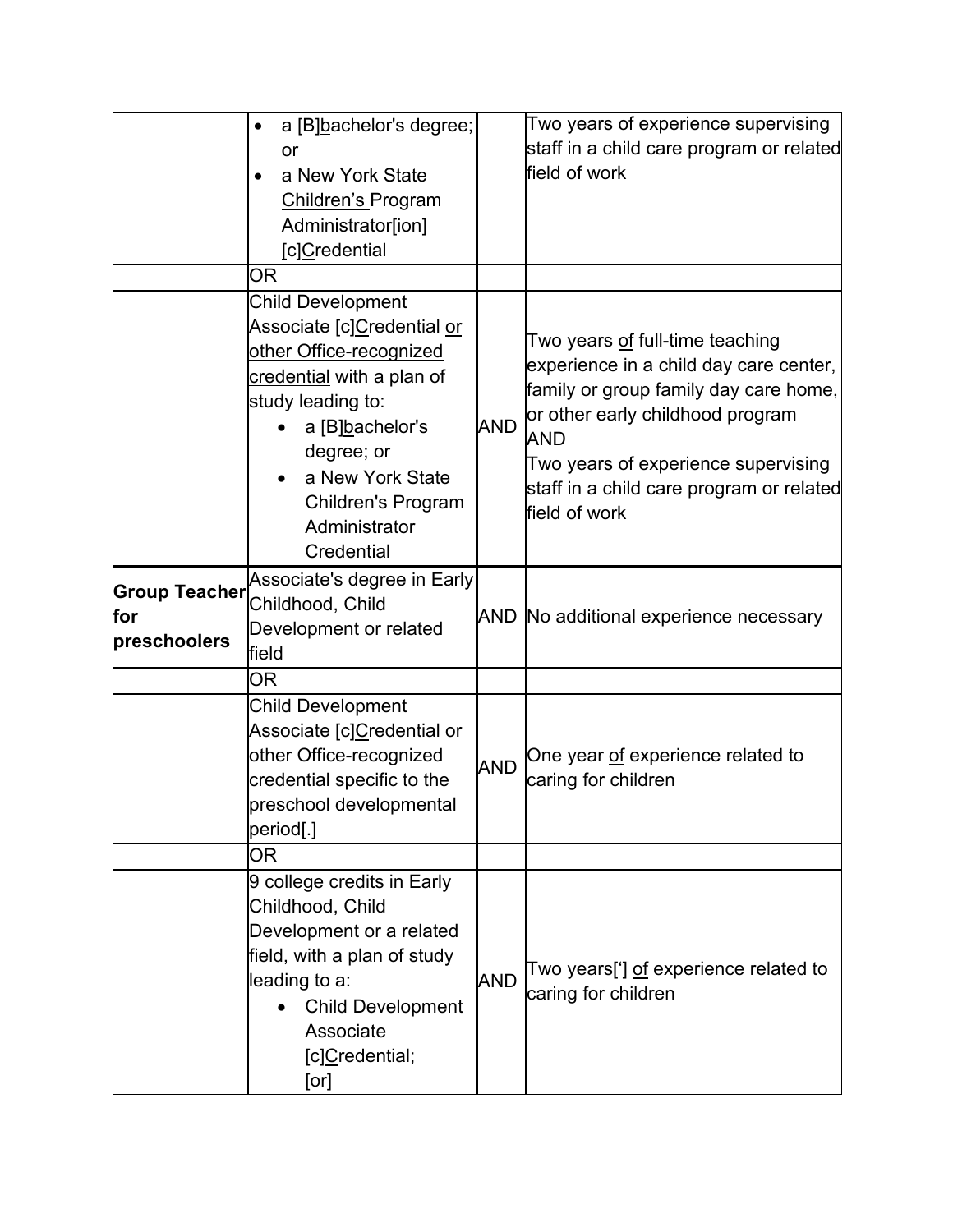| | | | |
|---|---|---|---|
| | • a [B]bachelor's degree; or<br>• a New York State Children's Program Administrator[ion] [c]Credential | | Two years of experience supervising staff in a child care program or related field of work |
| | OR | | |
| | Child Development Associate [c]Credential or other Office-recognized credential with a plan of study leading to:<br>• a [B]bachelor's degree; or<br>• a New York State Children's Program Administrator Credential | AND | Two years of full-time teaching experience in a child day care center, family or group family day care home, or other early childhood program<br>AND<br>Two years of experience supervising staff in a child care program or related field of work |
| **Group Teacher for preschoolers** | Associate's degree in Early Childhood, Child Development or related field | AND | No additional experience necessary |
| | OR | | |
| | Child Development Associate [c]Credential or other Office-recognized credential specific to the preschool developmental period[.] | AND | One year of experience related to caring for children |
| | OR | | |
| | 9 college credits in Early Childhood, Child Development or a related field, with a plan of study leading to a:<br>• Child Development Associate [c]Credential; [or] | AND | Two years['] of experience related to caring for children |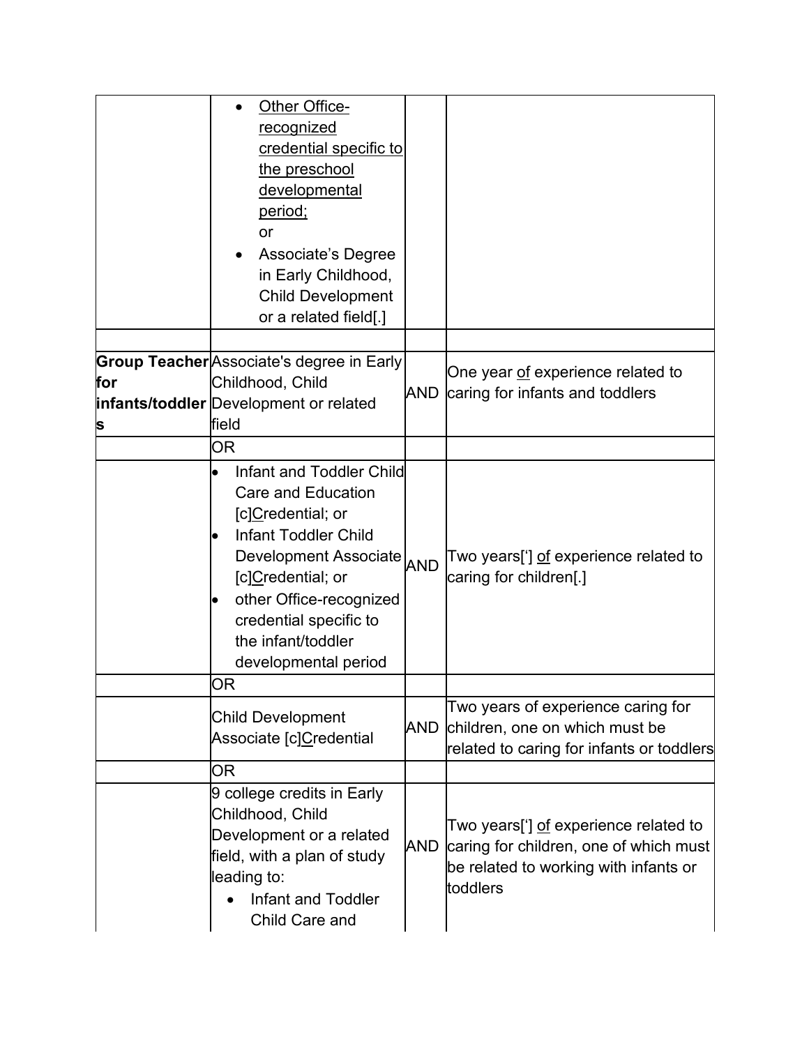| | | | |
|---|---|---|---|
| | • <u>Other Office-recognized credential specific to the preschool developmental period;</u> or<br>• Associate's Degree in Early Childhood, Child Development or a related field[.] | | |
| | | | |
| **Group Teacher for infants/toddlers** | Associate's degree in Early Childhood, Child Development or related field | AND | One year <u>of</u> experience related to caring for infants and toddlers |
| | OR | | |
| | • Infant and Toddler Child Care and Education [c]<u>C</u>redential; or<br>• Infant Toddler Child Development Associate [c]<u>C</u>redential; or<br>• other Office-recognized credential specific to the infant/toddler developmental period | AND | Two years['] <u>of</u> experience related to caring for children[.] |
| | OR | | |
| | Child Development Associate [c]<u>C</u>redential | AND | Two years of experience caring for children, one on which must be related to caring for infants or toddlers |
| | OR | | |
| | 9 college credits in Early Childhood, Child Development or a related field, with a plan of study leading to:<br>• Infant and Toddler Child Care and | AND | Two years['] <u>of</u> experience related to caring for children, one of which must be related to working with infants or toddlers |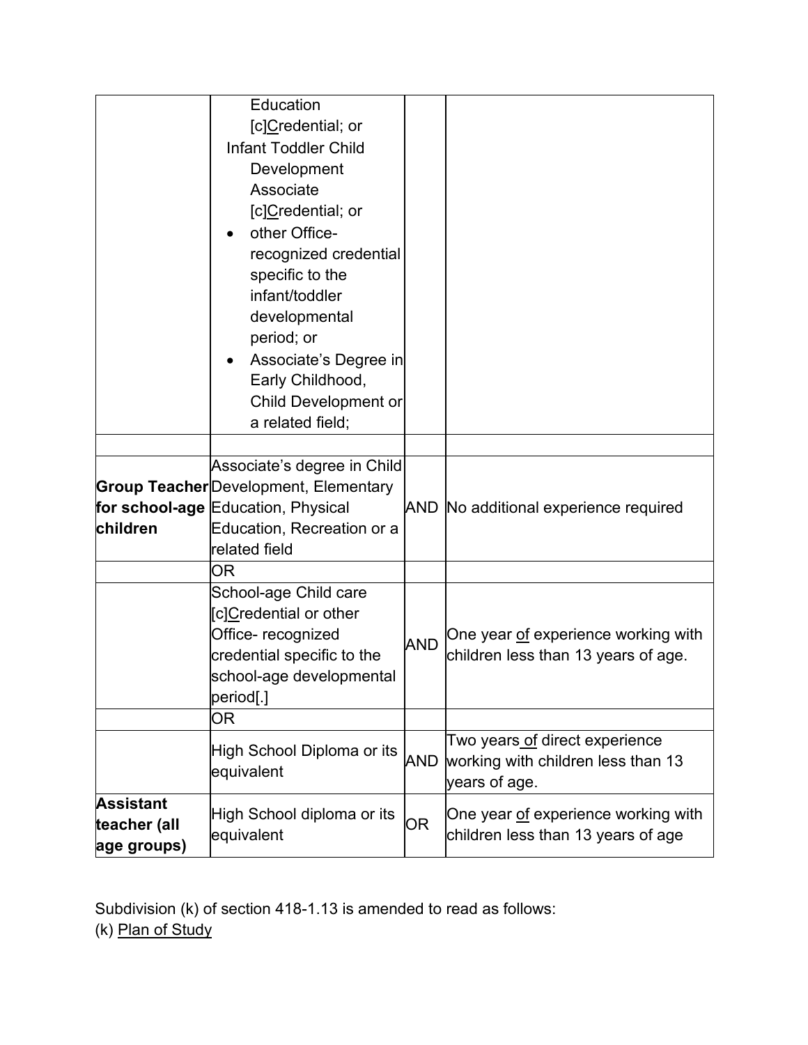| | | | |
|---|---|---|---|
| | Education [c]<u>C</u>redential; or<br>Infant Toddler Child Development Associate [c]<u>C</u>redential; or<br>• other Office-recognized credential specific to the infant/toddler developmental period; or<br>• Associate's Degree in Early Childhood, Child Development or a related field; | | |
| | | | |
| **Group Teacher for school-age children** | Associate's degree in Child Development, Elementary Education, Physical Education, Recreation or a related field | AND | No additional experience required |
| | OR | | |
| | School-age Child care [c]<u>C</u>redential or other Office- recognized credential specific to the school-age developmental period[.] | AND | One year <u>of</u> experience working with children less than 13 years of age. |
| | OR | | |
| | High School Diploma or its equivalent | AND | Two years<u> of</u> direct experience working with children less than 13 years of age. |
| **Assistant teacher (all age groups)** | High School diploma or its equivalent | OR | One year <u>of</u> experience working with children less than 13 years of age |

Subdivision (k) of section 418-1.13 is amended to read as follows:
(k) <u>Plan of Study</u>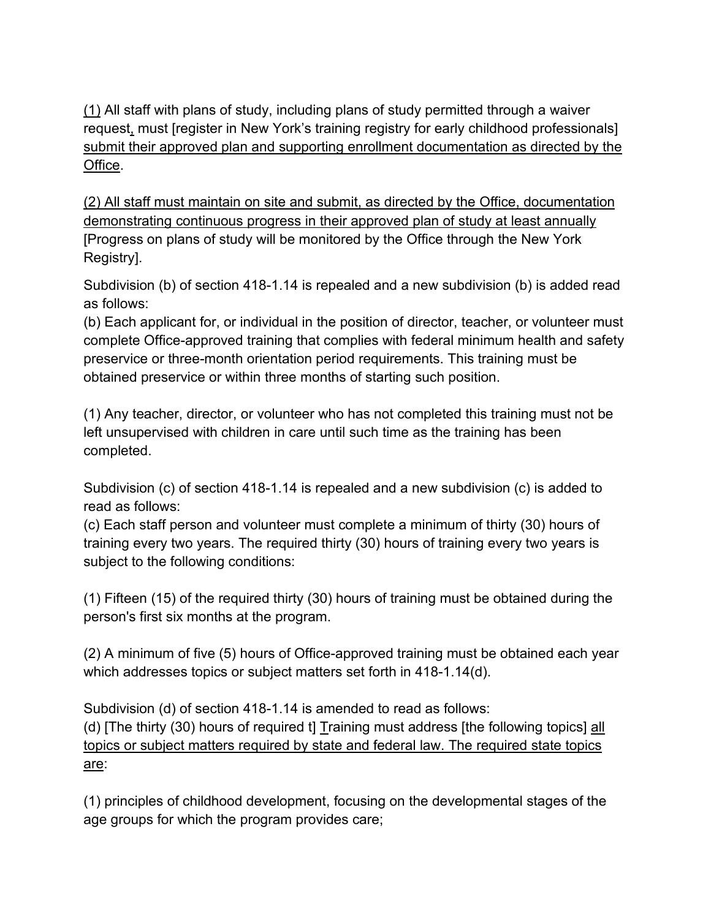(1) All staff with plans of study, including plans of study permitted through a waiver request, must [register in New York's training registry for early childhood professionals] submit their approved plan and supporting enrollment documentation as directed by the Office.

(2) All staff must maintain on site and submit, as directed by the Office, documentation demonstrating continuous progress in their approved plan of study at least annually [Progress on plans of study will be monitored by the Office through the New York Registry].

Subdivision (b) of section 418-1.14 is repealed and a new subdivision (b) is added read as follows:
(b) Each applicant for, or individual in the position of director, teacher, or volunteer must complete Office-approved training that complies with federal minimum health and safety preservice or three-month orientation period requirements. This training must be obtained preservice or within three months of starting such position.

(1) Any teacher, director, or volunteer who has not completed this training must not be left unsupervised with children in care until such time as the training has been completed.

Subdivision (c) of section 418-1.14 is repealed and a new subdivision (c) is added to read as follows:
(c) Each staff person and volunteer must complete a minimum of thirty (30) hours of training every two years. The required thirty (30) hours of training every two years is subject to the following conditions:

(1) Fifteen (15) of the required thirty (30) hours of training must be obtained during the person's first six months at the program.

(2) A minimum of five (5) hours of Office-approved training must be obtained each year which addresses topics or subject matters set forth in 418-1.14(d).

Subdivision (d) of section 418-1.14 is amended to read as follows:
(d) [The thirty (30) hours of required t] Training must address [the following topics] all topics or subject matters required by state and federal law. The required state topics are:

(1) principles of childhood development, focusing on the developmental stages of the age groups for which the program provides care;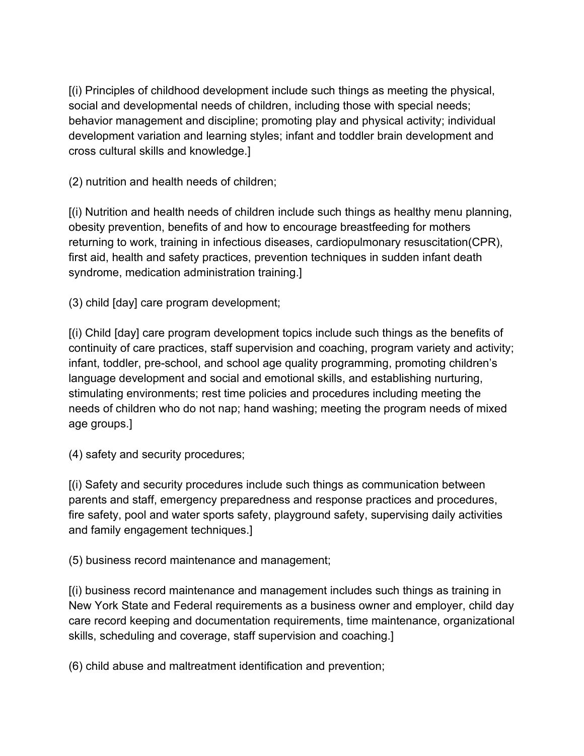[(i) Principles of childhood development include such things as meeting the physical, social and developmental needs of children, including those with special needs; behavior management and discipline; promoting play and physical activity; individual development variation and learning styles; infant and toddler brain development and cross cultural skills and knowledge.]

(2) nutrition and health needs of children;

[(i) Nutrition and health needs of children include such things as healthy menu planning, obesity prevention, benefits of and how to encourage breastfeeding for mothers returning to work, training in infectious diseases, cardiopulmonary resuscitation(CPR), first aid, health and safety practices, prevention techniques in sudden infant death syndrome, medication administration training.]

(3) child [day] care program development;

[(i) Child [day] care program development topics include such things as the benefits of continuity of care practices, staff supervision and coaching, program variety and activity; infant, toddler, pre-school, and school age quality programming, promoting children's language development and social and emotional skills, and establishing nurturing, stimulating environments; rest time policies and procedures including meeting the needs of children who do not nap; hand washing; meeting the program needs of mixed age groups.]

(4) safety and security procedures;

[(i) Safety and security procedures include such things as communication between parents and staff, emergency preparedness and response practices and procedures, fire safety, pool and water sports safety, playground safety, supervising daily activities and family engagement techniques.]

(5) business record maintenance and management;

[(i) business record maintenance and management includes such things as training in New York State and Federal requirements as a business owner and employer, child day care record keeping and documentation requirements, time maintenance, organizational skills, scheduling and coverage, staff supervision and coaching.]

(6) child abuse and maltreatment identification and prevention;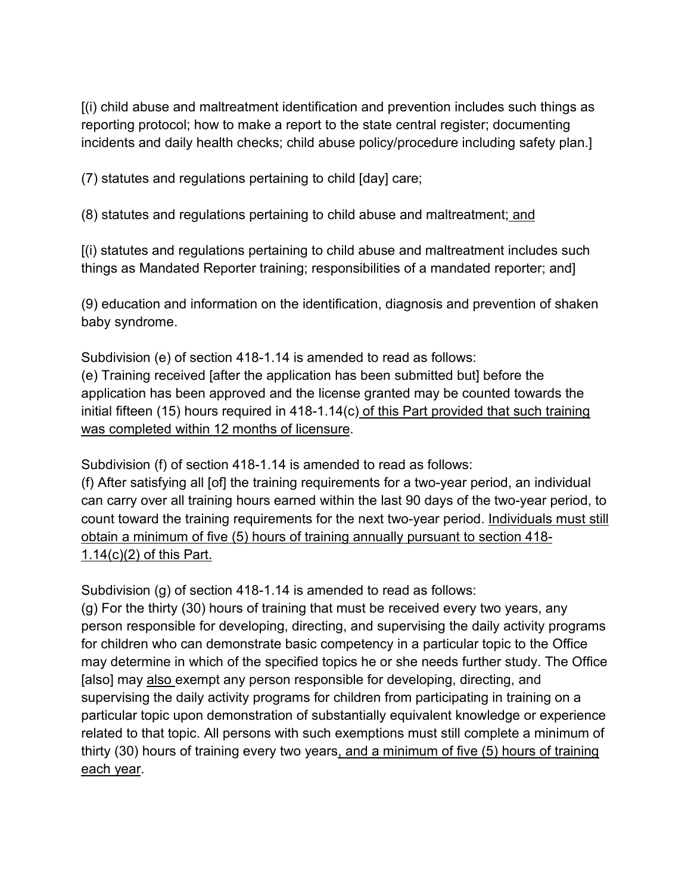[(i) child abuse and maltreatment identification and prevention includes such things as reporting protocol; how to make a report to the state central register; documenting incidents and daily health checks; child abuse policy/procedure including safety plan.]

(7) statutes and regulations pertaining to child [day] care;

(8) statutes and regulations pertaining to child abuse and maltreatment;<u> and</u>

[(i) statutes and regulations pertaining to child abuse and maltreatment includes such things as Mandated Reporter training; responsibilities of a mandated reporter; and]

(9) education and information on the identification, diagnosis and prevention of shaken baby syndrome.

Subdivision (e) of section 418-1.14 is amended to read as follows:
(e) Training received [after the application has been submitted but] before the application has been approved and the license granted may be counted towards the initial fifteen (15) hours required in 418-1.14(c)<u> of this Part provided that such training was completed within 12 months of licensure</u>.

Subdivision (f) of section 418-1.14 is amended to read as follows:
(f) After satisfying all [of] the training requirements for a two-year period, an individual can carry over all training hours earned within the last 90 days of the two-year period, to count toward the training requirements for the next two-year period. <u>Individuals must still obtain a minimum of five (5) hours of training annually pursuant to section 418-1.14(c)(2) of this Part.</u>

Subdivision (g) of section 418-1.14 is amended to read as follows:
(g) For the thirty (30) hours of training that must be received every two years, any person responsible for developing, directing, and supervising the daily activity programs for children who can demonstrate basic competency in a particular topic to the Office may determine in which of the specified topics he or she needs further study. The Office [also] may <u>also </u>exempt any person responsible for developing, directing, and supervising the daily activity programs for children from participating in training on a particular topic upon demonstration of substantially equivalent knowledge or experience related to that topic. All persons with such exemptions must still complete a minimum of thirty (30) hours of training every two years<u>, and a minimum of five (5) hours of training each year</u>.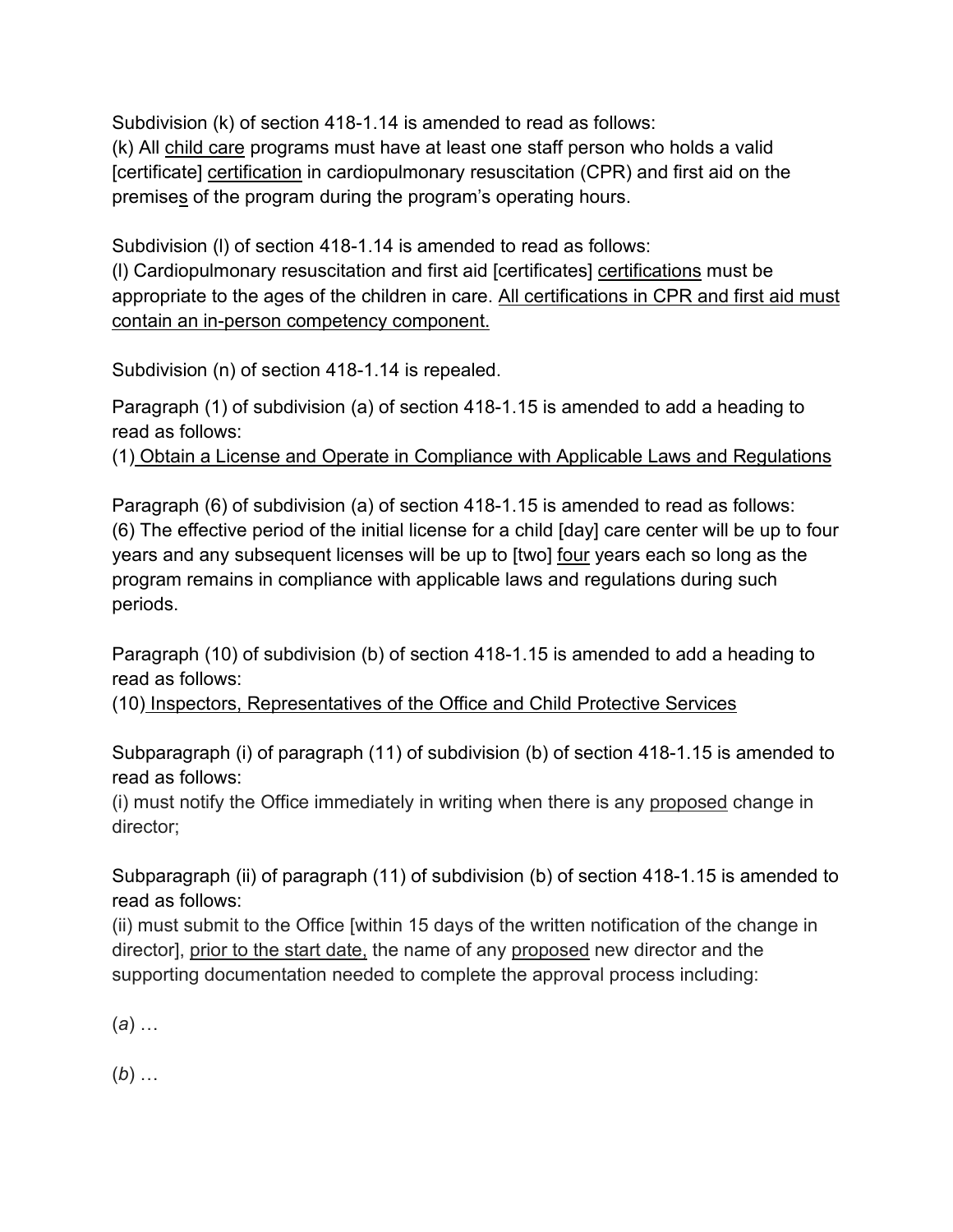Subdivision (k) of section 418-1.14 is amended to read as follows:
(k) All <u>child care</u> programs must have at least one staff person who holds a valid [certificate] <u>certification</u> in cardiopulmonary resuscitation (CPR) and first aid on the premise<u>s</u> of the program during the program's operating hours.

Subdivision (l) of section 418-1.14 is amended to read as follows:
(l) Cardiopulmonary resuscitation and first aid [certificates] <u>certifications</u> must be appropriate to the ages of the children in care. <u>All certifications in CPR and first aid must contain an in-person competency component.</u>

Subdivision (n) of section 418-1.14 is repealed.

Paragraph (1) of subdivision (a) of section 418-1.15 is amended to add a heading to read as follows:
(1)<u> Obtain a License and Operate in Compliance with Applicable Laws and Regulations</u>

Paragraph (6) of subdivision (a) of section 418-1.15 is amended to read as follows:
(6) The effective period of the initial license for a child [day] care center will be up to four years and any subsequent licenses will be up to [two] <u>four</u> years each so long as the program remains in compliance with applicable laws and regulations during such periods.

Paragraph (10) of subdivision (b) of section 418-1.15 is amended to add a heading to read as follows:
(10)<u> Inspectors, Representatives of the Office and Child Protective Services</u>

Subparagraph (i) of paragraph (11) of subdivision (b) of section 418-1.15 is amended to read as follows:
(i) must notify the Office immediately in writing when there is any <u>proposed</u> change in director;

Subparagraph (ii) of paragraph (11) of subdivision (b) of section 418-1.15 is amended to read as follows:
(ii) must submit to the Office [within 15 days of the written notification of the change in director], <u>prior to the start date,</u> the name of any <u>proposed</u> new director and the supporting documentation needed to complete the approval process including:

(*a*) …

(*b*) …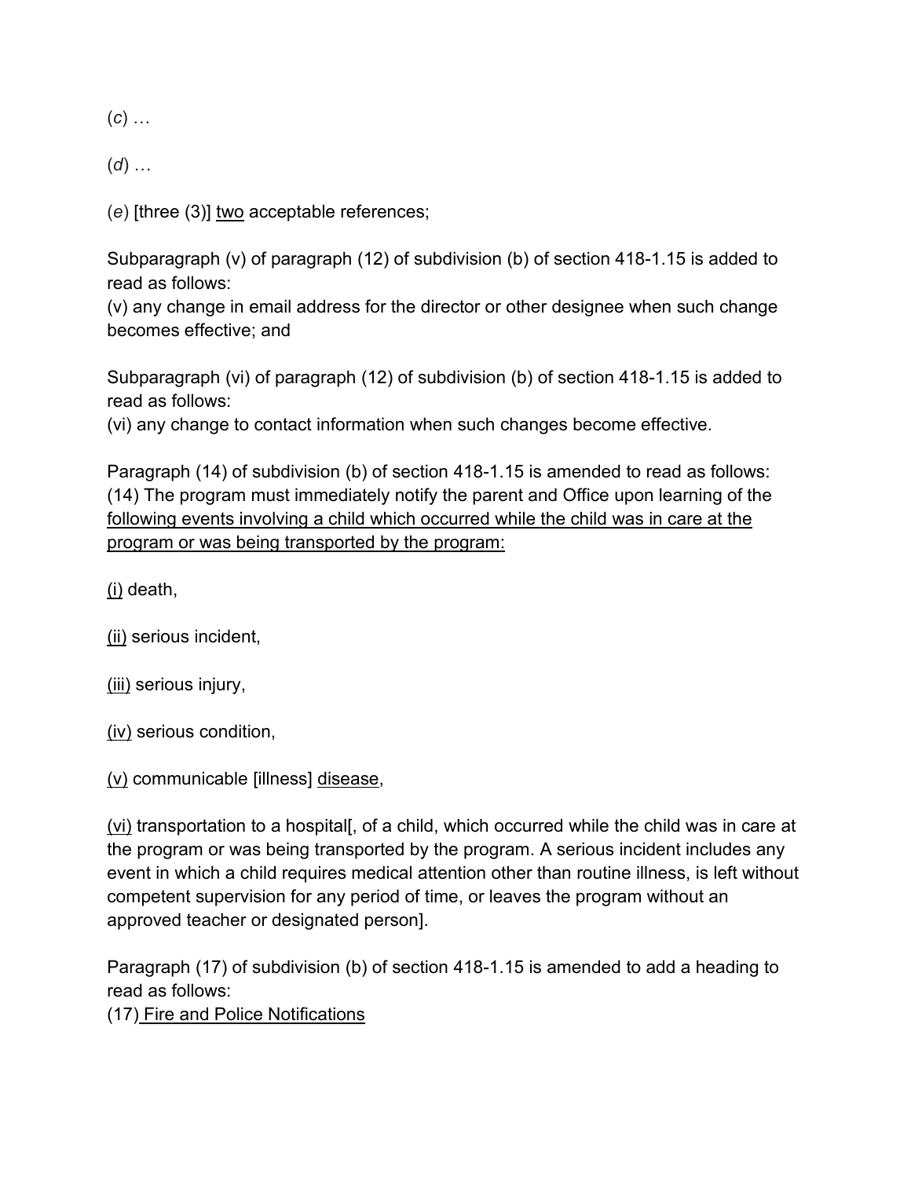(*c*) …

(*d*) …

(*e*) [three (3)] <u>two</u> acceptable references;

Subparagraph (v) of paragraph (12) of subdivision (b) of section 418-1.15 is added to read as follows:
(v) any change in email address for the director or other designee when such change becomes effective; and

Subparagraph (vi) of paragraph (12) of subdivision (b) of section 418-1.15 is added to read as follows:
(vi) any change to contact information when such changes become effective.

Paragraph (14) of subdivision (b) of section 418-1.15 is amended to read as follows:
(14) The program must immediately notify the parent and Office upon learning of the <u>following events involving a child which occurred while the child was in care at the program or was being transported by the program:</u>

<u>(i)</u> death,

<u>(ii)</u> serious incident,

<u>(iii)</u> serious injury,

<u>(iv)</u> serious condition,

<u>(v)</u> communicable [illness] <u>disease</u>,

<u>(vi)</u> transportation to a hospital[, of a child, which occurred while the child was in care at the program or was being transported by the program. A serious incident includes any event in which a child requires medical attention other than routine illness, is left without competent supervision for any period of time, or leaves the program without an approved teacher or designated person].

Paragraph (17) of subdivision (b) of section 418-1.15 is amended to add a heading to read as follows:
(17) <u>Fire and Police Notifications</u>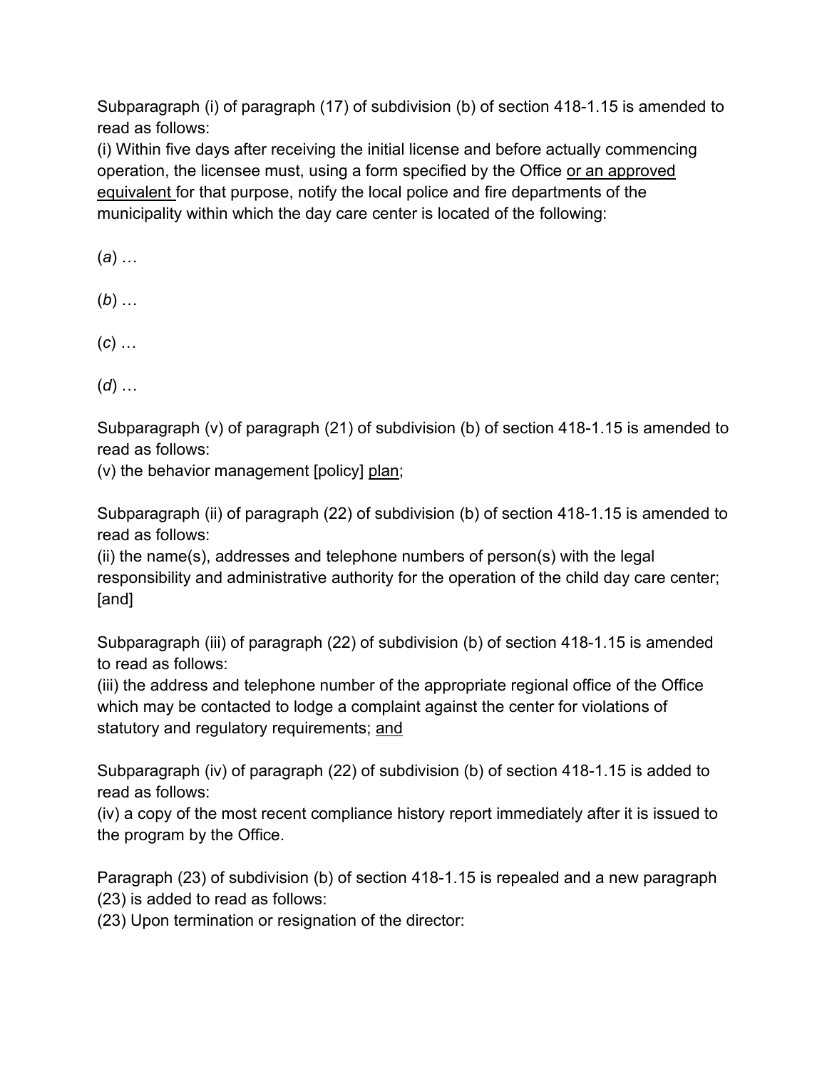Subparagraph (i) of paragraph (17) of subdivision (b) of section 418-1.15 is amended to read as follows:
(i) Within five days after receiving the initial license and before actually commencing operation, the licensee must, using a form specified by the Office <u>or an approved equivalent</u> for that purpose, notify the local police and fire departments of the municipality within which the day care center is located of the following:

(*a*) …

(*b*) …

(*c*) …

(*d*) …

Subparagraph (v) of paragraph (21) of subdivision (b) of section 418-1.15 is amended to read as follows:
(v) the behavior management [policy] <u>plan</u>;

Subparagraph (ii) of paragraph (22) of subdivision (b) of section 418-1.15 is amended to read as follows:
(ii) the name(s), addresses and telephone numbers of person(s) with the legal responsibility and administrative authority for the operation of the child day care center; [and]

Subparagraph (iii) of paragraph (22) of subdivision (b) of section 418-1.15 is amended to read as follows:
(iii) the address and telephone number of the appropriate regional office of the Office which may be contacted to lodge a complaint against the center for violations of statutory and regulatory requirements; <u>and</u>

Subparagraph (iv) of paragraph (22) of subdivision (b) of section 418-1.15 is added to read as follows:
(iv) a copy of the most recent compliance history report immediately after it is issued to the program by the Office.

Paragraph (23) of subdivision (b) of section 418-1.15 is repealed and a new paragraph (23) is added to read as follows:
(23) Upon termination or resignation of the director: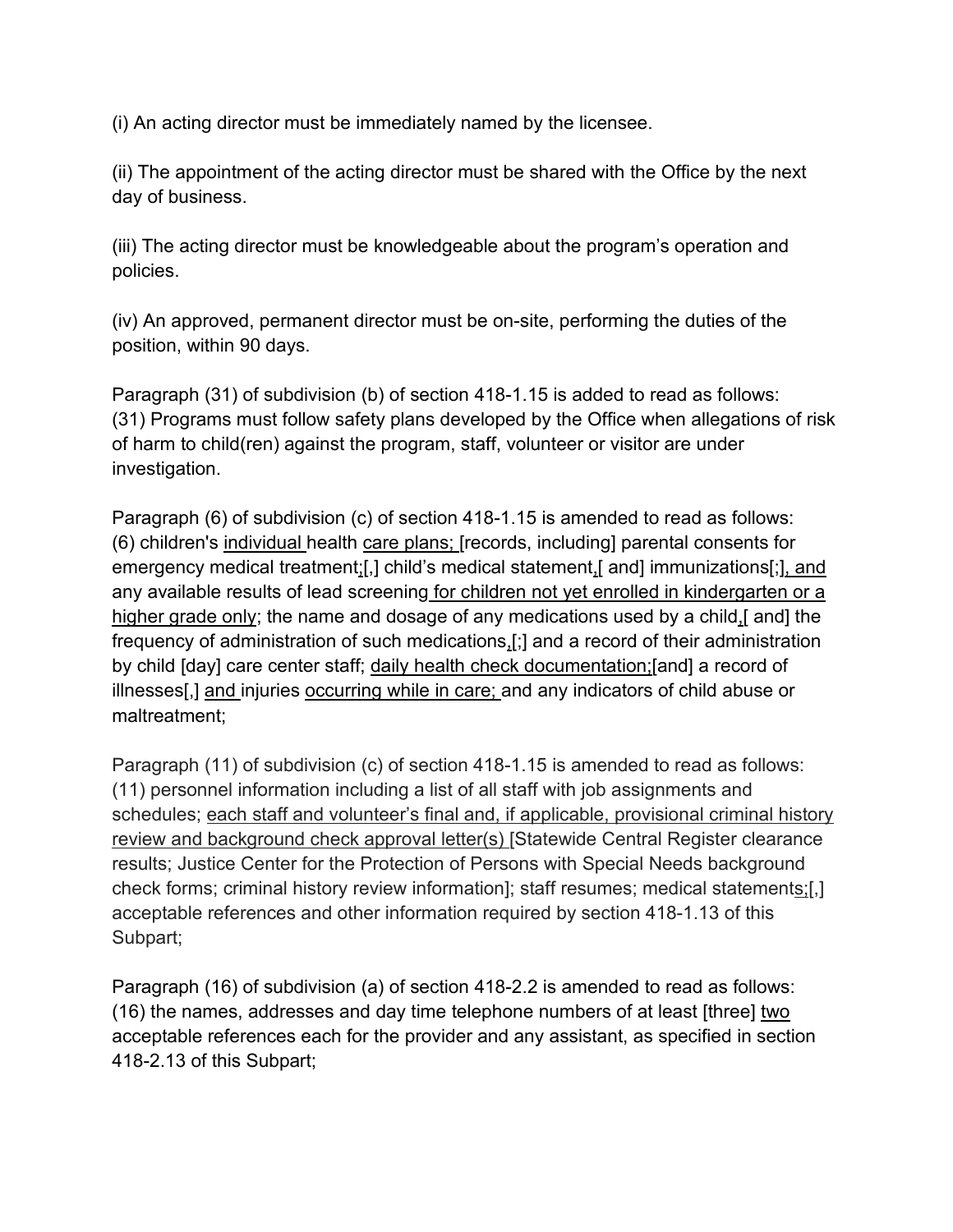(i) An acting director must be immediately named by the licensee.

(ii) The appointment of the acting director must be shared with the Office by the next day of business.

(iii) The acting director must be knowledgeable about the program's operation and policies.

(iv) An approved, permanent director must be on-site, performing the duties of the position, within 90 days.

Paragraph (31) of subdivision (b) of section 418-1.15 is added to read as follows:
(31) Programs must follow safety plans developed by the Office when allegations of risk of harm to child(ren) against the program, staff, volunteer or visitor are under investigation.

Paragraph (6) of subdivision (c) of section 418-1.15 is amended to read as follows:
(6) children's <u>individual</u> health <u>care plans;</u> [records, including] parental consents for emergency medical treatment<u>;</u>[,] child's medical statement<u>,</u>[ and] immunizations[;]<u>, and</u> any available results of lead screening <u>for children not yet enrolled in kindergarten or a higher grade only</u>; the name and dosage of any medications used by a child<u>,</u>[ and] the frequency of administration of such medications<u>,</u>[;] and a record of their administration by child [day] care center staff; <u>daily health check documentation;</u>[and] a record of illnesses[,] <u>and</u> injuries <u>occurring while in care;</u> and any indicators of child abuse or maltreatment;

Paragraph (11) of subdivision (c) of section 418-1.15 is amended to read as follows:
(11) personnel information including a list of all staff with job assignments and schedules; <u>each staff and volunteer's final and, if applicable, provisional criminal history review and background check approval letter(s)</u> [Statewide Central Register clearance results; Justice Center for the Protection of Persons with Special Needs background check forms; criminal history review information]; staff resumes; medical statement<u>s;</u>[,] acceptable references and other information required by section 418-1.13 of this Subpart;

Paragraph (16) of subdivision (a) of section 418-2.2 is amended to read as follows:
(16) the names, addresses and day time telephone numbers of at least [three] <u>two</u> acceptable references each for the provider and any assistant, as specified in section 418-2.13 of this Subpart;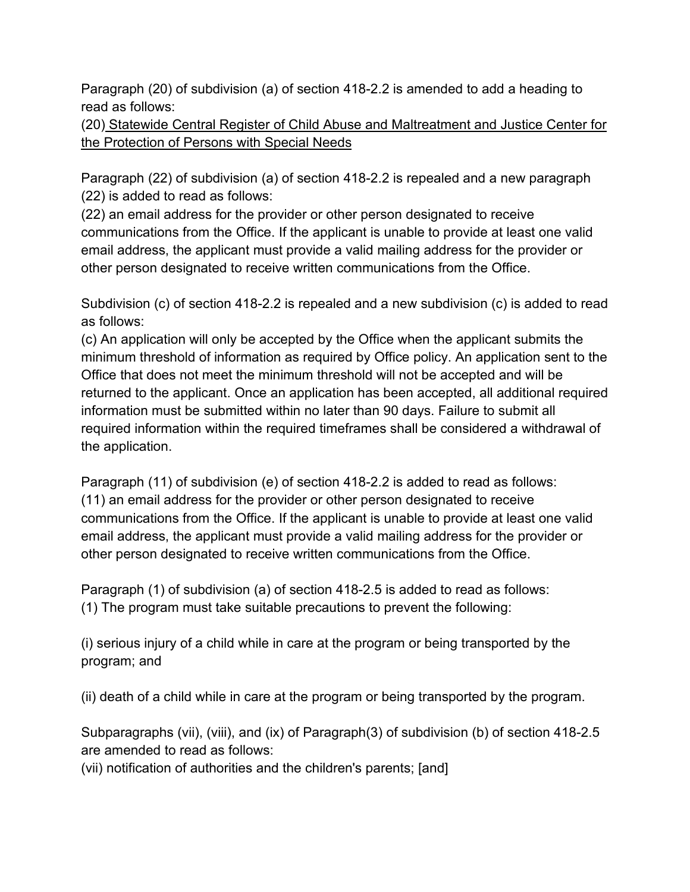Paragraph (20) of subdivision (a) of section 418-2.2 is amended to add a heading to read as follows:

(20) <u>Statewide Central Register of Child Abuse and Maltreatment and Justice Center for the Protection of Persons with Special Needs</u>

Paragraph (22) of subdivision (a) of section 418-2.2 is repealed and a new paragraph (22) is added to read as follows:

(22) an email address for the provider or other person designated to receive communications from the Office. If the applicant is unable to provide at least one valid email address, the applicant must provide a valid mailing address for the provider or other person designated to receive written communications from the Office.

Subdivision (c) of section 418-2.2 is repealed and a new subdivision (c) is added to read as follows:

(c) An application will only be accepted by the Office when the applicant submits the minimum threshold of information as required by Office policy. An application sent to the Office that does not meet the minimum threshold will not be accepted and will be returned to the applicant. Once an application has been accepted, all additional required information must be submitted within no later than 90 days. Failure to submit all required information within the required timeframes shall be considered a withdrawal of the application.

Paragraph (11) of subdivision (e) of section 418-2.2 is added to read as follows:

(11) an email address for the provider or other person designated to receive communications from the Office. If the applicant is unable to provide at least one valid email address, the applicant must provide a valid mailing address for the provider or other person designated to receive written communications from the Office.

Paragraph (1) of subdivision (a) of section 418-2.5 is added to read as follows:

(1) The program must take suitable precautions to prevent the following:

(i) serious injury of a child while in care at the program or being transported by the program; and

(ii) death of a child while in care at the program or being transported by the program.

Subparagraphs (vii), (viii), and (ix) of Paragraph(3) of subdivision (b) of section 418-2.5 are amended to read as follows:

(vii) notification of authorities and the children's parents; [and]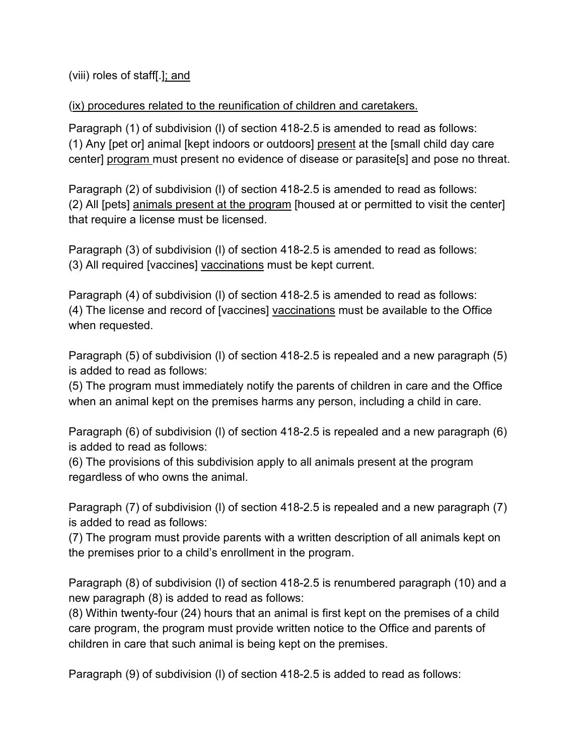(viii) roles of staff[.]; and

(ix) procedures related to the reunification of children and caretakers.

Paragraph (1) of subdivision (l) of section 418-2.5 is amended to read as follows:
(1) Any [pet or] animal [kept indoors or outdoors] present at the [small child day care center] program must present no evidence of disease or parasite[s] and pose no threat.

Paragraph (2) of subdivision (l) of section 418-2.5 is amended to read as follows:
(2) All [pets] animals present at the program [housed at or permitted to visit the center] that require a license must be licensed.

Paragraph (3) of subdivision (l) of section 418-2.5 is amended to read as follows:
(3) All required [vaccines] vaccinations must be kept current.

Paragraph (4) of subdivision (l) of section 418-2.5 is amended to read as follows:
(4) The license and record of [vaccines] vaccinations must be available to the Office when requested.

Paragraph (5) of subdivision (l) of section 418-2.5 is repealed and a new paragraph (5) is added to read as follows:
(5) The program must immediately notify the parents of children in care and the Office when an animal kept on the premises harms any person, including a child in care.

Paragraph (6) of subdivision (l) of section 418-2.5 is repealed and a new paragraph (6) is added to read as follows:
(6) The provisions of this subdivision apply to all animals present at the program regardless of who owns the animal.

Paragraph (7) of subdivision (l) of section 418-2.5 is repealed and a new paragraph (7) is added to read as follows:
(7) The program must provide parents with a written description of all animals kept on the premises prior to a child's enrollment in the program.

Paragraph (8) of subdivision (l) of section 418-2.5 is renumbered paragraph (10) and a new paragraph (8) is added to read as follows:
(8) Within twenty-four (24) hours that an animal is first kept on the premises of a child care program, the program must provide written notice to the Office and parents of children in care that such animal is being kept on the premises.

Paragraph (9) of subdivision (l) of section 418-2.5 is added to read as follows: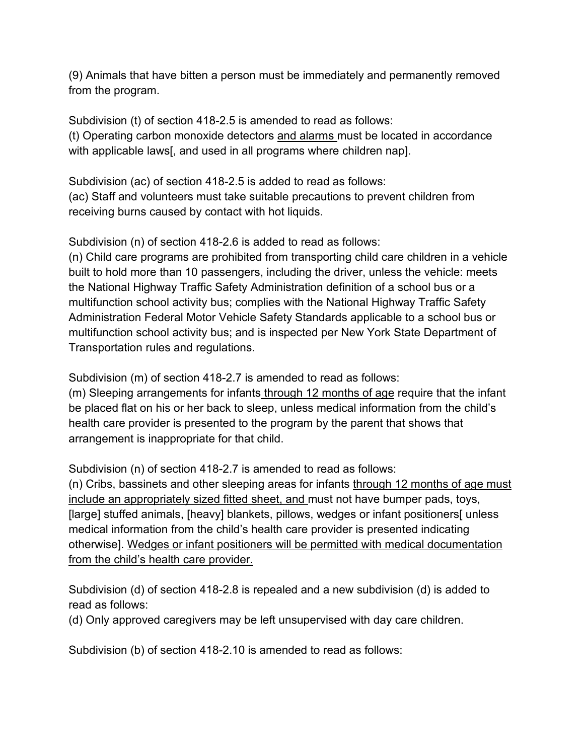(9) Animals that have bitten a person must be immediately and permanently removed from the program.

Subdivision (t) of section 418-2.5 is amended to read as follows:
(t) Operating carbon monoxide detectors <u>and alarms</u> must be located in accordance with applicable laws[, and used in all programs where children nap].

Subdivision (ac) of section 418-2.5 is added to read as follows:
(ac) Staff and volunteers must take suitable precautions to prevent children from receiving burns caused by contact with hot liquids.

Subdivision (n) of section 418-2.6 is added to read as follows:
(n) Child care programs are prohibited from transporting child care children in a vehicle built to hold more than 10 passengers, including the driver, unless the vehicle: meets the National Highway Traffic Safety Administration definition of a school bus or a multifunction school activity bus; complies with the National Highway Traffic Safety Administration Federal Motor Vehicle Safety Standards applicable to a school bus or multifunction school activity bus; and is inspected per New York State Department of Transportation rules and regulations.

Subdivision (m) of section 418-2.7 is amended to read as follows:
(m) Sleeping arrangements for infants <u>through 12 months of age</u> require that the infant be placed flat on his or her back to sleep, unless medical information from the child's health care provider is presented to the program by the parent that shows that arrangement is inappropriate for that child.

Subdivision (n) of section 418-2.7 is amended to read as follows:
(n) Cribs, bassinets and other sleeping areas for infants <u>through 12 months of age must include an appropriately sized fitted sheet, and</u> must not have bumper pads, toys, [large] stuffed animals, [heavy] blankets, pillows, wedges or infant positioners[ unless medical information from the child's health care provider is presented indicating otherwise]. <u>Wedges or infant positioners will be permitted with medical documentation from the child's health care provider.</u>

Subdivision (d) of section 418-2.8 is repealed and a new subdivision (d) is added to read as follows:
(d) Only approved caregivers may be left unsupervised with day care children.

Subdivision (b) of section 418-2.10 is amended to read as follows: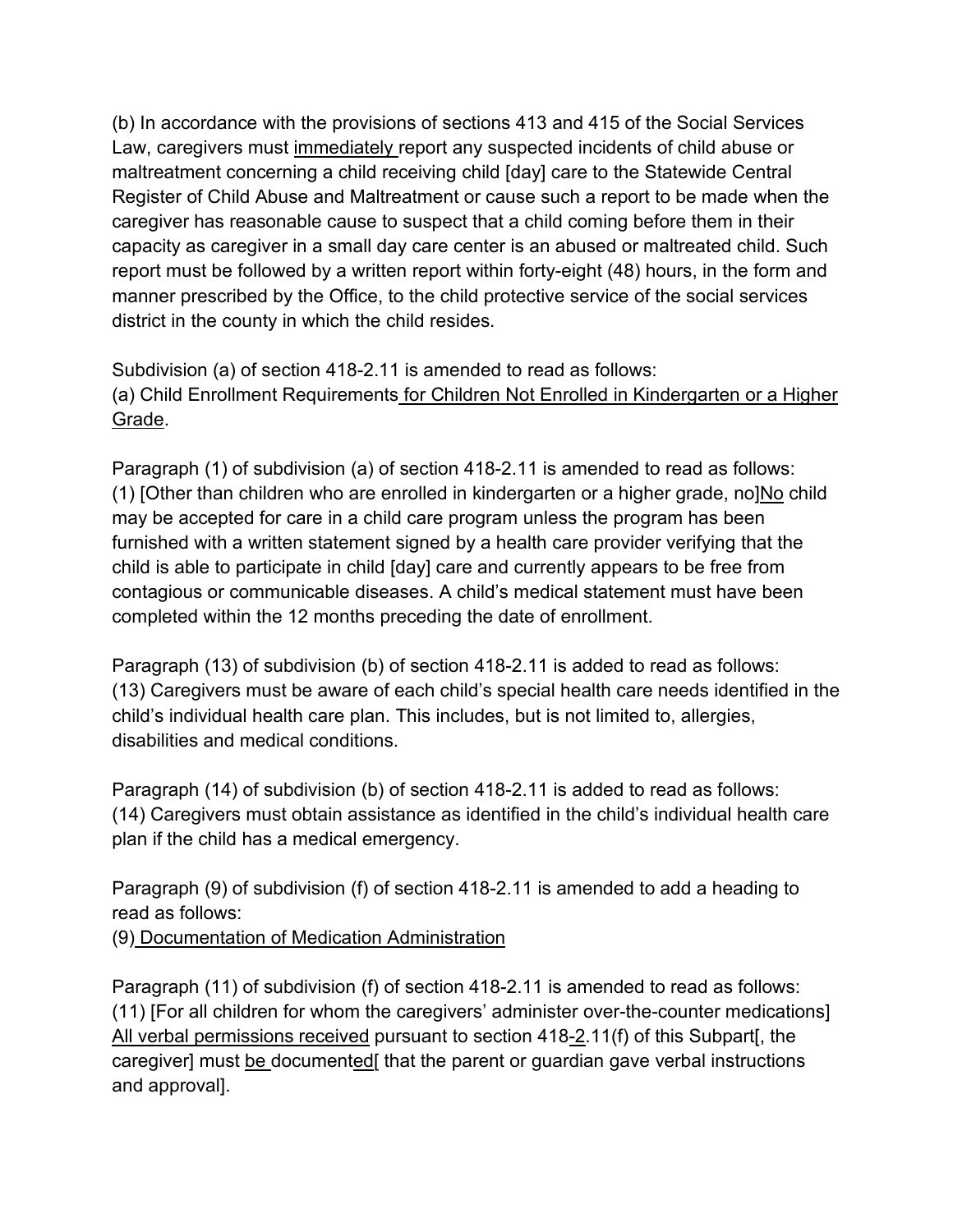(b) In accordance with the provisions of sections 413 and 415 of the Social Services Law, caregivers must <u>immediately </u>report any suspected incidents of child abuse or maltreatment concerning a child receiving child [day] care to the Statewide Central Register of Child Abuse and Maltreatment or cause such a report to be made when the caregiver has reasonable cause to suspect that a child coming before them in their capacity as caregiver in a small day care center is an abused or maltreated child. Such report must be followed by a written report within forty-eight (48) hours, in the form and manner prescribed by the Office, to the child protective service of the social services district in the county in which the child resides.

Subdivision (a) of section 418-2.11 is amended to read as follows:
(a) Child Enrollment Requirements<u> for Children Not Enrolled in Kindergarten or a Higher Grade</u>.

Paragraph (1) of subdivision (a) of section 418-2.11 is amended to read as follows:
(1) [Other than children who are enrolled in kindergarten or a higher grade, no]<u>No</u> child may be accepted for care in a child care program unless the program has been furnished with a written statement signed by a health care provider verifying that the child is able to participate in child [day] care and currently appears to be free from contagious or communicable diseases. A child's medical statement must have been completed within the 12 months preceding the date of enrollment.

Paragraph (13) of subdivision (b) of section 418-2.11 is added to read as follows:
(13) Caregivers must be aware of each child's special health care needs identified in the child's individual health care plan. This includes, but is not limited to, allergies, disabilities and medical conditions.

Paragraph (14) of subdivision (b) of section 418-2.11 is added to read as follows:
(14) Caregivers must obtain assistance as identified in the child's individual health care plan if the child has a medical emergency.

Paragraph (9) of subdivision (f) of section 418-2.11 is amended to add a heading to read as follows:
(9)<u> Documentation of Medication Administration</u>

Paragraph (11) of subdivision (f) of section 418-2.11 is amended to read as follows:
(11) [For all children for whom the caregivers' administer over-the-counter medications] <u>All verbal permissions received</u> pursuant to section 418<u>-2</u>.11(f) of this Subpart[, the caregiver] must <u>be </u>document<u>ed</u>[ that the parent or guardian gave verbal instructions and approval].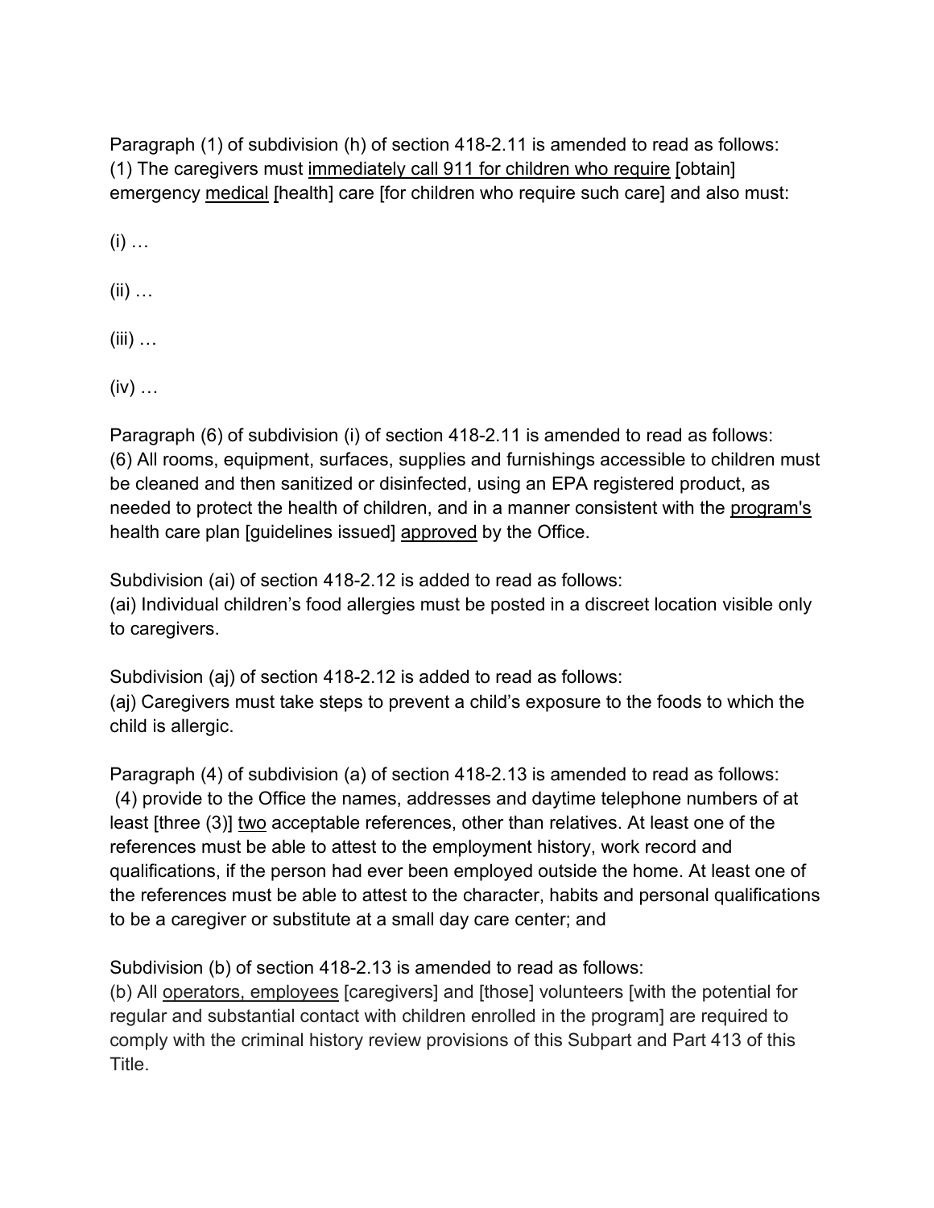Paragraph (1) of subdivision (h) of section 418-2.11 is amended to read as follows:
(1) The caregivers must immediately call 911 for children who require [obtain] emergency medical [health] care [for children who require such care] and also must:

(i) …

(ii) …

(iii) …

(iv) …

Paragraph (6) of subdivision (i) of section 418-2.11 is amended to read as follows:
(6) All rooms, equipment, surfaces, supplies and furnishings accessible to children must be cleaned and then sanitized or disinfected, using an EPA registered product, as needed to protect the health of children, and in a manner consistent with the program's health care plan [guidelines issued] approved by the Office.

Subdivision (ai) of section 418-2.12 is added to read as follows:
(ai) Individual children's food allergies must be posted in a discreet location visible only to caregivers.

Subdivision (aj) of section 418-2.12 is added to read as follows:
(aj) Caregivers must take steps to prevent a child's exposure to the foods to which the child is allergic.

Paragraph (4) of subdivision (a) of section 418-2.13 is amended to read as follows:
(4) provide to the Office the names, addresses and daytime telephone numbers of at least [three (3)] two acceptable references, other than relatives. At least one of the references must be able to attest to the employment history, work record and qualifications, if the person had ever been employed outside the home. At least one of the references must be able to attest to the character, habits and personal qualifications to be a caregiver or substitute at a small day care center; and

Subdivision (b) of section 418-2.13 is amended to read as follows:
(b) All operators, employees [caregivers] and [those] volunteers [with the potential for regular and substantial contact with children enrolled in the program] are required to comply with the criminal history review provisions of this Subpart and Part 413 of this Title.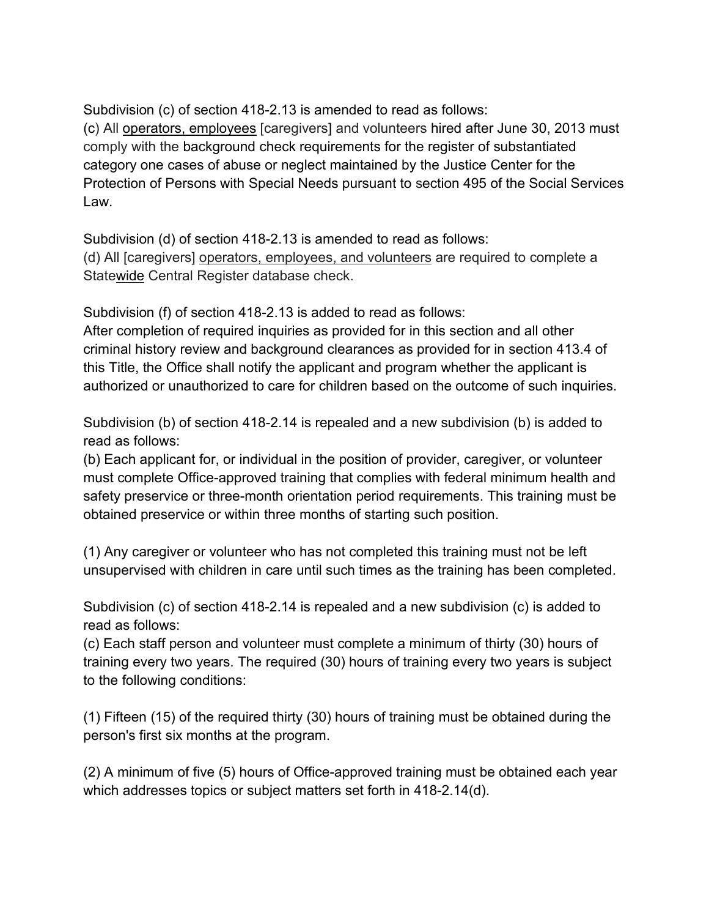Subdivision (c) of section 418-2.13 is amended to read as follows:
(c) All operators, employees [caregivers] and volunteers hired after June 30, 2013 must comply with the background check requirements for the register of substantiated category one cases of abuse or neglect maintained by the Justice Center for the Protection of Persons with Special Needs pursuant to section 495 of the Social Services Law.

Subdivision (d) of section 418-2.13 is amended to read as follows:
(d) All [caregivers] operators, employees, and volunteers are required to complete a Statewide Central Register database check.

Subdivision (f) of section 418-2.13 is added to read as follows:
After completion of required inquiries as provided for in this section and all other criminal history review and background clearances as provided for in section 413.4 of this Title, the Office shall notify the applicant and program whether the applicant is authorized or unauthorized to care for children based on the outcome of such inquiries.

Subdivision (b) of section 418-2.14 is repealed and a new subdivision (b) is added to read as follows:
(b) Each applicant for, or individual in the position of provider, caregiver, or volunteer must complete Office-approved training that complies with federal minimum health and safety preservice or three-month orientation period requirements. This training must be obtained preservice or within three months of starting such position.

(1) Any caregiver or volunteer who has not completed this training must not be left unsupervised with children in care until such times as the training has been completed.

Subdivision (c) of section 418-2.14 is repealed and a new subdivision (c) is added to read as follows:
(c) Each staff person and volunteer must complete a minimum of thirty (30) hours of training every two years. The required (30) hours of training every two years is subject to the following conditions:

(1) Fifteen (15) of the required thirty (30) hours of training must be obtained during the person's first six months at the program.

(2) A minimum of five (5) hours of Office-approved training must be obtained each year which addresses topics or subject matters set forth in 418-2.14(d).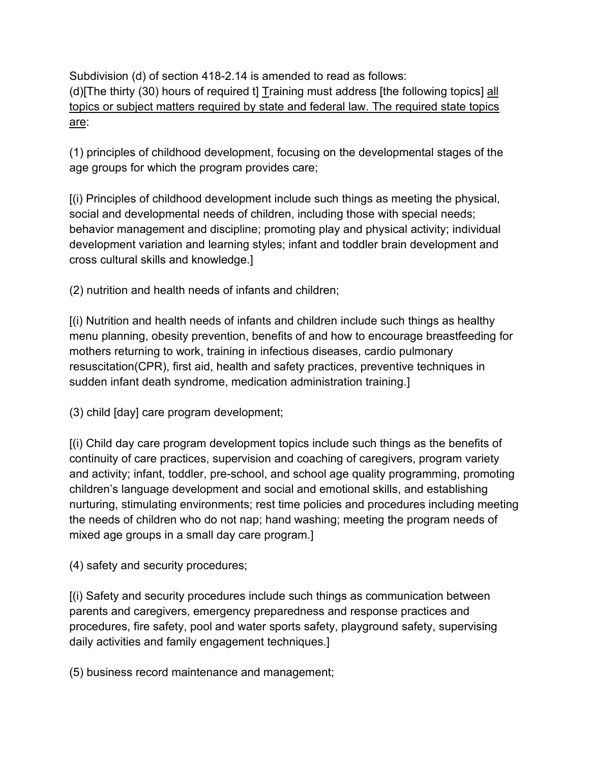Subdivision (d) of section 418-2.14 is amended to read as follows:
(d)[The thirty (30) hours of required t] <u>T</u>raining must address [the following topics] <u>all topics or subject matters required by state and federal law. The required state topics are</u>:

(1) principles of childhood development, focusing on the developmental stages of the age groups for which the program provides care;

[(i) Principles of childhood development include such things as meeting the physical, social and developmental needs of children, including those with special needs; behavior management and discipline; promoting play and physical activity; individual development variation and learning styles; infant and toddler brain development and cross cultural skills and knowledge.]

(2) nutrition and health needs of infants and children;

[(i) Nutrition and health needs of infants and children include such things as healthy menu planning, obesity prevention, benefits of and how to encourage breastfeeding for mothers returning to work, training in infectious diseases, cardio pulmonary resuscitation(CPR), first aid, health and safety practices, preventive techniques in sudden infant death syndrome, medication administration training.]

(3) child [day] care program development;

[(i) Child day care program development topics include such things as the benefits of continuity of care practices, supervision and coaching of caregivers, program variety and activity; infant, toddler, pre-school, and school age quality programming, promoting children's language development and social and emotional skills, and establishing nurturing, stimulating environments; rest time policies and procedures including meeting the needs of children who do not nap; hand washing; meeting the program needs of mixed age groups in a small day care program.]

(4) safety and security procedures;

[(i) Safety and security procedures include such things as communication between parents and caregivers, emergency preparedness and response practices and procedures, fire safety, pool and water sports safety, playground safety, supervising daily activities and family engagement techniques.]

(5) business record maintenance and management;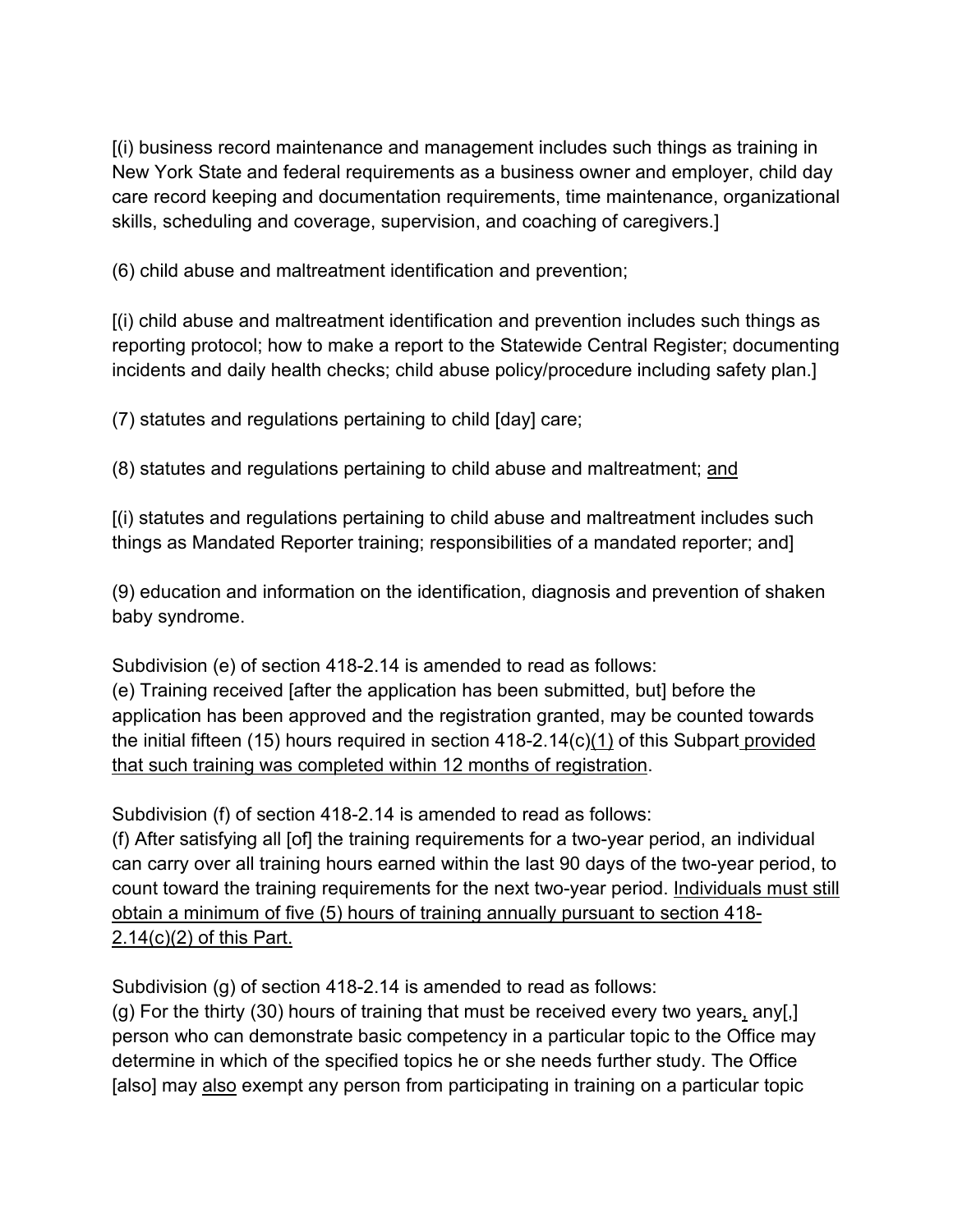[(i) business record maintenance and management includes such things as training in New York State and federal requirements as a business owner and employer, child day care record keeping and documentation requirements, time maintenance, organizational skills, scheduling and coverage, supervision, and coaching of caregivers.]

(6) child abuse and maltreatment identification and prevention;

[(i) child abuse and maltreatment identification and prevention includes such things as reporting protocol; how to make a report to the Statewide Central Register; documenting incidents and daily health checks; child abuse policy/procedure including safety plan.]

(7) statutes and regulations pertaining to child [day] care;

(8) statutes and regulations pertaining to child abuse and maltreatment; and

[(i) statutes and regulations pertaining to child abuse and maltreatment includes such things as Mandated Reporter training; responsibilities of a mandated reporter; and]

(9) education and information on the identification, diagnosis and prevention of shaken baby syndrome.

Subdivision (e) of section 418-2.14 is amended to read as follows:
(e) Training received [after the application has been submitted, but] before the application has been approved and the registration granted, may be counted towards the initial fifteen (15) hours required in section 418-2.14(c)(1) of this Subpart provided that such training was completed within 12 months of registration.

Subdivision (f) of section 418-2.14 is amended to read as follows:
(f) After satisfying all [of] the training requirements for a two-year period, an individual can carry over all training hours earned within the last 90 days of the two-year period, to count toward the training requirements for the next two-year period. Individuals must still obtain a minimum of five (5) hours of training annually pursuant to section 418-2.14(c)(2) of this Part.

Subdivision (g) of section 418-2.14 is amended to read as follows:
(g) For the thirty (30) hours of training that must be received every two years, any[,] person who can demonstrate basic competency in a particular topic to the Office may determine in which of the specified topics he or she needs further study. The Office [also] may also exempt any person from participating in training on a particular topic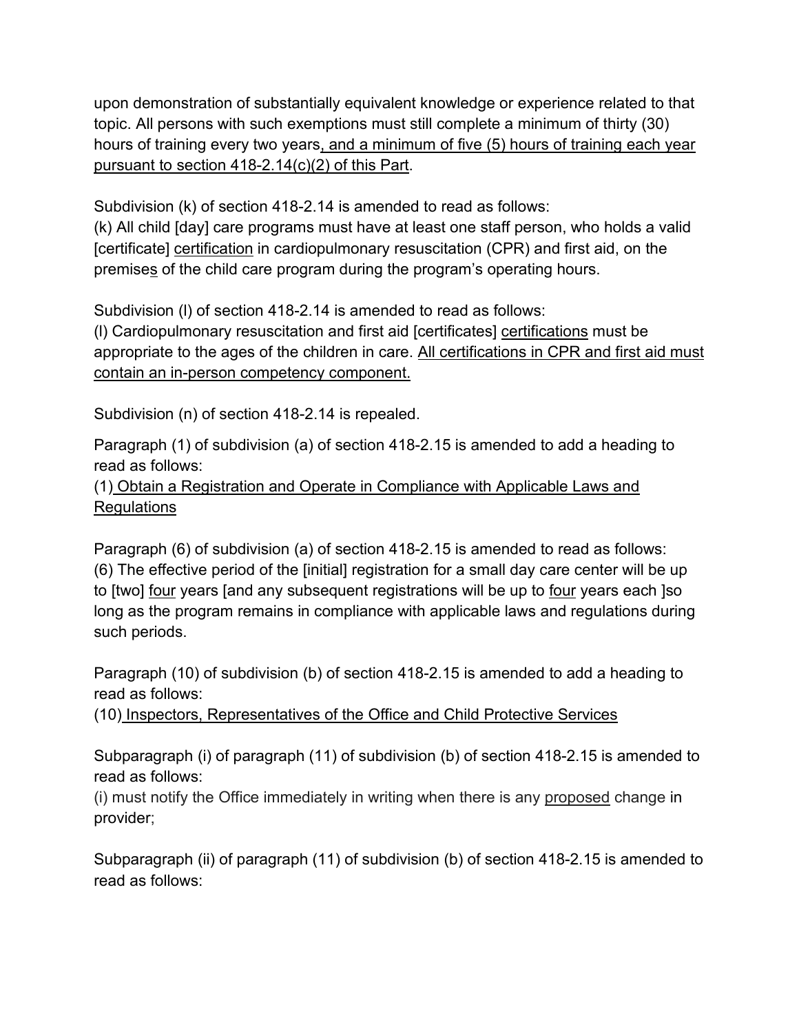upon demonstration of substantially equivalent knowledge or experience related to that topic. All persons with such exemptions must still complete a minimum of thirty (30) hours of training every two years<u>, and a minimum of five (5) hours of training each year pursuant to section 418-2.14(c)(2) of this Part</u>.

Subdivision (k) of section 418-2.14 is amended to read as follows:
(k) All child [day] care programs must have at least one staff person, who holds a valid [certificate] <u>certification</u> in cardiopulmonary resuscitation (CPR) and first aid, on the premise<u>s</u> of the child care program during the program's operating hours.

Subdivision (l) of section 418-2.14 is amended to read as follows:
(l) Cardiopulmonary resuscitation and first aid [certificates] <u>certifications</u> must be appropriate to the ages of the children in care. <u>All certifications in CPR and first aid must contain an in-person competency component.</u>

Subdivision (n) of section 418-2.14 is repealed.

Paragraph (1) of subdivision (a) of section 418-2.15 is amended to add a heading to read as follows:
(1) <u>Obtain a Registration and Operate in Compliance with Applicable Laws and Regulations</u>

Paragraph (6) of subdivision (a) of section 418-2.15 is amended to read as follows:
(6) The effective period of the [initial] registration for a small day care center will be up to [two] <u>four</u> years [and any subsequent registrations will be up to <u>four</u> years each ]so long as the program remains in compliance with applicable laws and regulations during such periods.

Paragraph (10) of subdivision (b) of section 418-2.15 is amended to add a heading to read as follows:
(10) <u>Inspectors, Representatives of the Office and Child Protective Services</u>

Subparagraph (i) of paragraph (11) of subdivision (b) of section 418-2.15 is amended to read as follows:
(i) must notify the Office immediately in writing when there is any <u>proposed</u> change in provider;

Subparagraph (ii) of paragraph (11) of subdivision (b) of section 418-2.15 is amended to read as follows: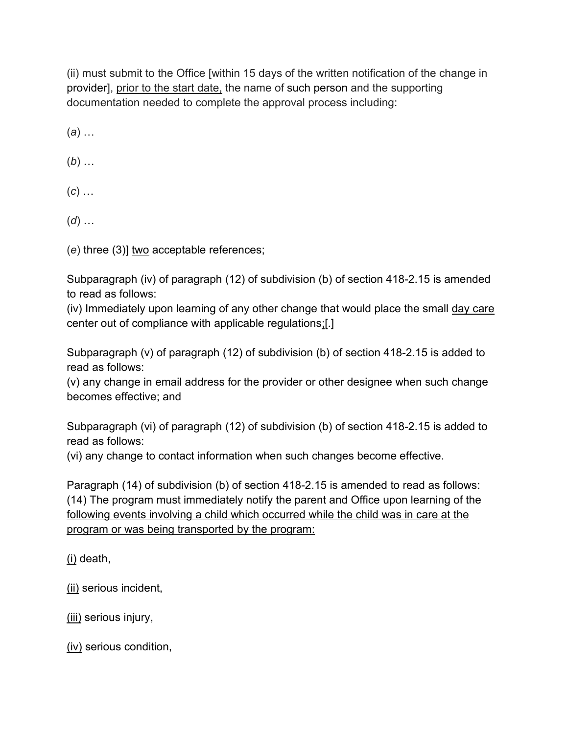(ii) must submit to the Office [within 15 days of the written notification of the change in provider], <u>prior to the start date,</u> the name of such person and the supporting documentation needed to complete the approval process including:

(*a*) …

(*b*) …

(*c*) …

(*d*) …

(*e*) three (3)] <u>two</u> acceptable references;

Subparagraph (iv) of paragraph (12) of subdivision (b) of section 418-2.15 is amended to read as follows:
(iv) Immediately upon learning of any other change that would place the small <u>day care</u> center out of compliance with applicable regulations<u>;</u>[.]

Subparagraph (v) of paragraph (12) of subdivision (b) of section 418-2.15 is added to read as follows:
(v) any change in email address for the provider or other designee when such change becomes effective; and

Subparagraph (vi) of paragraph (12) of subdivision (b) of section 418-2.15 is added to read as follows:
(vi) any change to contact information when such changes become effective.

Paragraph (14) of subdivision (b) of section 418-2.15 is amended to read as follows:
(14) The program must immediately notify the parent and Office upon learning of the <u>following events involving a child which occurred while the child was in care at the program or was being transported by the program:</u>

<u>(i)</u> death,

<u>(ii)</u> serious incident,

<u>(iii)</u> serious injury,

<u>(iv)</u> serious condition,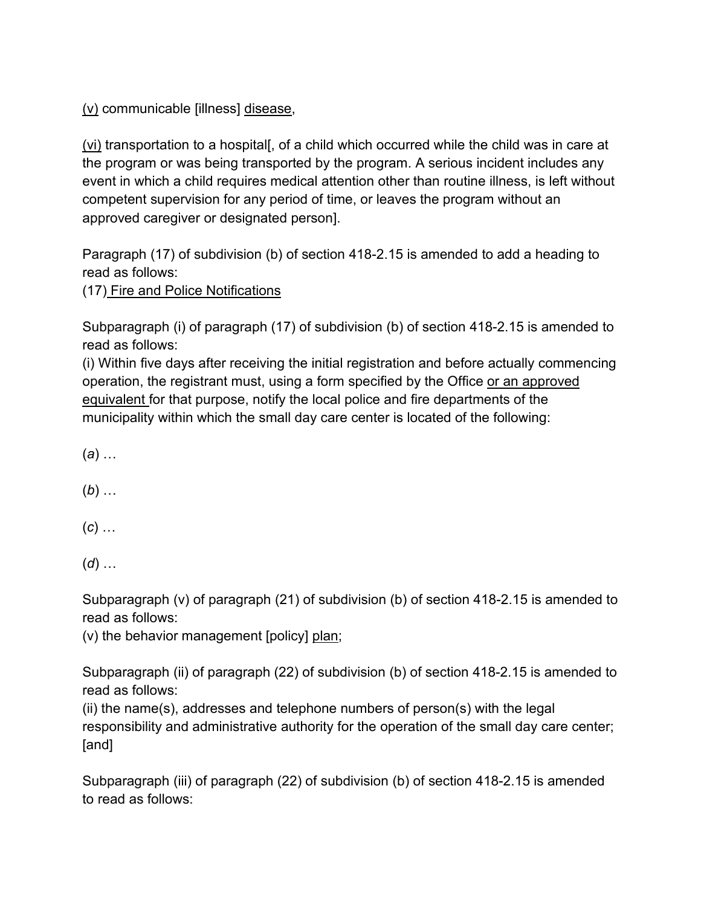<u>(v)</u> communicable [illness] <u>disease</u>,

<u>(vi)</u> transportation to a hospital[, of a child which occurred while the child was in care at the program or was being transported by the program. A serious incident includes any event in which a child requires medical attention other than routine illness, is left without competent supervision for any period of time, or leaves the program without an approved caregiver or designated person].

Paragraph (17) of subdivision (b) of section 418-2.15 is amended to add a heading to read as follows:
(17) <u>Fire and Police Notifications</u>

Subparagraph (i) of paragraph (17) of subdivision (b) of section 418-2.15 is amended to read as follows:
(i) Within five days after receiving the initial registration and before actually commencing operation, the registrant must, using a form specified by the Office <u>or an approved equivalent</u> for that purpose, notify the local police and fire departments of the municipality within which the small day care center is located of the following:

(*a*) …

(*b*) …

(*c*) …

(*d*) …

Subparagraph (v) of paragraph (21) of subdivision (b) of section 418-2.15 is amended to read as follows:
(v) the behavior management [policy] <u>plan</u>;

Subparagraph (ii) of paragraph (22) of subdivision (b) of section 418-2.15 is amended to read as follows:
(ii) the name(s), addresses and telephone numbers of person(s) with the legal responsibility and administrative authority for the operation of the small day care center; [and]

Subparagraph (iii) of paragraph (22) of subdivision (b) of section 418-2.15 is amended to read as follows: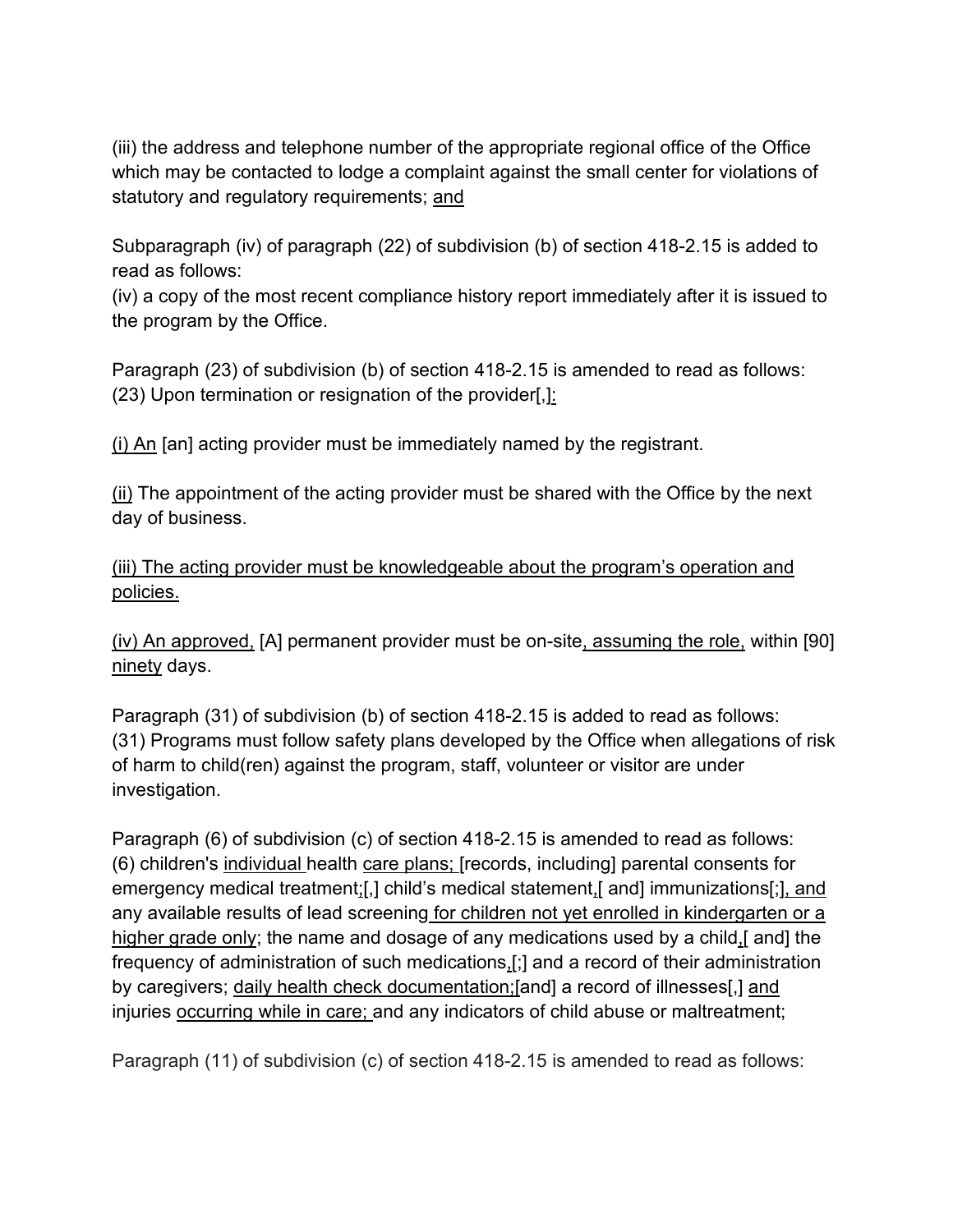(iii) the address and telephone number of the appropriate regional office of the Office which may be contacted to lodge a complaint against the small center for violations of statutory and regulatory requirements; <u>and</u>

Subparagraph (iv) of paragraph (22) of subdivision (b) of section 418-2.15 is added to read as follows:
(iv) a copy of the most recent compliance history report immediately after it is issued to the program by the Office.

Paragraph (23) of subdivision (b) of section 418-2.15 is amended to read as follows:
(23) Upon termination or resignation of the provider[,]<u>:</u>

<u>(i) An</u> [an] acting provider must be immediately named by the registrant.

<u>(ii)</u> The appointment of the acting provider must be shared with the Office by the next day of business.

<u>(iii) The acting provider must be knowledgeable about the program's operation and policies.</u>

<u>(iv) An approved,</u> [A] permanent provider must be on-site<u>, assuming the role,</u> within [90] <u>ninety</u> days.

Paragraph (31) of subdivision (b) of section 418-2.15 is added to read as follows:
(31) Programs must follow safety plans developed by the Office when allegations of risk of harm to child(ren) against the program, staff, volunteer or visitor are under investigation.

Paragraph (6) of subdivision (c) of section 418-2.15 is amended to read as follows:
(6) children's <u>individual</u> health <u>care plans;</u> [records, including] parental consents for emergency medical treatment<u>;</u>[,] child's medical statement<u>,</u>[ and] immunizations[;]<u>, and</u> any available results of lead screening <u>for children not yet enrolled in kindergarten or a higher grade only</u>; the name and dosage of any medications used by a child<u>,</u>[ and] the frequency of administration of such medications<u>,</u>[;] and a record of their administration by caregivers; <u>daily health check documentation;</u>[and] a record of illnesses[,] <u>and</u> injuries <u>occurring while in care;</u> and any indicators of child abuse or maltreatment;

Paragraph (11) of subdivision (c) of section 418-2.15 is amended to read as follows: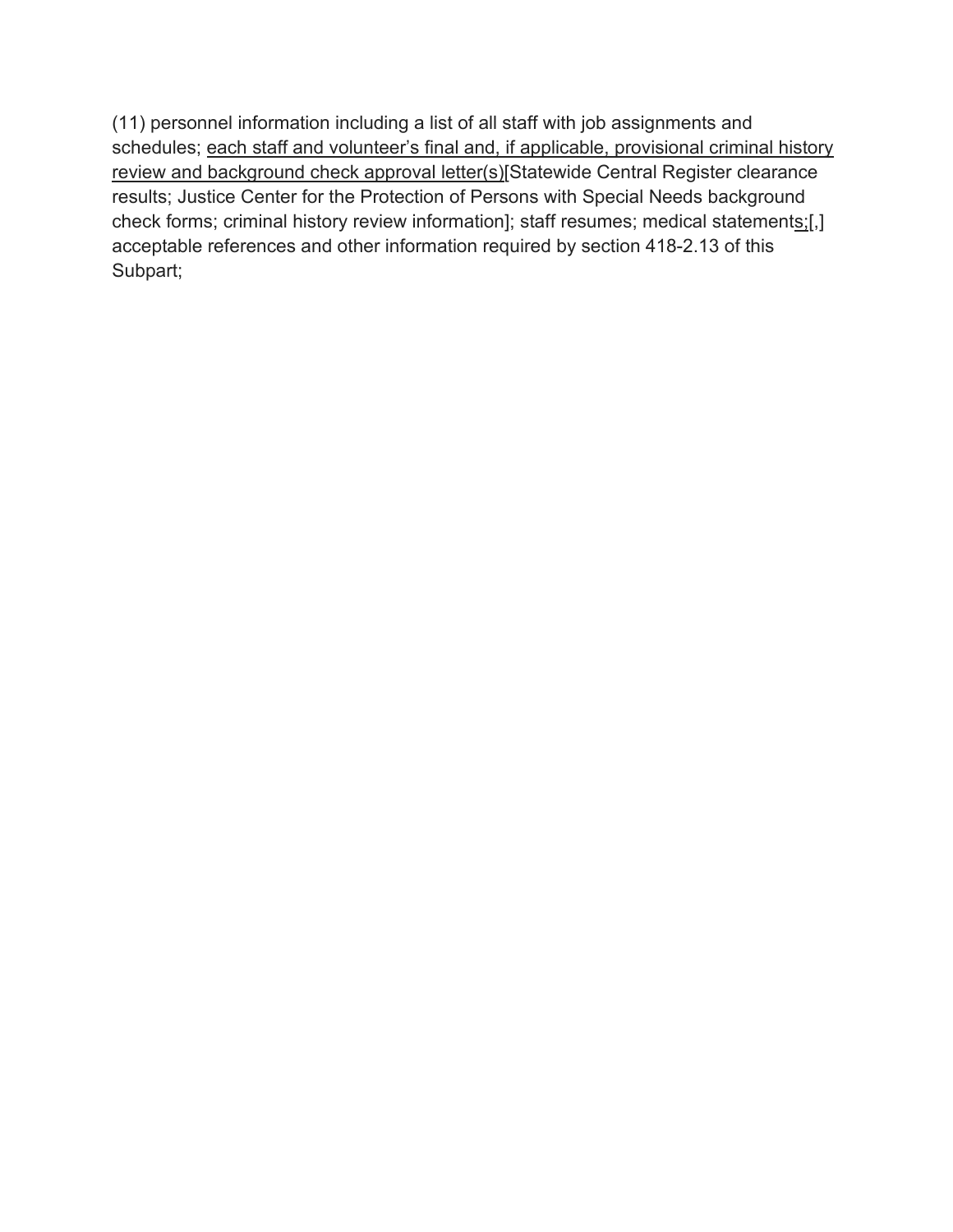(11) personnel information including a list of all staff with job assignments and schedules; <u>each staff and volunteer's final and, if applicable, provisional criminal history review and background check approval letter(s)</u>[Statewide Central Register clearance results; Justice Center for the Protection of Persons with Special Needs background check forms; criminal history review information]; staff resumes; medical statement<u>s;</u>[,] acceptable references and other information required by section 418-2.13 of this Subpart;